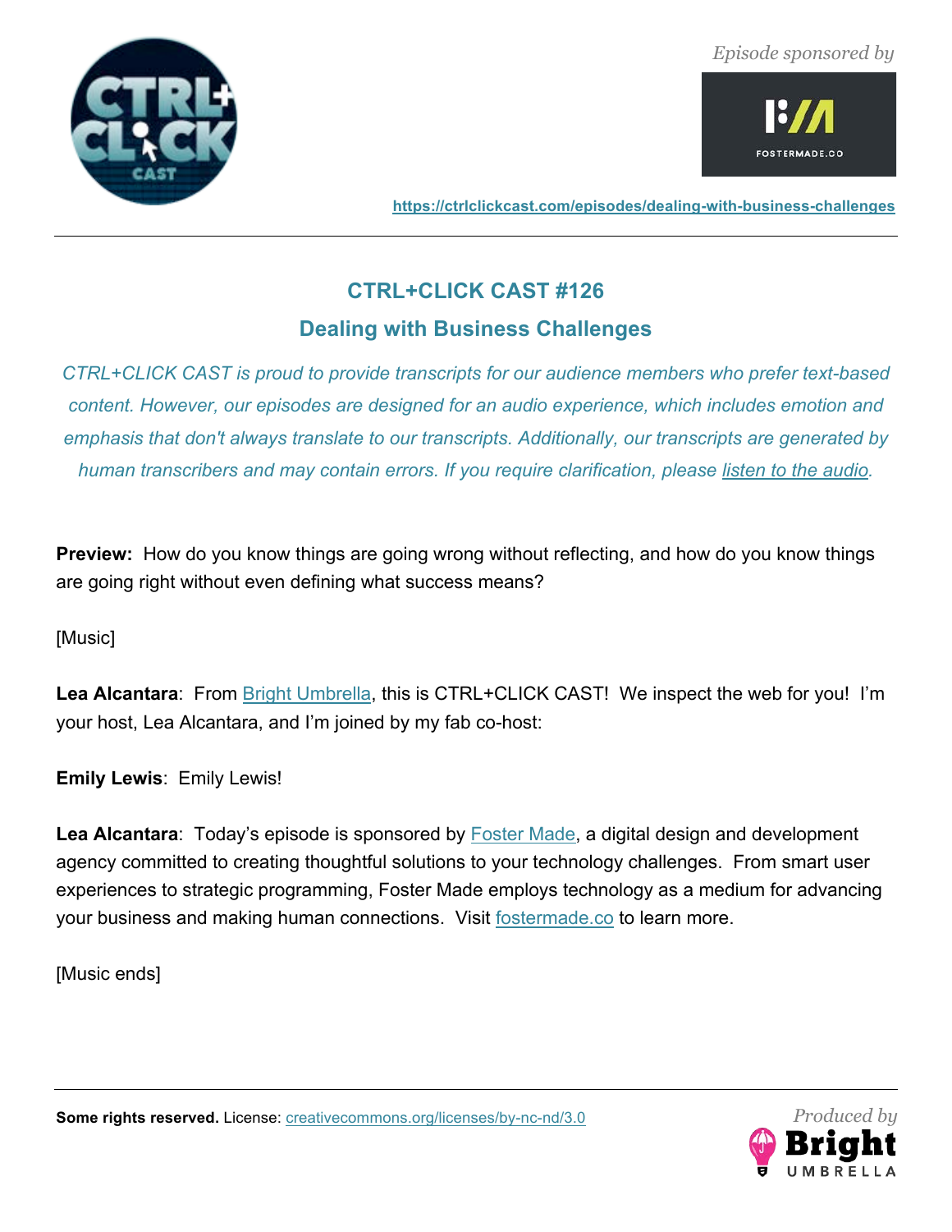Episode sponsored by

https://ctrlclickcast.com/episodes/dealing-with-business-challenges

# CTRL+CLICK CAST #126

## Dealing with Business Challenges

*CTRL+CLICK CAST is proud to provide transcripts for our audience members who prefer text-based content. However, our episodes are designed for an audio experience, which includes emotion and emphasis that don't always translate to our transcripts. Additionally, our transcripts are generated by human transcribers and may contain errors. If you require clarification, please listen to the audio.*

**Preview:** How do you know things are going wrong without reflecting, and how do you know things are going right without even defining what success means?

[Music]

**Lea Alcantara**: From Bright Umbrella, this is CTRL+CLICK CAST! We inspect the web for you! I'm your host, Lea Alcantara, and I'm joined by my fab co-host:

**Emily Lewis**: Emily Lewis!

**Lea Alcantara**: Today's episode is sponsored by Foster Made, a digital design and development agency committed to creating thoughtful solutions to your technology challenges. From smart user experiences to strategic programming, Foster Made employs technology as a medium for advancing your business and making human connections. Visit fostermade.co to learn more.

[Music ends]

**Some rights reserved.** License: creativecommons.org/licenses/by-nc-nd/3.0

Produced by Bright Umbrella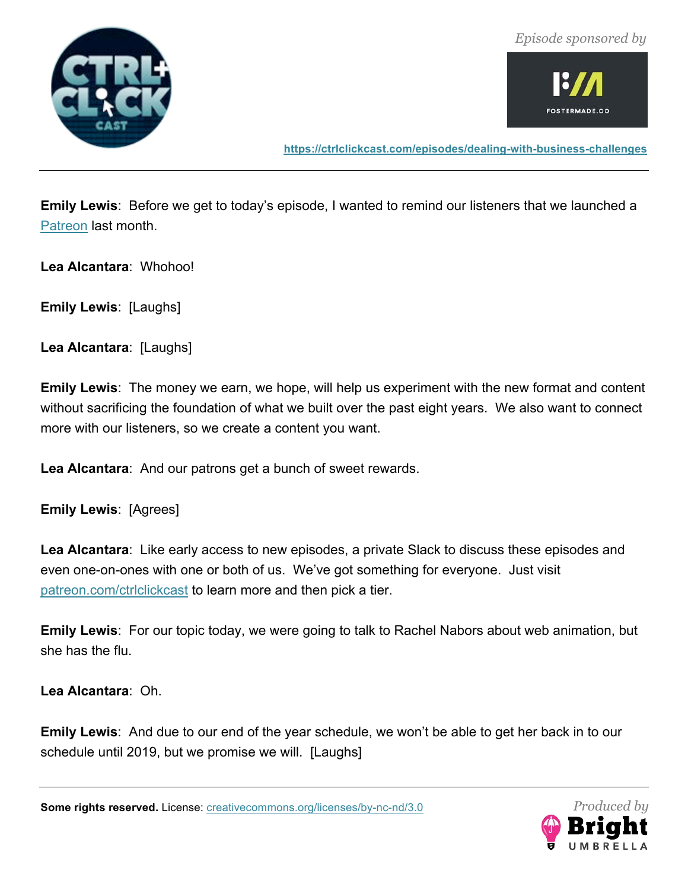**Emily Lewis**: Before we get to today's episode, I wanted to remind our listeners that we launched a Patreon last month.

**Lea Alcantara**: Whohoo!

**Emily Lewis**: [Laughs]

**Lea Alcantara**: [Laughs]

**Emily Lewis**: The money we earn, we hope, will help us experiment with the new format and content without sacrificing the foundation of what we built over the past eight years. We also want to connect more with our listeners, so we create a content you want.

**Lea Alcantara**: And our patrons get a bunch of sweet rewards.

**Emily Lewis**: [Agrees]

**Lea Alcantara**: Like early access to new episodes, a private Slack to discuss these episodes and even one-on-ones with one or both of us. We've got something for everyone. Just visit patreon.com/ctrlclickcast to learn more and then pick a tier.

**Emily Lewis**: For our topic today, we were going to talk to Rachel Nabors about web animation, but she has the flu.

**Lea Alcantara**: Oh.

**Emily Lewis**: And due to our end of the year schedule, we won't be able to get her back in to our schedule until 2019, but we promise we will. [Laughs]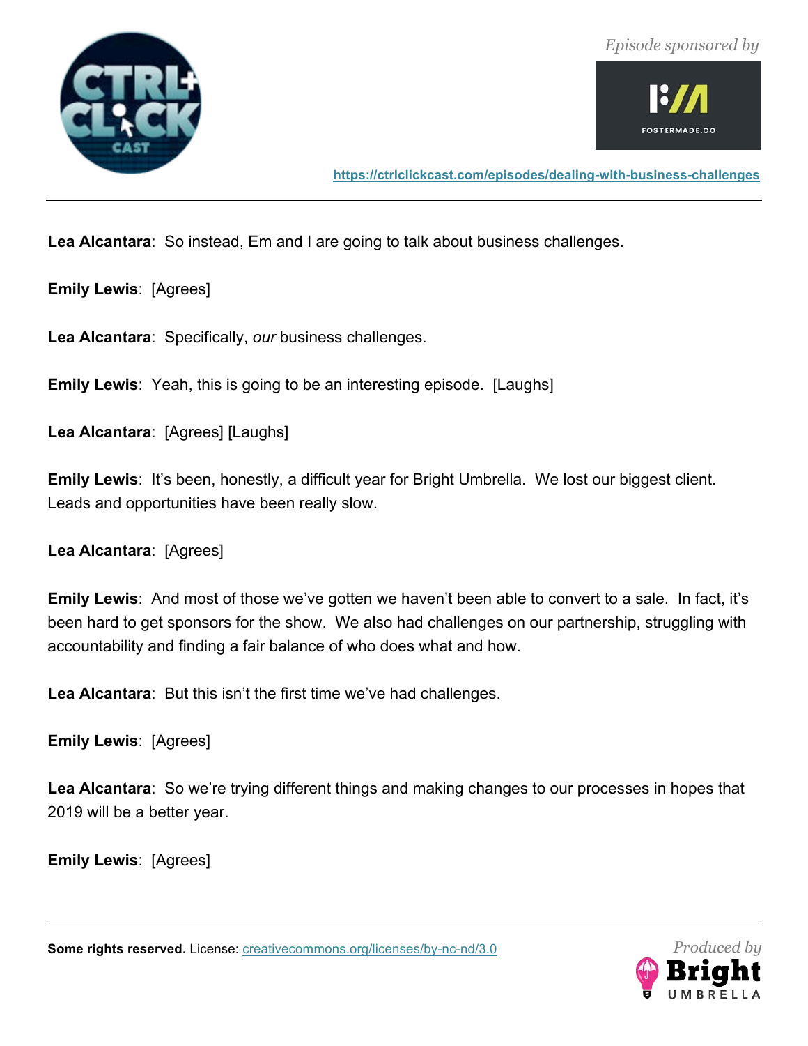**Lea Alcantara**: So instead, Em and I are going to talk about business challenges.

**Emily Lewis**: [Agrees]

**Lea Alcantara**: Specifically, *our* business challenges.

**Emily Lewis**: Yeah, this is going to be an interesting episode. [Laughs]

**Lea Alcantara**: [Agrees] [Laughs]

**Emily Lewis**: It's been, honestly, a difficult year for Bright Umbrella. We lost our biggest client. Leads and opportunities have been really slow.

**Lea Alcantara**: [Agrees]

**Emily Lewis**: And most of those we've gotten we haven't been able to convert to a sale. In fact, it's been hard to get sponsors for the show. We also had challenges on our partnership, struggling with accountability and finding a fair balance of who does what and how.

**Lea Alcantara**: But this isn't the first time we've had challenges.

**Emily Lewis**: [Agrees]

**Lea Alcantara**: So we're trying different things and making changes to our processes in hopes that 2019 will be a better year.

**Emily Lewis**: [Agrees]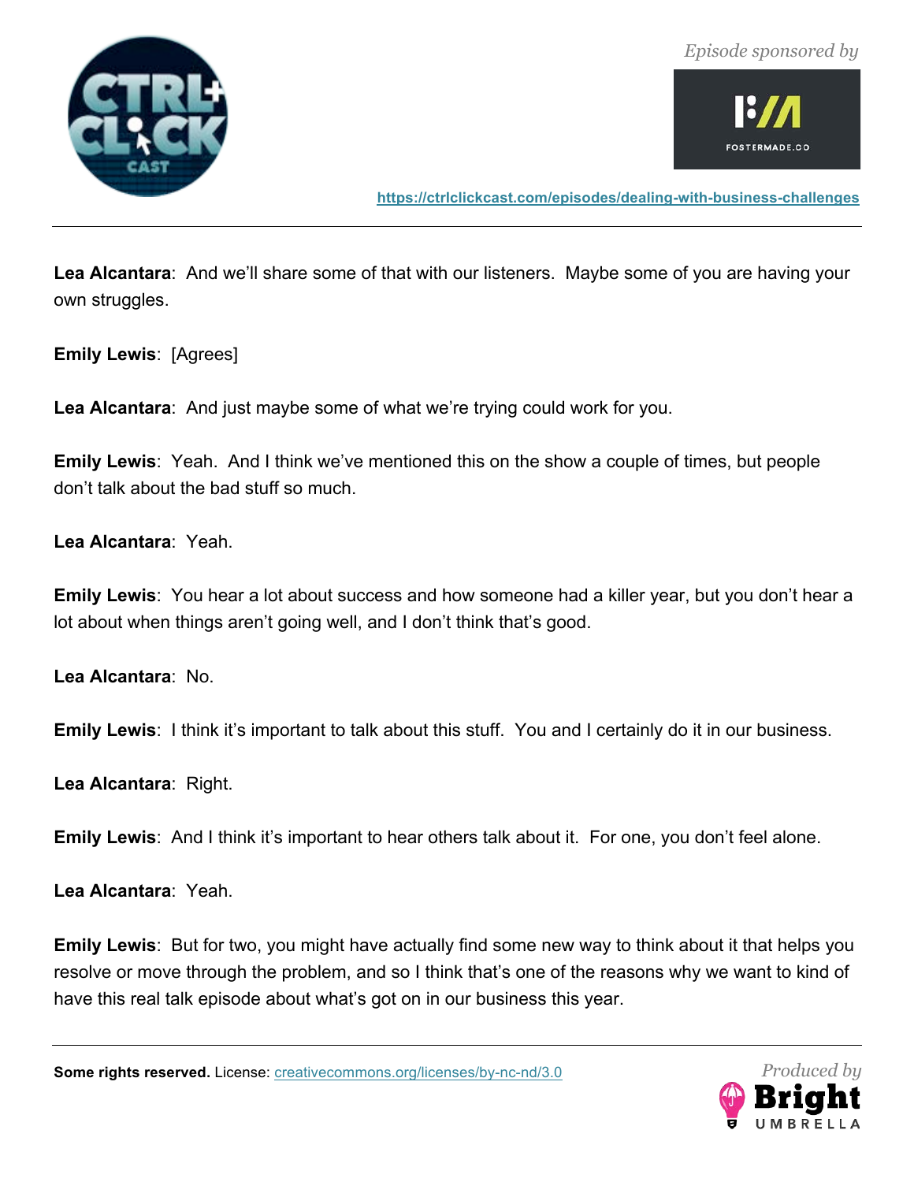**Lea Alcantara**: And we'll share some of that with our listeners. Maybe some of you are having your own struggles.

**Emily Lewis**: [Agrees]

**Lea Alcantara**: And just maybe some of what we're trying could work for you.

**Emily Lewis**: Yeah. And I think we've mentioned this on the show a couple of times, but people don't talk about the bad stuff so much.

**Lea Alcantara**: Yeah.

**Emily Lewis**: You hear a lot about success and how someone had a killer year, but you don't hear a lot about when things aren't going well, and I don't think that's good.

**Lea Alcantara**: No.

**Emily Lewis**: I think it's important to talk about this stuff. You and I certainly do it in our business.

**Lea Alcantara**: Right.

**Emily Lewis**: And I think it's important to hear others talk about it. For one, you don't feel alone.

**Lea Alcantara**: Yeah.

**Emily Lewis**: But for two, you might have actually find some new way to think about it that helps you resolve or move through the problem, and so I think that's one of the reasons why we want to kind of have this real talk episode about what's got on in our business this year.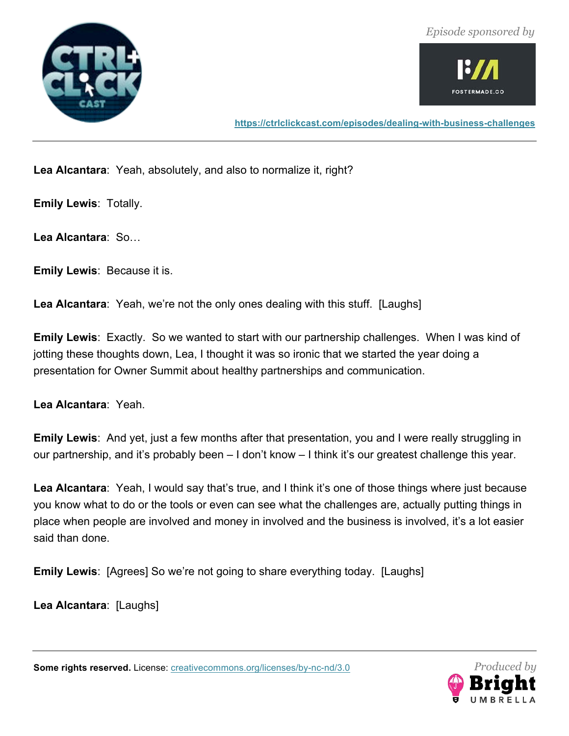**Lea Alcantara**: Yeah, absolutely, and also to normalize it, right?

**Emily Lewis**: Totally.

**Lea Alcantara**: So…

**Emily Lewis**: Because it is.

**Lea Alcantara**: Yeah, we're not the only ones dealing with this stuff. [Laughs]

**Emily Lewis**: Exactly. So we wanted to start with our partnership challenges. When I was kind of jotting these thoughts down, Lea, I thought it was so ironic that we started the year doing a presentation for Owner Summit about healthy partnerships and communication.

**Lea Alcantara**: Yeah.

**Emily Lewis**: And yet, just a few months after that presentation, you and I were really struggling in our partnership, and it's probably been – I don't know – I think it's our greatest challenge this year.

**Lea Alcantara**: Yeah, I would say that's true, and I think it's one of those things where just because you know what to do or the tools or even can see what the challenges are, actually putting things in place when people are involved and money in involved and the business is involved, it's a lot easier said than done.

**Emily Lewis**: [Agrees] So we're not going to share everything today. [Laughs]

**Lea Alcantara**: [Laughs]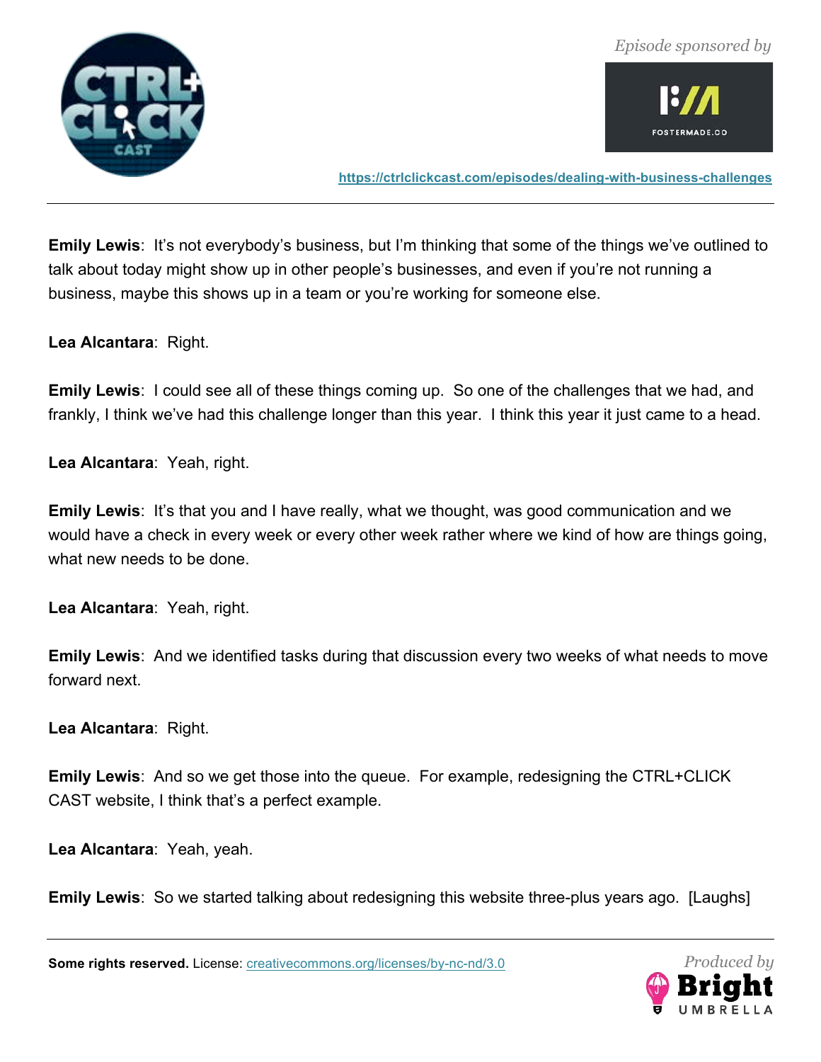**Emily Lewis**: It's not everybody's business, but I'm thinking that some of the things we've outlined to talk about today might show up in other people's businesses, and even if you're not running a business, maybe this shows up in a team or you're working for someone else.

**Lea Alcantara**: Right.

**Emily Lewis**: I could see all of these things coming up. So one of the challenges that we had, and frankly, I think we've had this challenge longer than this year. I think this year it just came to a head.

**Lea Alcantara**: Yeah, right.

**Emily Lewis**: It's that you and I have really, what we thought, was good communication and we would have a check in every week or every other week rather where we kind of how are things going, what new needs to be done.

**Lea Alcantara**: Yeah, right.

**Emily Lewis**: And we identified tasks during that discussion every two weeks of what needs to move forward next.

**Lea Alcantara**: Right.

**Emily Lewis**: And so we get those into the queue. For example, redesigning the CTRL+CLICK CAST website, I think that's a perfect example.

**Lea Alcantara**: Yeah, yeah.

**Emily Lewis**: So we started talking about redesigning this website three-plus years ago. [Laughs]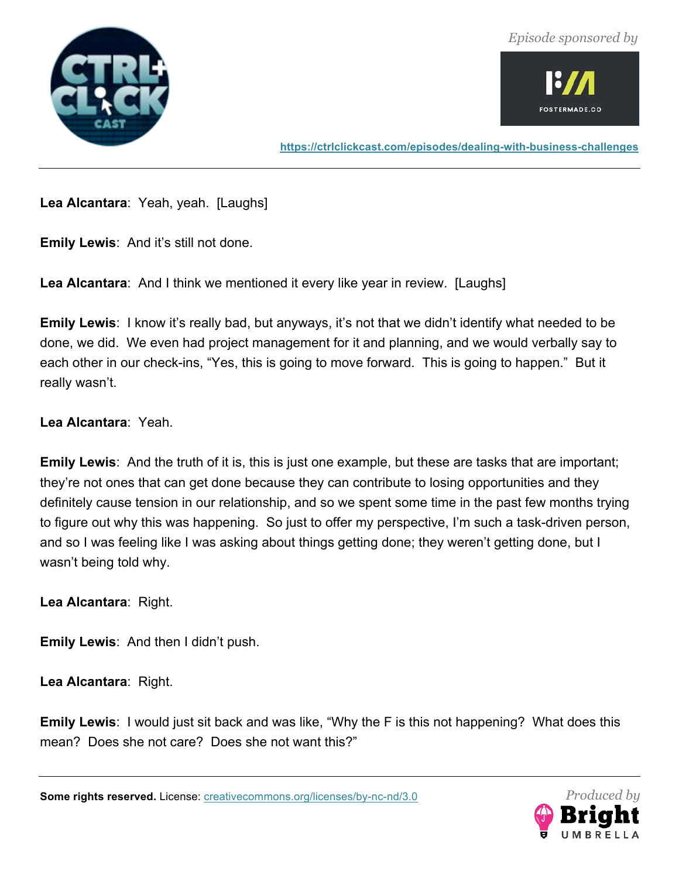**Lea Alcantara**: Yeah, yeah. [Laughs]

**Emily Lewis**: And it's still not done.

**Lea Alcantara**: And I think we mentioned it every like year in review. [Laughs]

**Emily Lewis**: I know it's really bad, but anyways, it's not that we didn't identify what needed to be done, we did. We even had project management for it and planning, and we would verbally say to each other in our check-ins, "Yes, this is going to move forward. This is going to happen." But it really wasn't.

**Lea Alcantara**: Yeah.

**Emily Lewis**: And the truth of it is, this is just one example, but these are tasks that are important; they're not ones that can get done because they can contribute to losing opportunities and they definitely cause tension in our relationship, and so we spent some time in the past few months trying to figure out why this was happening. So just to offer my perspective, I'm such a task-driven person, and so I was feeling like I was asking about things getting done; they weren't getting done, but I wasn't being told why.

**Lea Alcantara**: Right.

**Emily Lewis**: And then I didn't push.

**Lea Alcantara**: Right.

**Emily Lewis**: I would just sit back and was like, "Why the F is this not happening? What does this mean? Does she not care? Does she not want this?"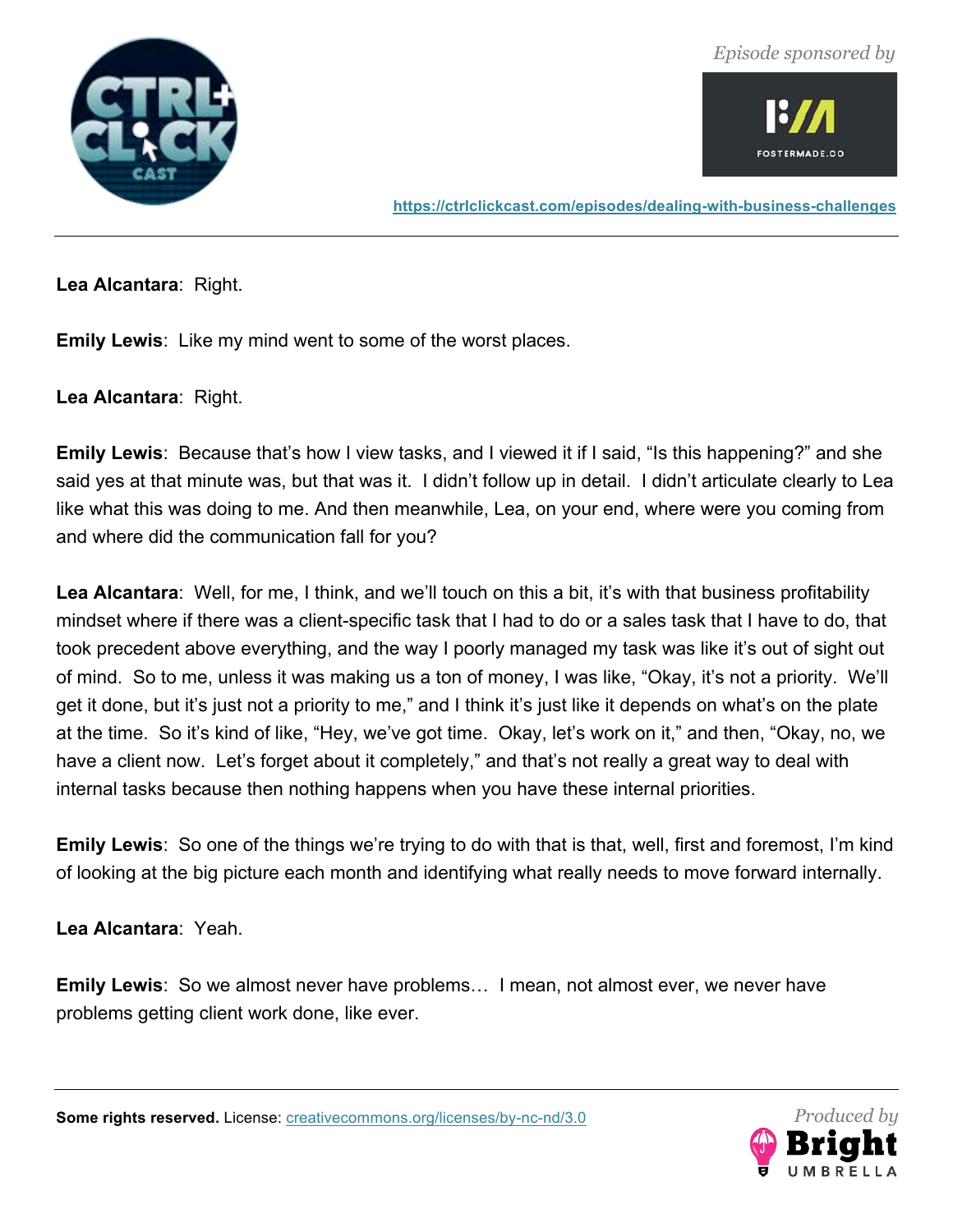**Lea Alcantara**: Right.

**Emily Lewis**: Like my mind went to some of the worst places.

**Lea Alcantara**: Right.

**Emily Lewis**: Because that's how I view tasks, and I viewed it if I said, "Is this happening?" and she said yes at that minute was, but that was it. I didn't follow up in detail. I didn't articulate clearly to Lea like what this was doing to me. And then meanwhile, Lea, on your end, where were you coming from and where did the communication fall for you?

**Lea Alcantara**: Well, for me, I think, and we'll touch on this a bit, it's with that business profitability mindset where if there was a client-specific task that I had to do or a sales task that I have to do, that took precedent above everything, and the way I poorly managed my task was like it's out of sight out of mind. So to me, unless it was making us a ton of money, I was like, "Okay, it's not a priority. We'll get it done, but it's just not a priority to me," and I think it's just like it depends on what's on the plate at the time. So it's kind of like, "Hey, we've got time. Okay, let's work on it," and then, "Okay, no, we have a client now. Let's forget about it completely," and that's not really a great way to deal with internal tasks because then nothing happens when you have these internal priorities.

**Emily Lewis**: So one of the things we're trying to do with that is that, well, first and foremost, I'm kind of looking at the big picture each month and identifying what really needs to move forward internally.

**Lea Alcantara**: Yeah.

**Emily Lewis**: So we almost never have problems… I mean, not almost ever, we never have problems getting client work done, like ever.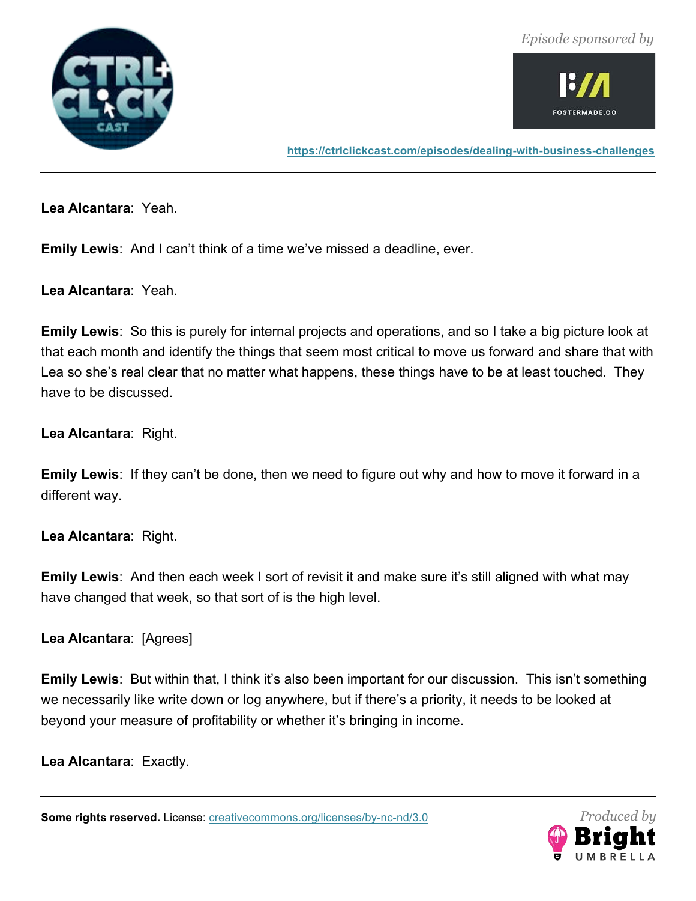**Lea Alcantara**: Yeah.

**Emily Lewis**: And I can't think of a time we've missed a deadline, ever.

**Lea Alcantara**: Yeah.

**Emily Lewis**: So this is purely for internal projects and operations, and so I take a big picture look at that each month and identify the things that seem most critical to move us forward and share that with Lea so she's real clear that no matter what happens, these things have to be at least touched. They have to be discussed.

**Lea Alcantara**: Right.

**Emily Lewis**: If they can't be done, then we need to figure out why and how to move it forward in a different way.

**Lea Alcantara**: Right.

**Emily Lewis**: And then each week I sort of revisit it and make sure it's still aligned with what may have changed that week, so that sort of is the high level.

**Lea Alcantara**: [Agrees]

**Emily Lewis**: But within that, I think it's also been important for our discussion. This isn't something we necessarily like write down or log anywhere, but if there's a priority, it needs to be looked at beyond your measure of profitability or whether it's bringing in income.

**Lea Alcantara**: Exactly.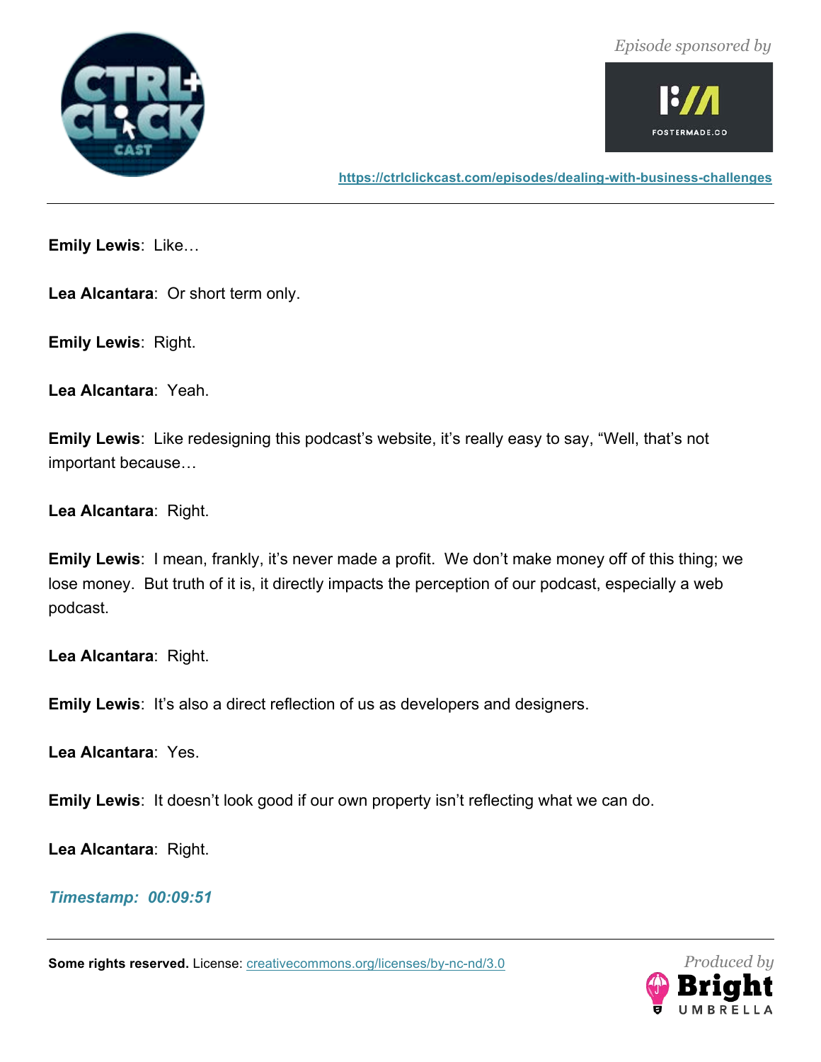**Emily Lewis**: Like…

**Lea Alcantara**: Or short term only.

**Emily Lewis**: Right.

**Lea Alcantara**: Yeah.

**Emily Lewis**: Like redesigning this podcast's website, it's really easy to say, "Well, that's not important because…

**Lea Alcantara**: Right.

**Emily Lewis**: I mean, frankly, it's never made a profit. We don't make money off of this thing; we lose money. But truth of it is, it directly impacts the perception of our podcast, especially a web podcast.

**Lea Alcantara**: Right.

**Emily Lewis**: It's also a direct reflection of us as developers and designers.

**Lea Alcantara**: Yes.

**Emily Lewis**: It doesn't look good if our own property isn't reflecting what we can do.

**Lea Alcantara**: Right.

***Timestamp: 00:09:51***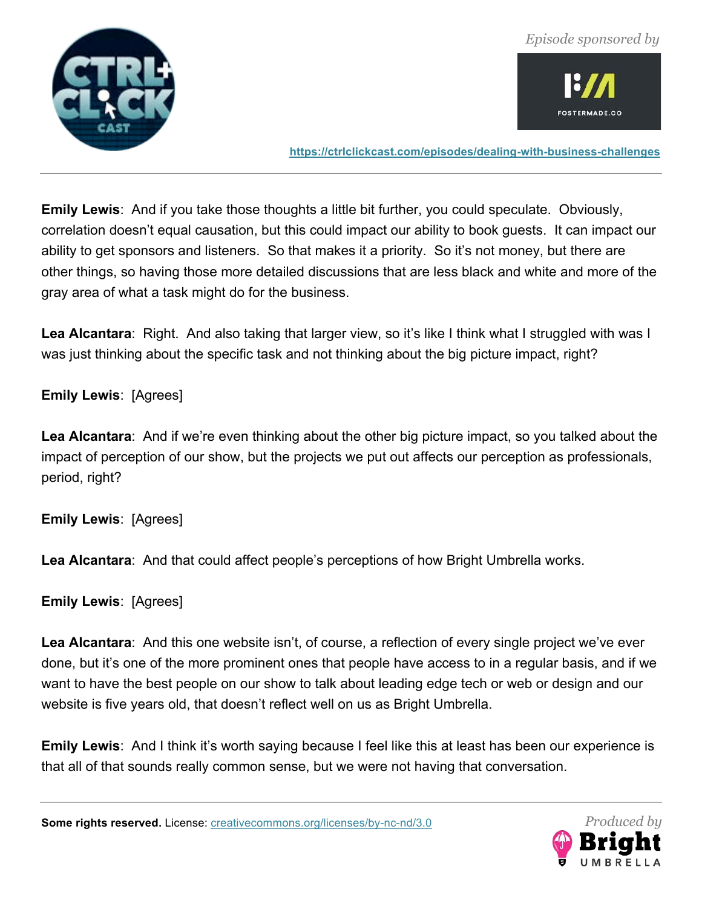**Emily Lewis**: And if you take those thoughts a little bit further, you could speculate. Obviously, correlation doesn't equal causation, but this could impact our ability to book guests. It can impact our ability to get sponsors and listeners. So that makes it a priority. So it's not money, but there are other things, so having those more detailed discussions that are less black and white and more of the gray area of what a task might do for the business.

**Lea Alcantara**: Right. And also taking that larger view, so it's like I think what I struggled with was I was just thinking about the specific task and not thinking about the big picture impact, right?

**Emily Lewis**: [Agrees]

**Lea Alcantara**: And if we're even thinking about the other big picture impact, so you talked about the impact of perception of our show, but the projects we put out affects our perception as professionals, period, right?

**Emily Lewis**: [Agrees]

**Lea Alcantara**: And that could affect people's perceptions of how Bright Umbrella works.

**Emily Lewis**: [Agrees]

**Lea Alcantara**: And this one website isn't, of course, a reflection of every single project we've ever done, but it's one of the more prominent ones that people have access to in a regular basis, and if we want to have the best people on our show to talk about leading edge tech or web or design and our website is five years old, that doesn't reflect well on us as Bright Umbrella.

**Emily Lewis**: And I think it's worth saying because I feel like this at least has been our experience is that all of that sounds really common sense, but we were not having that conversation.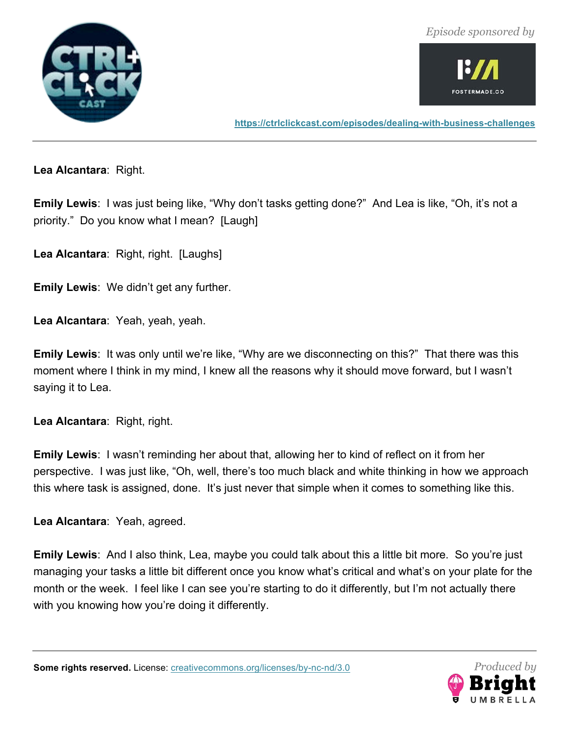**Lea Alcantara**: Right.

**Emily Lewis**: I was just being like, "Why don't tasks getting done?" And Lea is like, "Oh, it's not a priority." Do you know what I mean? [Laugh]

**Lea Alcantara**: Right, right. [Laughs]

**Emily Lewis**: We didn't get any further.

**Lea Alcantara**: Yeah, yeah, yeah.

**Emily Lewis**: It was only until we're like, "Why are we disconnecting on this?" That there was this moment where I think in my mind, I knew all the reasons why it should move forward, but I wasn't saying it to Lea.

**Lea Alcantara**: Right, right.

**Emily Lewis**: I wasn't reminding her about that, allowing her to kind of reflect on it from her perspective. I was just like, "Oh, well, there's too much black and white thinking in how we approach this where task is assigned, done. It's just never that simple when it comes to something like this.

**Lea Alcantara**: Yeah, agreed.

**Emily Lewis**: And I also think, Lea, maybe you could talk about this a little bit more. So you're just managing your tasks a little bit different once you know what's critical and what's on your plate for the month or the week. I feel like I can see you're starting to do it differently, but I'm not actually there with you knowing how you're doing it differently.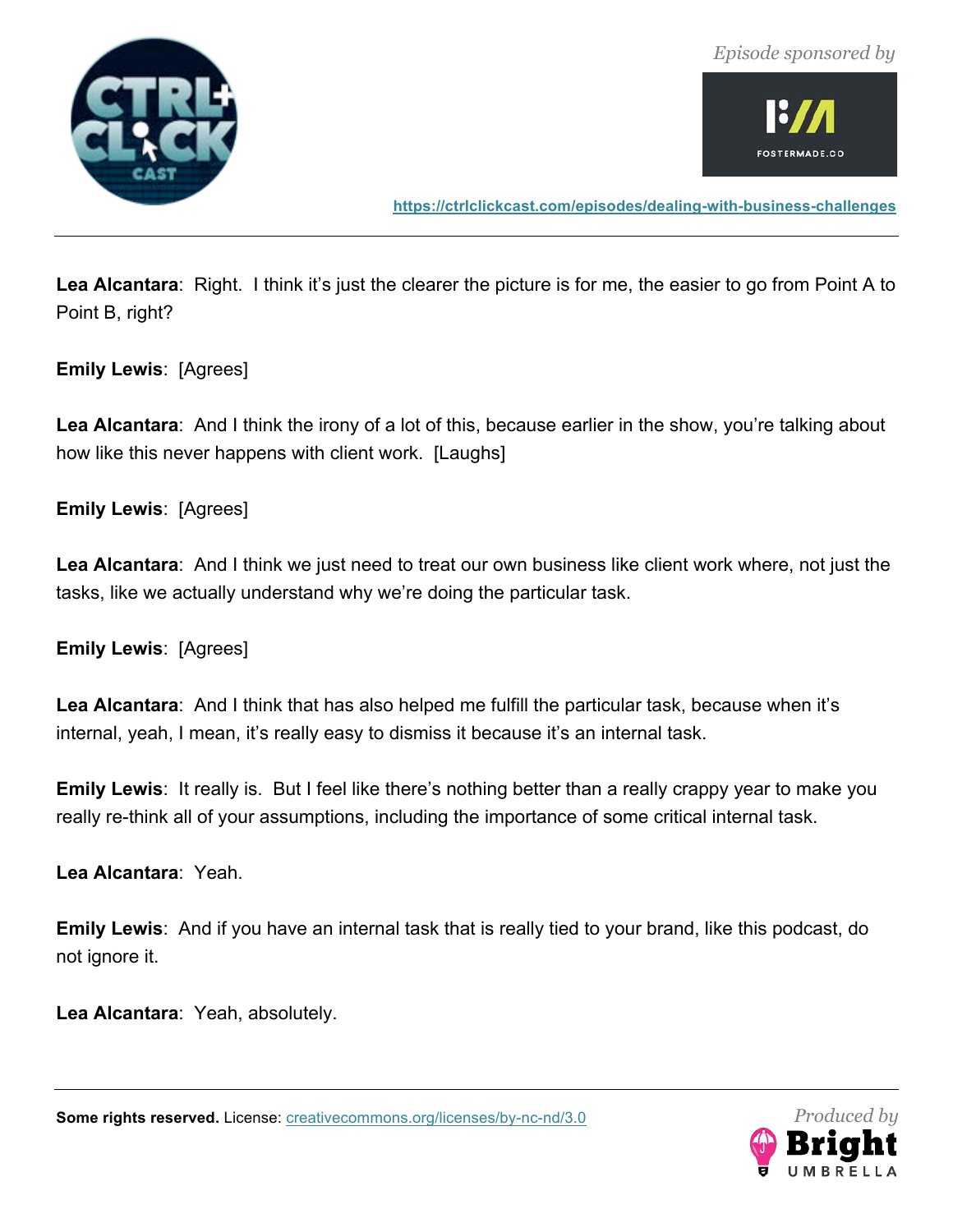**Lea Alcantara**: Right. I think it's just the clearer the picture is for me, the easier to go from Point A to Point B, right?

**Emily Lewis**: [Agrees]

**Lea Alcantara**: And I think the irony of a lot of this, because earlier in the show, you're talking about how like this never happens with client work. [Laughs]

**Emily Lewis**: [Agrees]

**Lea Alcantara**: And I think we just need to treat our own business like client work where, not just the tasks, like we actually understand why we're doing the particular task.

**Emily Lewis**: [Agrees]

**Lea Alcantara**: And I think that has also helped me fulfill the particular task, because when it's internal, yeah, I mean, it's really easy to dismiss it because it's an internal task.

**Emily Lewis**: It really is. But I feel like there's nothing better than a really crappy year to make you really re-think all of your assumptions, including the importance of some critical internal task.

**Lea Alcantara**: Yeah.

**Emily Lewis**: And if you have an internal task that is really tied to your brand, like this podcast, do not ignore it.

**Lea Alcantara**: Yeah, absolutely.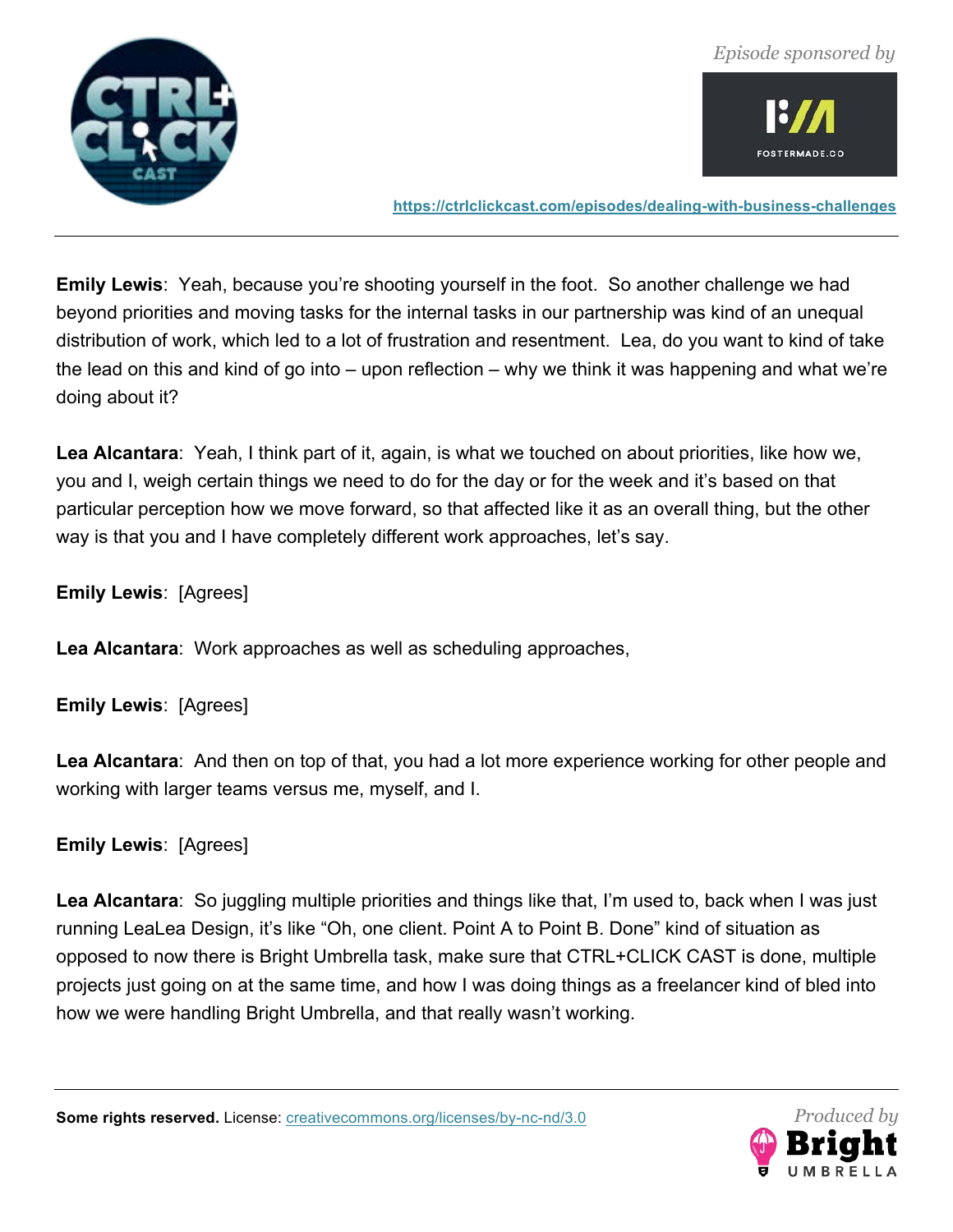**Emily Lewis**: Yeah, because you're shooting yourself in the foot. So another challenge we had beyond priorities and moving tasks for the internal tasks in our partnership was kind of an unequal distribution of work, which led to a lot of frustration and resentment. Lea, do you want to kind of take the lead on this and kind of go into – upon reflection – why we think it was happening and what we're doing about it?

**Lea Alcantara**: Yeah, I think part of it, again, is what we touched on about priorities, like how we, you and I, weigh certain things we need to do for the day or for the week and it's based on that particular perception how we move forward, so that affected like it as an overall thing, but the other way is that you and I have completely different work approaches, let's say.

**Emily Lewis**: [Agrees]

**Lea Alcantara**: Work approaches as well as scheduling approaches,

**Emily Lewis**: [Agrees]

**Lea Alcantara**: And then on top of that, you had a lot more experience working for other people and working with larger teams versus me, myself, and I.

**Emily Lewis**: [Agrees]

**Lea Alcantara**: So juggling multiple priorities and things like that, I'm used to, back when I was just running LeaLea Design, it's like "Oh, one client. Point A to Point B. Done" kind of situation as opposed to now there is Bright Umbrella task, make sure that CTRL+CLICK CAST is done, multiple projects just going on at the same time, and how I was doing things as a freelancer kind of bled into how we were handling Bright Umbrella, and that really wasn't working.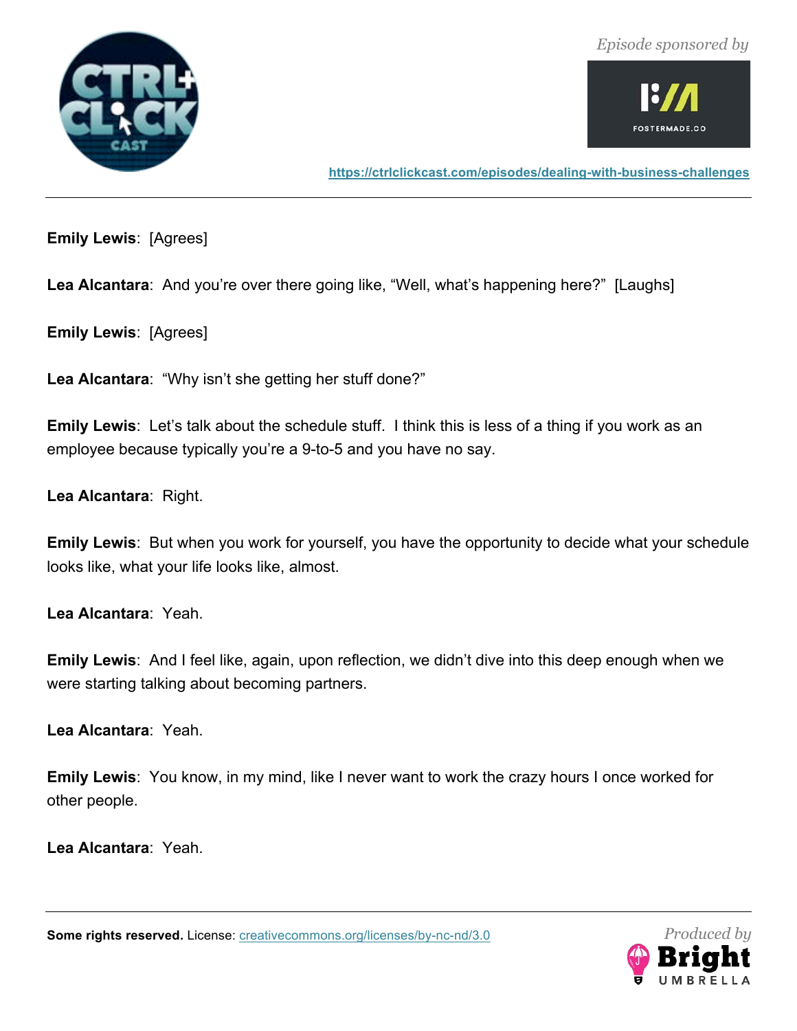**Emily Lewis**: [Agrees]

**Lea Alcantara**: And you're over there going like, "Well, what's happening here?" [Laughs]

**Emily Lewis**: [Agrees]

**Lea Alcantara**: "Why isn't she getting her stuff done?"

**Emily Lewis**: Let's talk about the schedule stuff. I think this is less of a thing if you work as an employee because typically you're a 9-to-5 and you have no say.

**Lea Alcantara**: Right.

**Emily Lewis**: But when you work for yourself, you have the opportunity to decide what your schedule looks like, what your life looks like, almost.

**Lea Alcantara**: Yeah.

**Emily Lewis**: And I feel like, again, upon reflection, we didn't dive into this deep enough when we were starting talking about becoming partners.

**Lea Alcantara**: Yeah.

**Emily Lewis**: You know, in my mind, like I never want to work the crazy hours I once worked for other people.

**Lea Alcantara**: Yeah.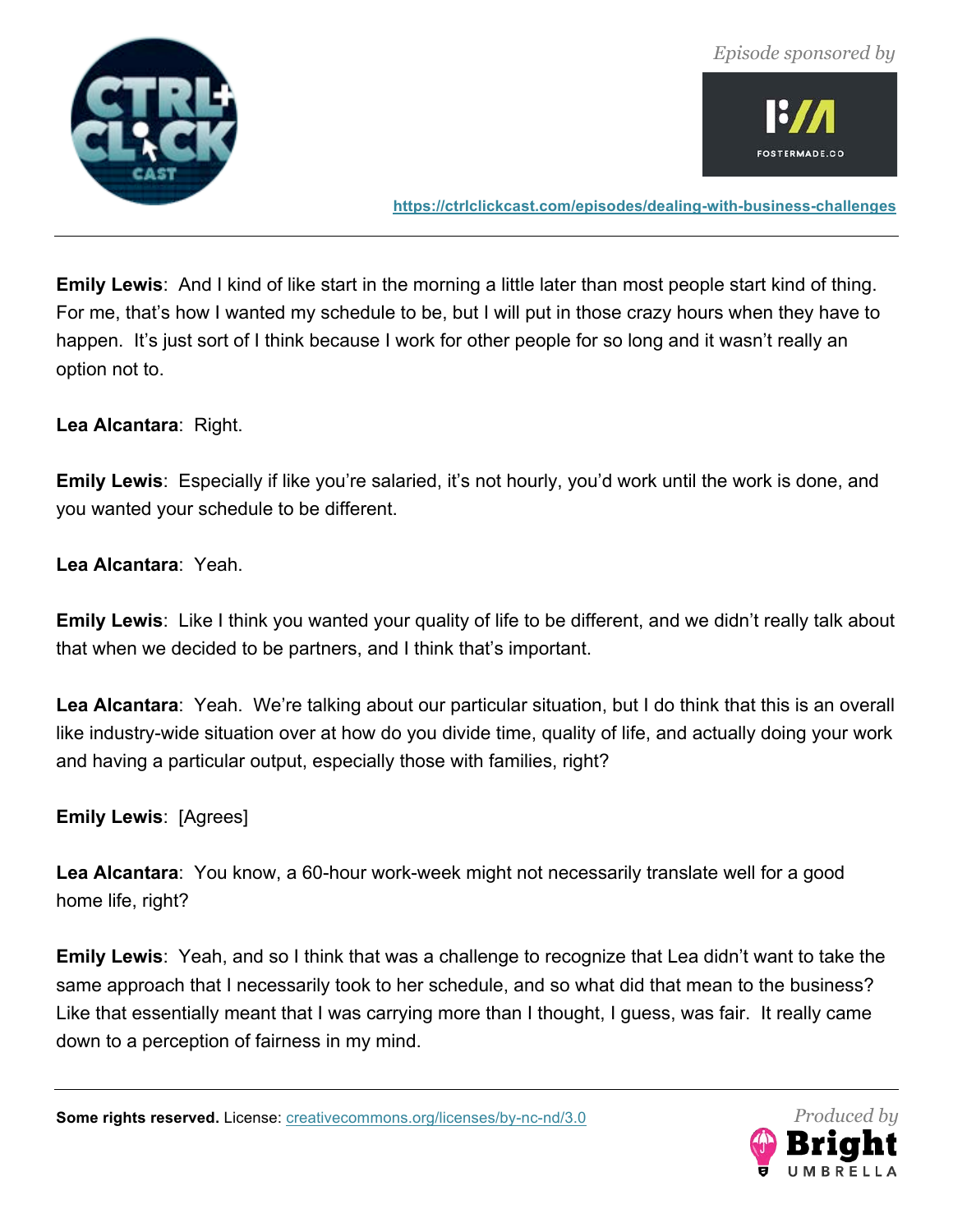**Emily Lewis**: And I kind of like start in the morning a little later than most people start kind of thing. For me, that's how I wanted my schedule to be, but I will put in those crazy hours when they have to happen. It's just sort of I think because I work for other people for so long and it wasn't really an option not to.

**Lea Alcantara**: Right.

**Emily Lewis**: Especially if like you're salaried, it's not hourly, you'd work until the work is done, and you wanted your schedule to be different.

**Lea Alcantara**: Yeah.

**Emily Lewis**: Like I think you wanted your quality of life to be different, and we didn't really talk about that when we decided to be partners, and I think that's important.

**Lea Alcantara**: Yeah. We're talking about our particular situation, but I do think that this is an overall like industry-wide situation over at how do you divide time, quality of life, and actually doing your work and having a particular output, especially those with families, right?

**Emily Lewis**: [Agrees]

**Lea Alcantara**: You know, a 60-hour work-week might not necessarily translate well for a good home life, right?

**Emily Lewis**: Yeah, and so I think that was a challenge to recognize that Lea didn't want to take the same approach that I necessarily took to her schedule, and so what did that mean to the business? Like that essentially meant that I was carrying more than I thought, I guess, was fair. It really came down to a perception of fairness in my mind.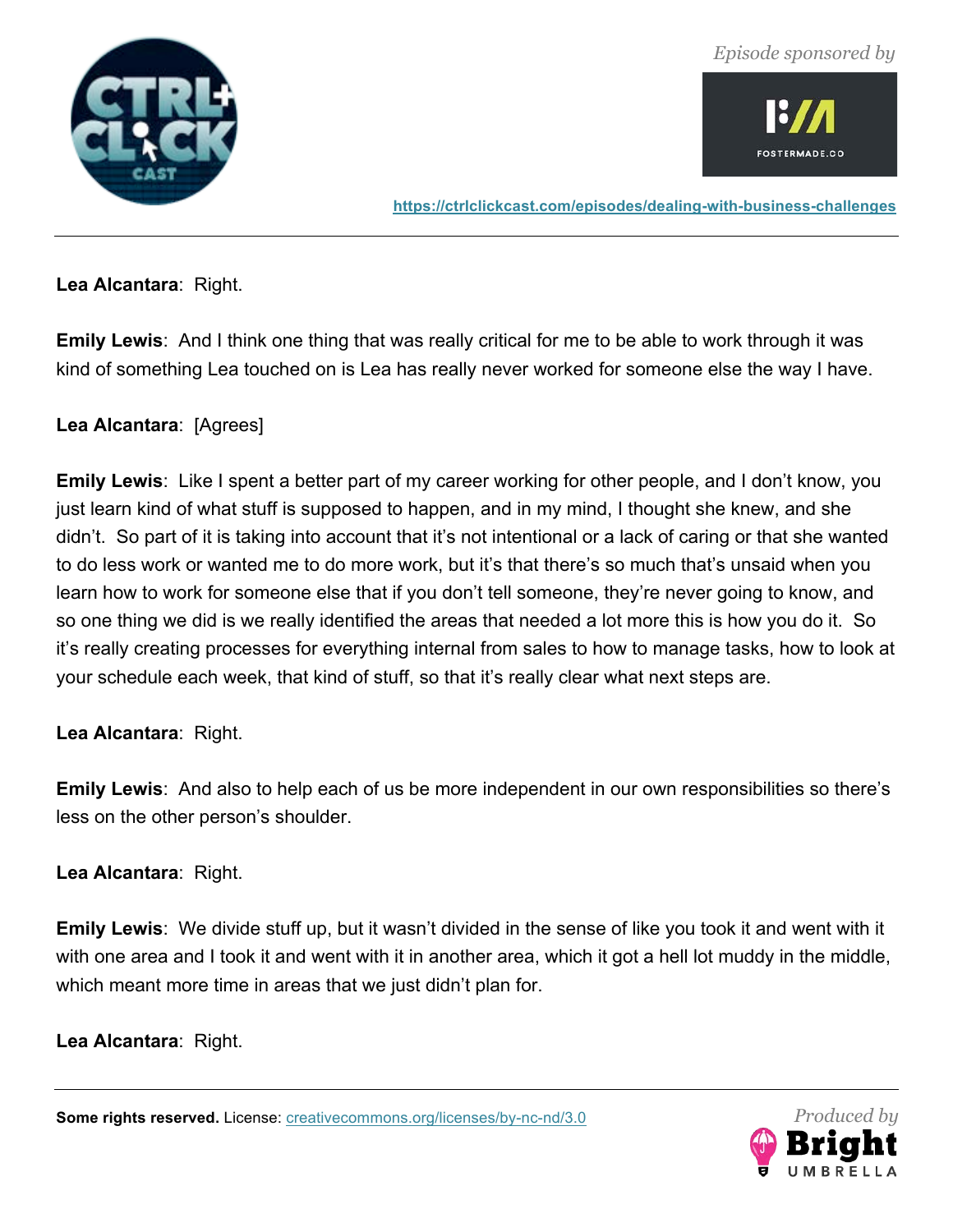**Lea Alcantara**: Right.

**Emily Lewis**: And I think one thing that was really critical for me to be able to work through it was kind of something Lea touched on is Lea has really never worked for someone else the way I have.

**Lea Alcantara**: [Agrees]

**Emily Lewis**: Like I spent a better part of my career working for other people, and I don't know, you just learn kind of what stuff is supposed to happen, and in my mind, I thought she knew, and she didn't. So part of it is taking into account that it's not intentional or a lack of caring or that she wanted to do less work or wanted me to do more work, but it's that there's so much that's unsaid when you learn how to work for someone else that if you don't tell someone, they're never going to know, and so one thing we did is we really identified the areas that needed a lot more this is how you do it. So it's really creating processes for everything internal from sales to how to manage tasks, how to look at your schedule each week, that kind of stuff, so that it's really clear what next steps are.

**Lea Alcantara**: Right.

**Emily Lewis**: And also to help each of us be more independent in our own responsibilities so there's less on the other person's shoulder.

**Lea Alcantara**: Right.

**Emily Lewis**: We divide stuff up, but it wasn't divided in the sense of like you took it and went with it with one area and I took it and went with it in another area, which it got a hell lot muddy in the middle, which meant more time in areas that we just didn't plan for.

**Lea Alcantara**: Right.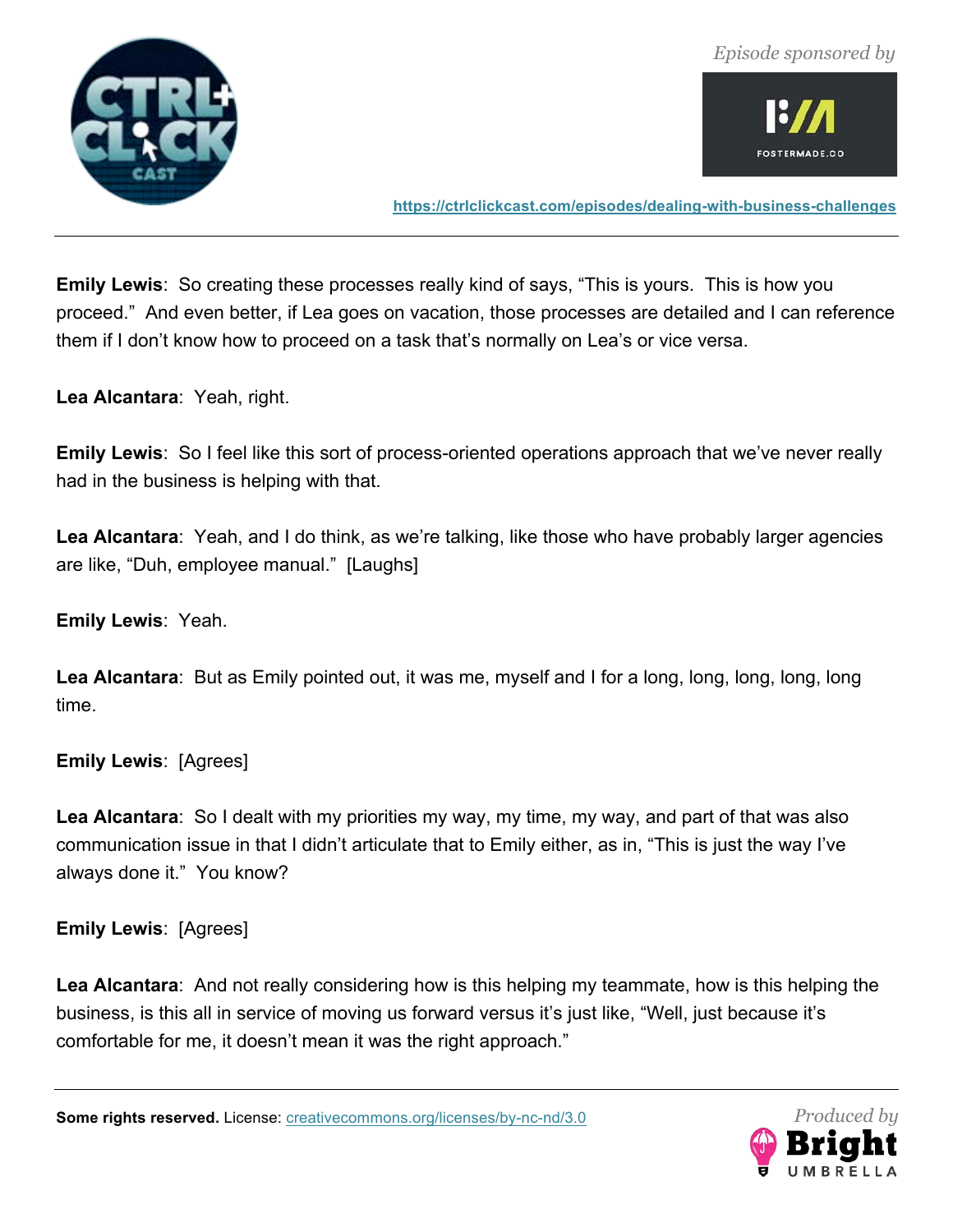**Emily Lewis**: So creating these processes really kind of says, "This is yours. This is how you proceed." And even better, if Lea goes on vacation, those processes are detailed and I can reference them if I don't know how to proceed on a task that's normally on Lea's or vice versa.

**Lea Alcantara**: Yeah, right.

**Emily Lewis**: So I feel like this sort of process-oriented operations approach that we've never really had in the business is helping with that.

**Lea Alcantara**: Yeah, and I do think, as we're talking, like those who have probably larger agencies are like, "Duh, employee manual." [Laughs]

**Emily Lewis**: Yeah.

**Lea Alcantara**: But as Emily pointed out, it was me, myself and I for a long, long, long, long, long time.

**Emily Lewis**: [Agrees]

**Lea Alcantara**: So I dealt with my priorities my way, my time, my way, and part of that was also communication issue in that I didn't articulate that to Emily either, as in, "This is just the way I've always done it." You know?

**Emily Lewis**: [Agrees]

**Lea Alcantara**: And not really considering how is this helping my teammate, how is this helping the business, is this all in service of moving us forward versus it's just like, "Well, just because it's comfortable for me, it doesn't mean it was the right approach."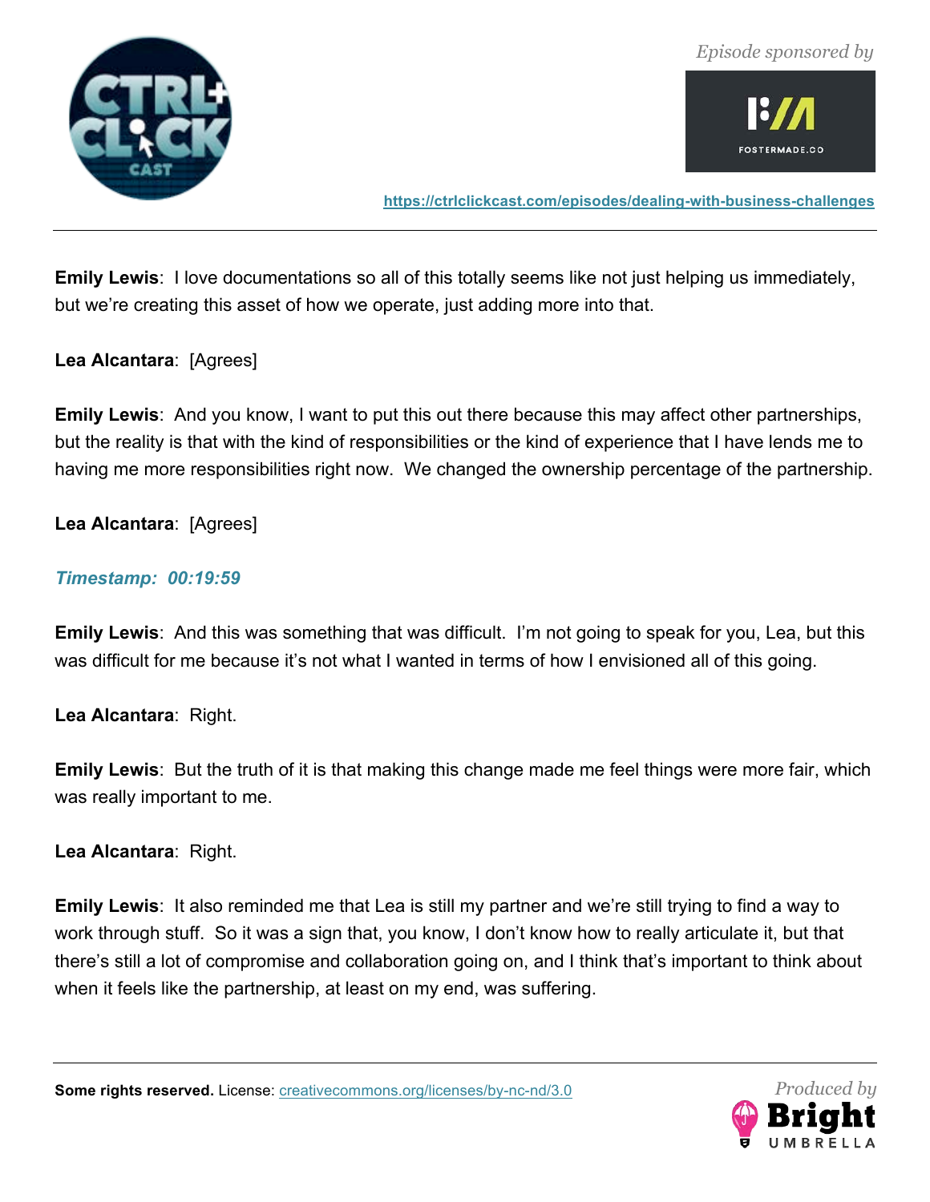**Emily Lewis**: I love documentations so all of this totally seems like not just helping us immediately, but we're creating this asset of how we operate, just adding more into that.

**Lea Alcantara**: [Agrees]

**Emily Lewis**: And you know, I want to put this out there because this may affect other partnerships, but the reality is that with the kind of responsibilities or the kind of experience that I have lends me to having me more responsibilities right now. We changed the ownership percentage of the partnership.

**Lea Alcantara**: [Agrees]

***Timestamp: 00:19:59***

**Emily Lewis**: And this was something that was difficult. I'm not going to speak for you, Lea, but this was difficult for me because it's not what I wanted in terms of how I envisioned all of this going.

**Lea Alcantara**: Right.

**Emily Lewis**: But the truth of it is that making this change made me feel things were more fair, which was really important to me.

**Lea Alcantara**: Right.

**Emily Lewis**: It also reminded me that Lea is still my partner and we're still trying to find a way to work through stuff. So it was a sign that, you know, I don't know how to really articulate it, but that there's still a lot of compromise and collaboration going on, and I think that's important to think about when it feels like the partnership, at least on my end, was suffering.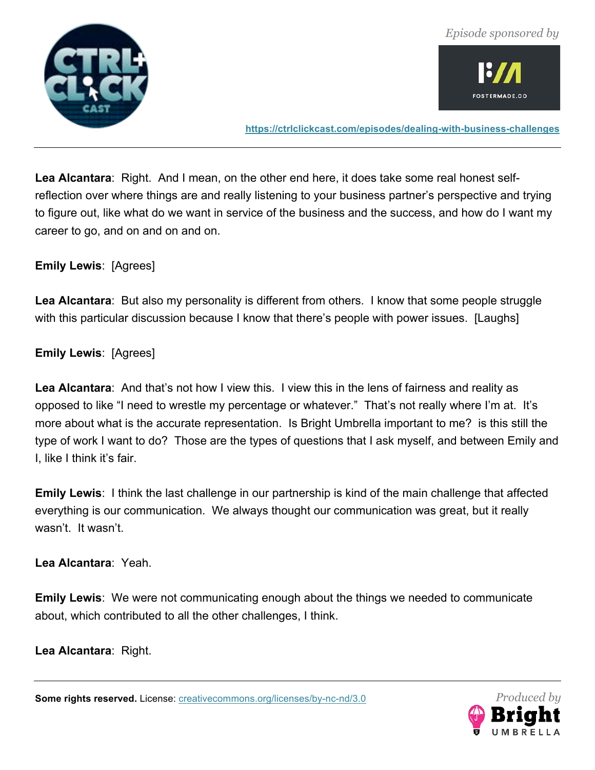**Lea Alcantara**: Right. And I mean, on the other end here, it does take some real honest self-reflection over where things are and really listening to your business partner's perspective and trying to figure out, like what do we want in service of the business and the success, and how do I want my career to go, and on and on and on.

**Emily Lewis**: [Agrees]

**Lea Alcantara**: But also my personality is different from others. I know that some people struggle with this particular discussion because I know that there's people with power issues. [Laughs]

**Emily Lewis**: [Agrees]

**Lea Alcantara**: And that's not how I view this. I view this in the lens of fairness and reality as opposed to like "I need to wrestle my percentage or whatever." That's not really where I'm at. It's more about what is the accurate representation. Is Bright Umbrella important to me? is this still the type of work I want to do? Those are the types of questions that I ask myself, and between Emily and I, like I think it's fair.

**Emily Lewis**: I think the last challenge in our partnership is kind of the main challenge that affected everything is our communication. We always thought our communication was great, but it really wasn't. It wasn't.

**Lea Alcantara**: Yeah.

**Emily Lewis**: We were not communicating enough about the things we needed to communicate about, which contributed to all the other challenges, I think.

**Lea Alcantara**: Right.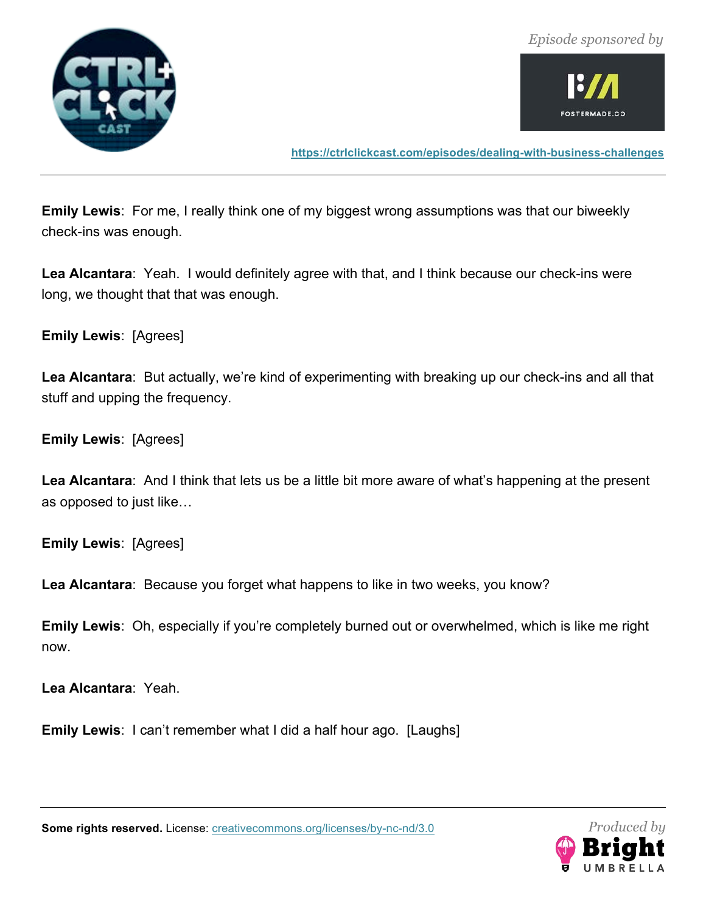**Emily Lewis**: For me, I really think one of my biggest wrong assumptions was that our biweekly check-ins was enough.

**Lea Alcantara**: Yeah. I would definitely agree with that, and I think because our check-ins were long, we thought that that was enough.

**Emily Lewis**: [Agrees]

**Lea Alcantara**: But actually, we're kind of experimenting with breaking up our check-ins and all that stuff and upping the frequency.

**Emily Lewis**: [Agrees]

**Lea Alcantara**: And I think that lets us be a little bit more aware of what's happening at the present as opposed to just like…

**Emily Lewis**: [Agrees]

**Lea Alcantara**: Because you forget what happens to like in two weeks, you know?

**Emily Lewis**: Oh, especially if you're completely burned out or overwhelmed, which is like me right now.

**Lea Alcantara**: Yeah.

**Emily Lewis**: I can't remember what I did a half hour ago. [Laughs]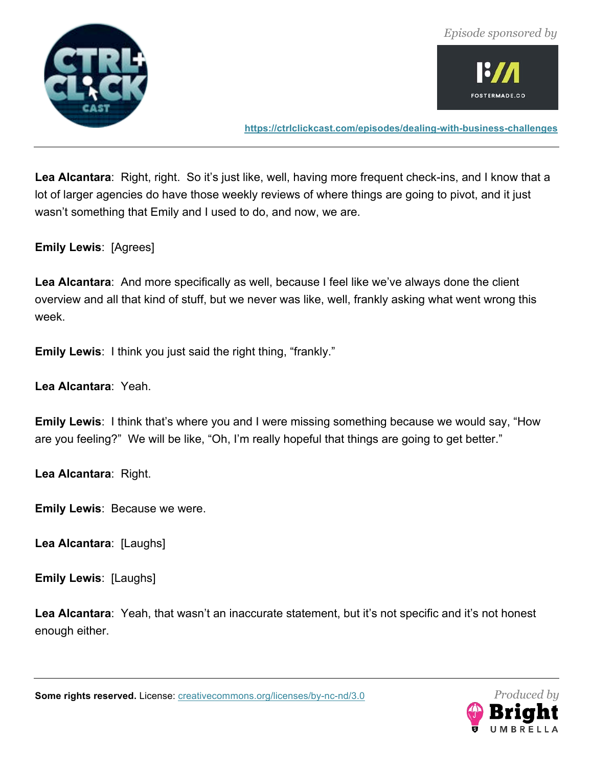**Lea Alcantara**: Right, right. So it's just like, well, having more frequent check-ins, and I know that a lot of larger agencies do have those weekly reviews of where things are going to pivot, and it just wasn't something that Emily and I used to do, and now, we are.

**Emily Lewis**: [Agrees]

**Lea Alcantara**: And more specifically as well, because I feel like we've always done the client overview and all that kind of stuff, but we never was like, well, frankly asking what went wrong this week.

**Emily Lewis**: I think you just said the right thing, "frankly."

**Lea Alcantara**: Yeah.

**Emily Lewis**: I think that's where you and I were missing something because we would say, "How are you feeling?" We will be like, "Oh, I'm really hopeful that things are going to get better."

**Lea Alcantara**: Right.

**Emily Lewis**: Because we were.

**Lea Alcantara**: [Laughs]

**Emily Lewis**: [Laughs]

**Lea Alcantara**: Yeah, that wasn't an inaccurate statement, but it's not specific and it's not honest enough either.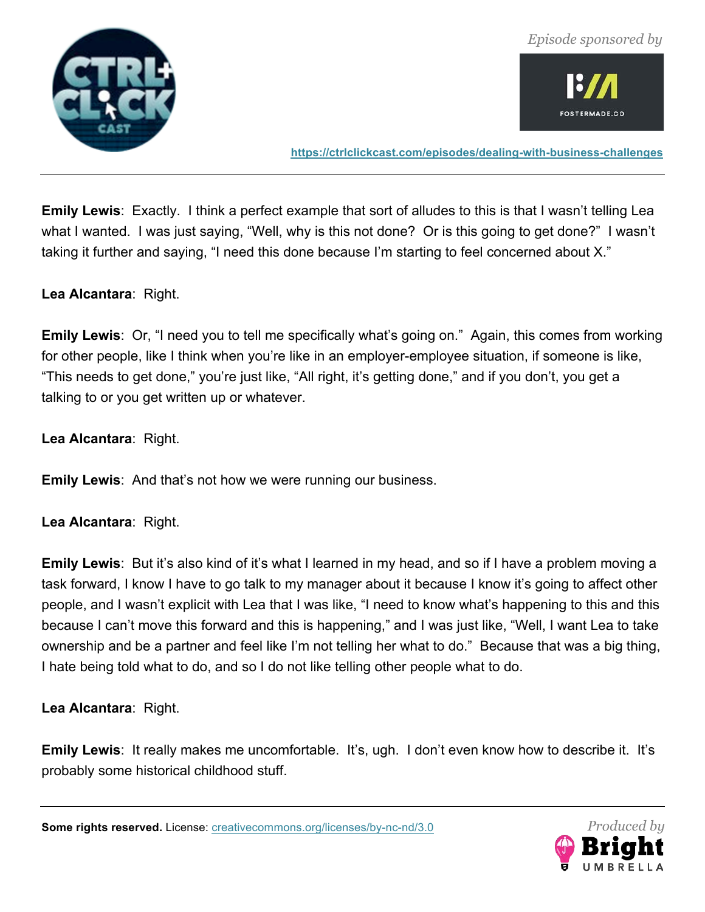**Emily Lewis**: Exactly. I think a perfect example that sort of alludes to this is that I wasn't telling Lea what I wanted. I was just saying, "Well, why is this not done? Or is this going to get done?" I wasn't taking it further and saying, "I need this done because I'm starting to feel concerned about X."

**Lea Alcantara**: Right.

**Emily Lewis**: Or, "I need you to tell me specifically what's going on." Again, this comes from working for other people, like I think when you're like in an employer-employee situation, if someone is like, "This needs to get done," you're just like, "All right, it's getting done," and if you don't, you get a talking to or you get written up or whatever.

**Lea Alcantara**: Right.

**Emily Lewis**: And that's not how we were running our business.

**Lea Alcantara**: Right.

**Emily Lewis**: But it's also kind of it's what I learned in my head, and so if I have a problem moving a task forward, I know I have to go talk to my manager about it because I know it's going to affect other people, and I wasn't explicit with Lea that I was like, "I need to know what's happening to this and this because I can't move this forward and this is happening," and I was just like, "Well, I want Lea to take ownership and be a partner and feel like I'm not telling her what to do." Because that was a big thing, I hate being told what to do, and so I do not like telling other people what to do.

**Lea Alcantara**: Right.

**Emily Lewis**: It really makes me uncomfortable. It's, ugh. I don't even know how to describe it. It's probably some historical childhood stuff.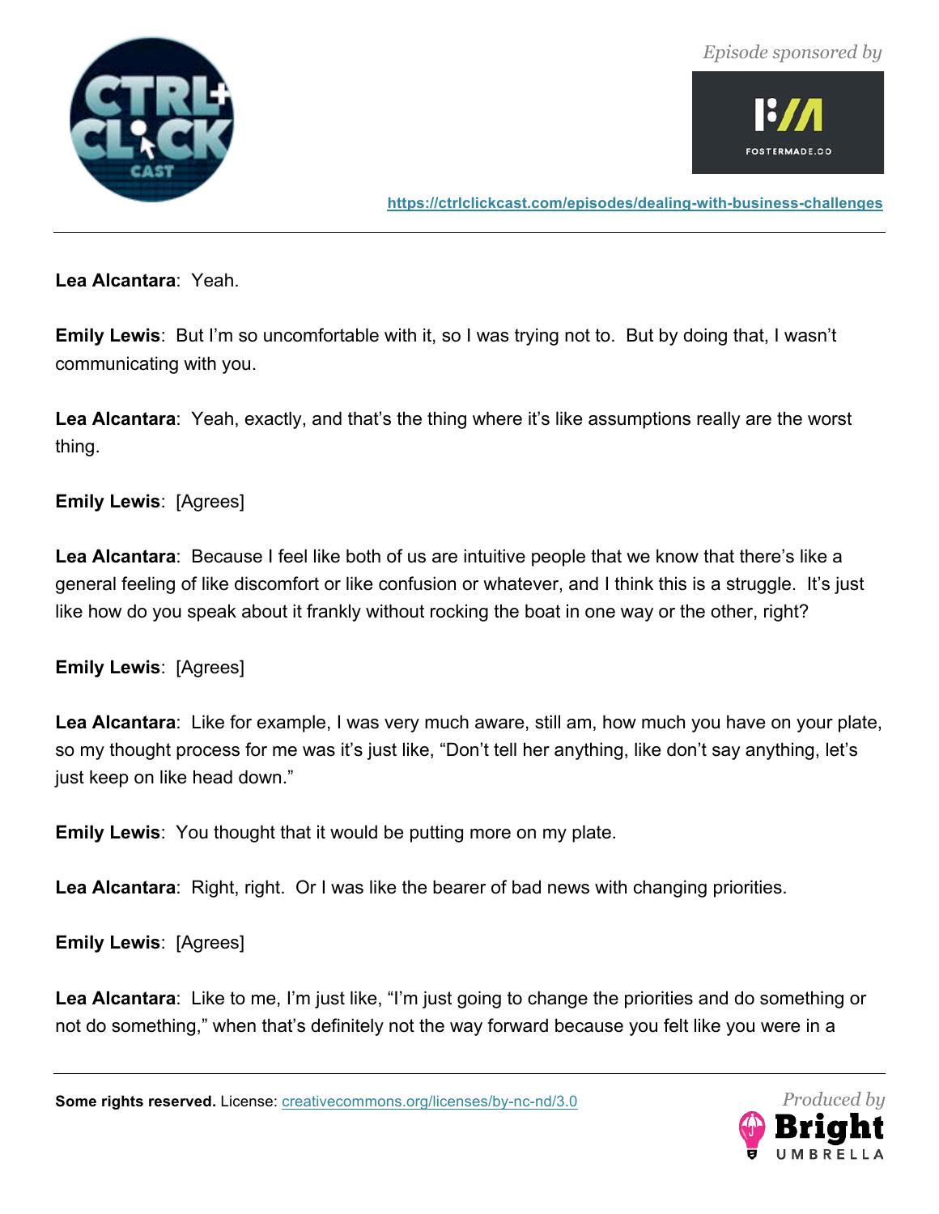**Lea Alcantara**: Yeah.

**Emily Lewis**: But I'm so uncomfortable with it, so I was trying not to. But by doing that, I wasn't communicating with you.

**Lea Alcantara**: Yeah, exactly, and that's the thing where it's like assumptions really are the worst thing.

**Emily Lewis**: [Agrees]

**Lea Alcantara**: Because I feel like both of us are intuitive people that we know that there's like a general feeling of like discomfort or like confusion or whatever, and I think this is a struggle. It's just like how do you speak about it frankly without rocking the boat in one way or the other, right?

**Emily Lewis**: [Agrees]

**Lea Alcantara**: Like for example, I was very much aware, still am, how much you have on your plate, so my thought process for me was it's just like, "Don't tell her anything, like don't say anything, let's just keep on like head down."

**Emily Lewis**: You thought that it would be putting more on my plate.

**Lea Alcantara**: Right, right. Or I was like the bearer of bad news with changing priorities.

**Emily Lewis**: [Agrees]

**Lea Alcantara**: Like to me, I'm just like, "I'm just going to change the priorities and do something or not do something," when that's definitely not the way forward because you felt like you were in a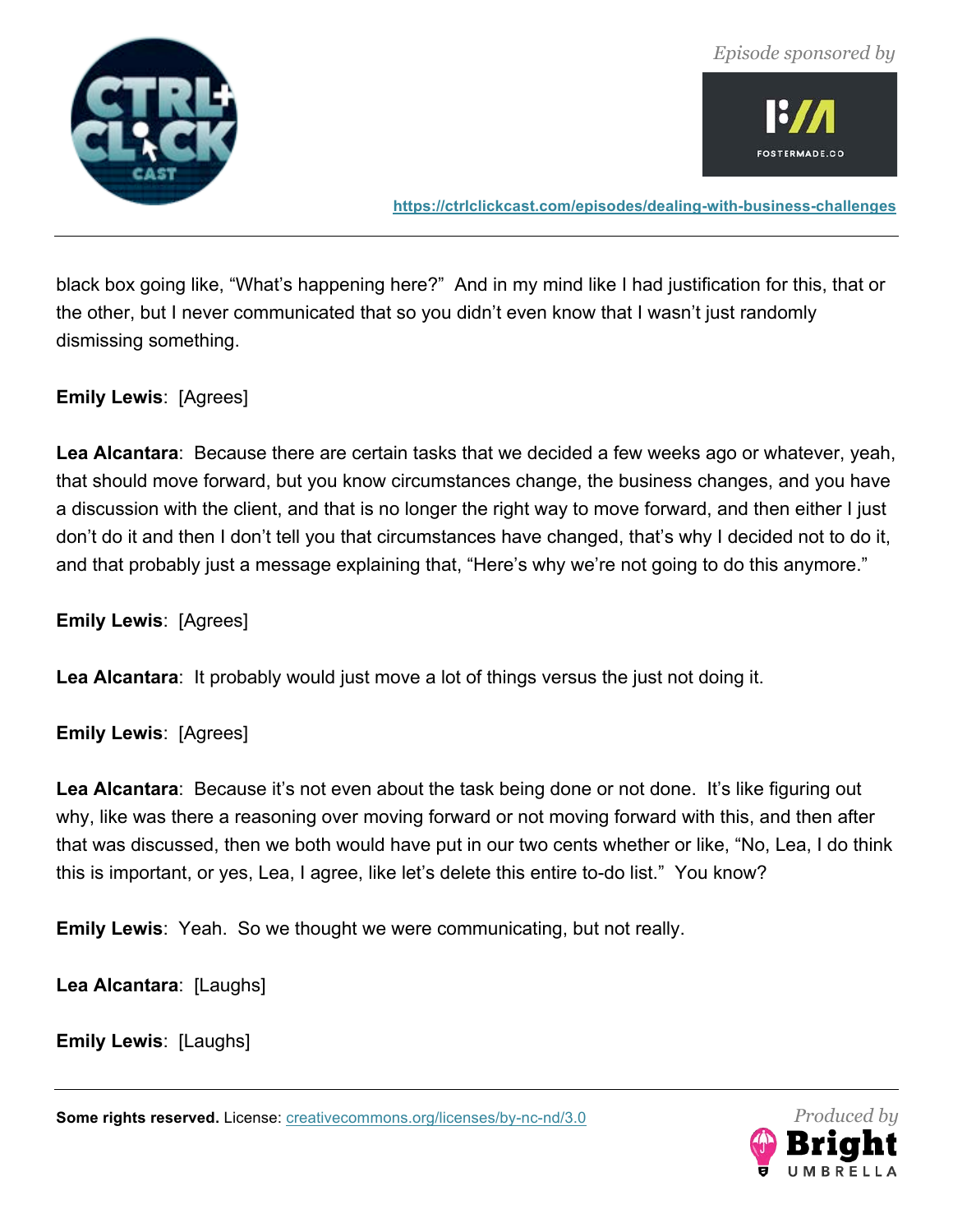black box going like, "What's happening here?" And in my mind like I had justification for this, that or the other, but I never communicated that so you didn't even know that I wasn't just randomly dismissing something.

**Emily Lewis**: [Agrees]

**Lea Alcantara**: Because there are certain tasks that we decided a few weeks ago or whatever, yeah, that should move forward, but you know circumstances change, the business changes, and you have a discussion with the client, and that is no longer the right way to move forward, and then either I just don't do it and then I don't tell you that circumstances have changed, that's why I decided not to do it, and that probably just a message explaining that, "Here's why we're not going to do this anymore."

**Emily Lewis**: [Agrees]

**Lea Alcantara**: It probably would just move a lot of things versus the just not doing it.

**Emily Lewis**: [Agrees]

**Lea Alcantara**: Because it's not even about the task being done or not done. It's like figuring out why, like was there a reasoning over moving forward or not moving forward with this, and then after that was discussed, then we both would have put in our two cents whether or like, "No, Lea, I do think this is important, or yes, Lea, I agree, like let's delete this entire to-do list." You know?

**Emily Lewis**: Yeah. So we thought we were communicating, but not really.

**Lea Alcantara**: [Laughs]

**Emily Lewis**: [Laughs]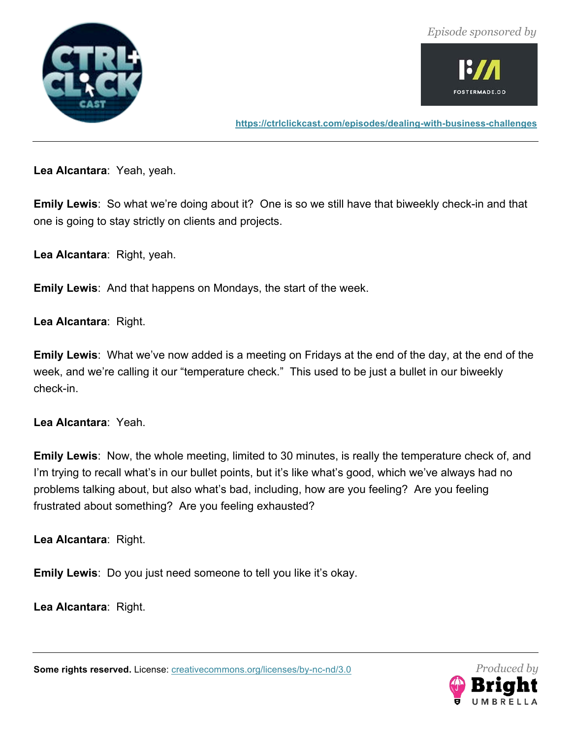**Lea Alcantara**: Yeah, yeah.

**Emily Lewis**: So what we're doing about it? One is so we still have that biweekly check-in and that one is going to stay strictly on clients and projects.

**Lea Alcantara**: Right, yeah.

**Emily Lewis**: And that happens on Mondays, the start of the week.

**Lea Alcantara**: Right.

**Emily Lewis**: What we've now added is a meeting on Fridays at the end of the day, at the end of the week, and we're calling it our "temperature check." This used to be just a bullet in our biweekly check-in.

**Lea Alcantara**: Yeah.

**Emily Lewis**: Now, the whole meeting, limited to 30 minutes, is really the temperature check of, and I'm trying to recall what's in our bullet points, but it's like what's good, which we've always had no problems talking about, but also what's bad, including, how are you feeling? Are you feeling frustrated about something? Are you feeling exhausted?

**Lea Alcantara**: Right.

**Emily Lewis**: Do you just need someone to tell you like it's okay.

**Lea Alcantara**: Right.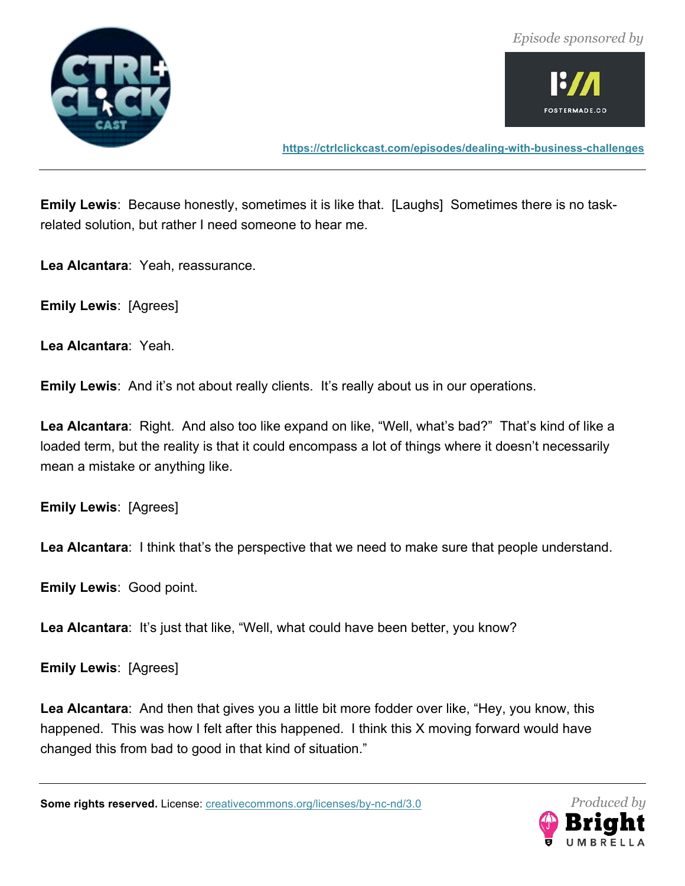**Emily Lewis**: Because honestly, sometimes it is like that. [Laughs] Sometimes there is no task-related solution, but rather I need someone to hear me.

**Lea Alcantara**: Yeah, reassurance.

**Emily Lewis**: [Agrees]

**Lea Alcantara**: Yeah.

**Emily Lewis**: And it's not about really clients. It's really about us in our operations.

**Lea Alcantara**: Right. And also too like expand on like, "Well, what's bad?" That's kind of like a loaded term, but the reality is that it could encompass a lot of things where it doesn't necessarily mean a mistake or anything like.

**Emily Lewis**: [Agrees]

**Lea Alcantara**: I think that's the perspective that we need to make sure that people understand.

**Emily Lewis**: Good point.

**Lea Alcantara**: It's just that like, "Well, what could have been better, you know?

**Emily Lewis**: [Agrees]

**Lea Alcantara**: And then that gives you a little bit more fodder over like, "Hey, you know, this happened. This was how I felt after this happened. I think this X moving forward would have changed this from bad to good in that kind of situation."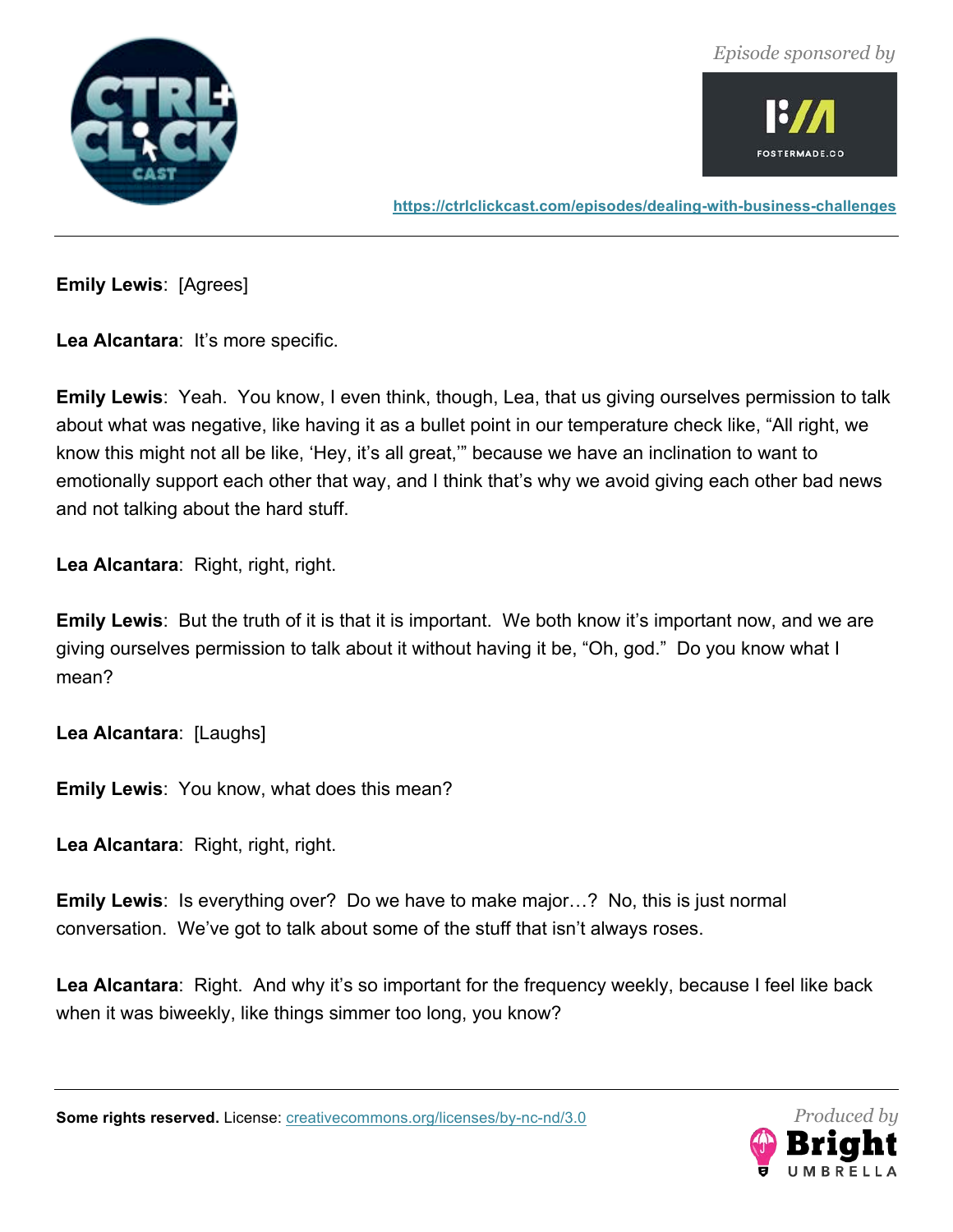**Emily Lewis**: [Agrees]

**Lea Alcantara**: It's more specific.

**Emily Lewis**: Yeah. You know, I even think, though, Lea, that us giving ourselves permission to talk about what was negative, like having it as a bullet point in our temperature check like, "All right, we know this might not all be like, 'Hey, it's all great,'" because we have an inclination to want to emotionally support each other that way, and I think that's why we avoid giving each other bad news and not talking about the hard stuff.

**Lea Alcantara**: Right, right, right.

**Emily Lewis**: But the truth of it is that it is important. We both know it's important now, and we are giving ourselves permission to talk about it without having it be, "Oh, god." Do you know what I mean?

**Lea Alcantara**: [Laughs]

**Emily Lewis**: You know, what does this mean?

**Lea Alcantara**: Right, right, right.

**Emily Lewis**: Is everything over? Do we have to make major…? No, this is just normal conversation. We've got to talk about some of the stuff that isn't always roses.

**Lea Alcantara**: Right. And why it's so important for the frequency weekly, because I feel like back when it was biweekly, like things simmer too long, you know?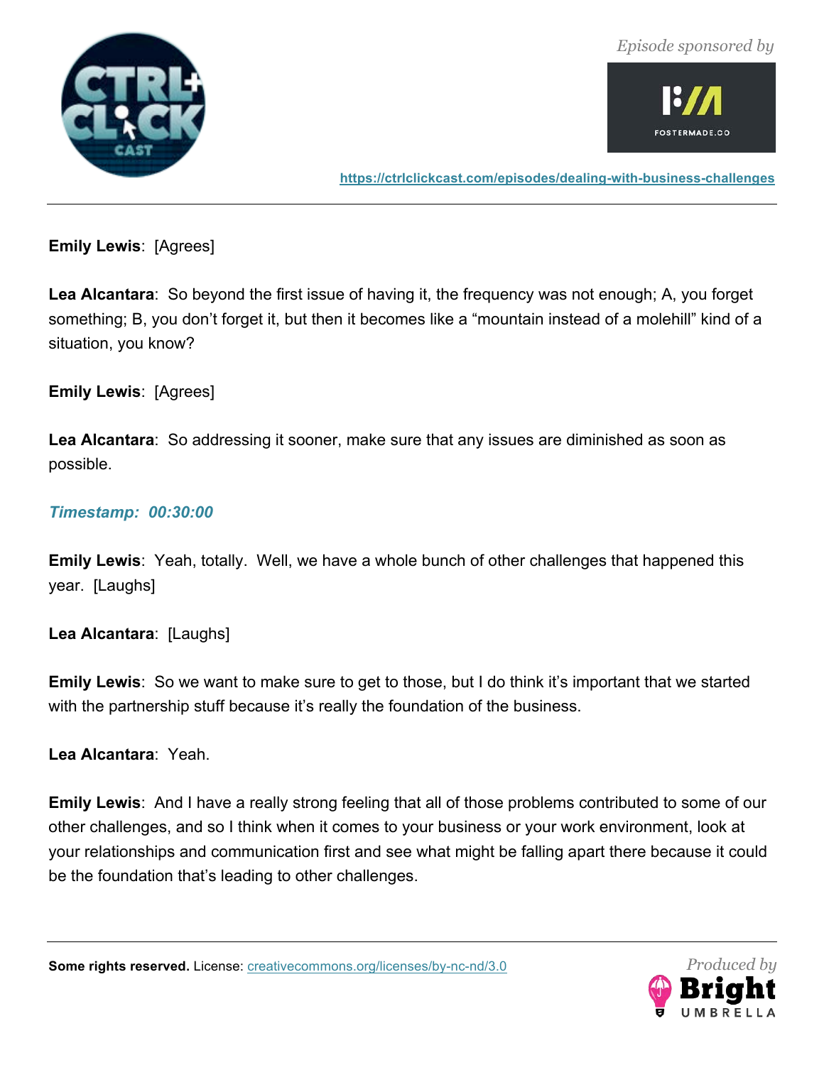**Emily Lewis**: [Agrees]

**Lea Alcantara**: So beyond the first issue of having it, the frequency was not enough; A, you forget something; B, you don't forget it, but then it becomes like a "mountain instead of a molehill" kind of a situation, you know?

**Emily Lewis**: [Agrees]

**Lea Alcantara**: So addressing it sooner, make sure that any issues are diminished as soon as possible.

***Timestamp: 00:30:00***

**Emily Lewis**: Yeah, totally. Well, we have a whole bunch of other challenges that happened this year. [Laughs]

**Lea Alcantara**: [Laughs]

**Emily Lewis**: So we want to make sure to get to those, but I do think it's important that we started with the partnership stuff because it's really the foundation of the business.

**Lea Alcantara**: Yeah.

**Emily Lewis**: And I have a really strong feeling that all of those problems contributed to some of our other challenges, and so I think when it comes to your business or your work environment, look at your relationships and communication first and see what might be falling apart there because it could be the foundation that's leading to other challenges.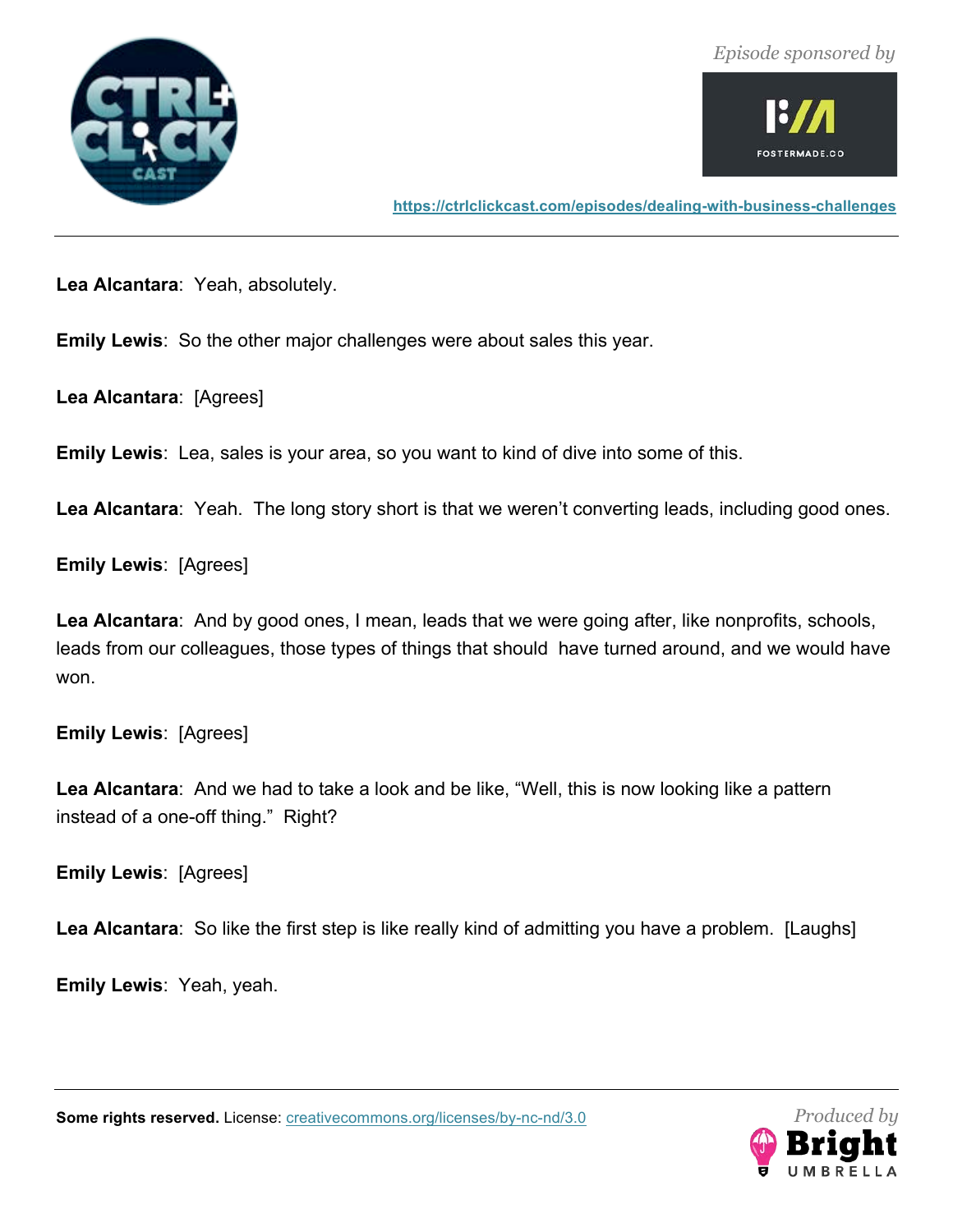**Lea Alcantara**: Yeah, absolutely.

**Emily Lewis**: So the other major challenges were about sales this year.

**Lea Alcantara**: [Agrees]

**Emily Lewis**: Lea, sales is your area, so you want to kind of dive into some of this.

**Lea Alcantara**: Yeah. The long story short is that we weren't converting leads, including good ones.

**Emily Lewis**: [Agrees]

**Lea Alcantara**: And by good ones, I mean, leads that we were going after, like nonprofits, schools, leads from our colleagues, those types of things that should have turned around, and we would have won.

**Emily Lewis**: [Agrees]

**Lea Alcantara**: And we had to take a look and be like, "Well, this is now looking like a pattern instead of a one-off thing." Right?

**Emily Lewis**: [Agrees]

**Lea Alcantara**: So like the first step is like really kind of admitting you have a problem. [Laughs]

**Emily Lewis**: Yeah, yeah.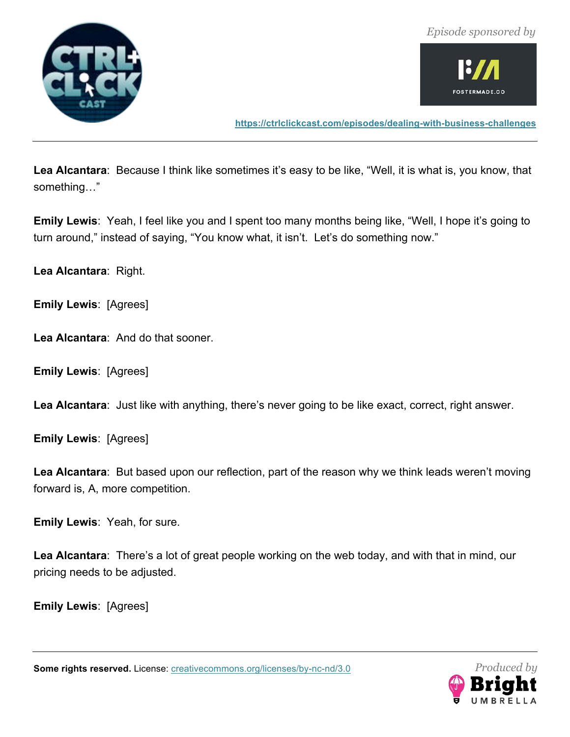**Lea Alcantara**: Because I think like sometimes it's easy to be like, "Well, it is what is, you know, that something…"

**Emily Lewis**: Yeah, I feel like you and I spent too many months being like, "Well, I hope it's going to turn around," instead of saying, "You know what, it isn't. Let's do something now."

**Lea Alcantara**: Right.

**Emily Lewis**: [Agrees]

**Lea Alcantara**: And do that sooner.

**Emily Lewis**: [Agrees]

**Lea Alcantara**: Just like with anything, there's never going to be like exact, correct, right answer.

**Emily Lewis**: [Agrees]

**Lea Alcantara**: But based upon our reflection, part of the reason why we think leads weren't moving forward is, A, more competition.

**Emily Lewis**: Yeah, for sure.

**Lea Alcantara**: There's a lot of great people working on the web today, and with that in mind, our pricing needs to be adjusted.

**Emily Lewis**: [Agrees]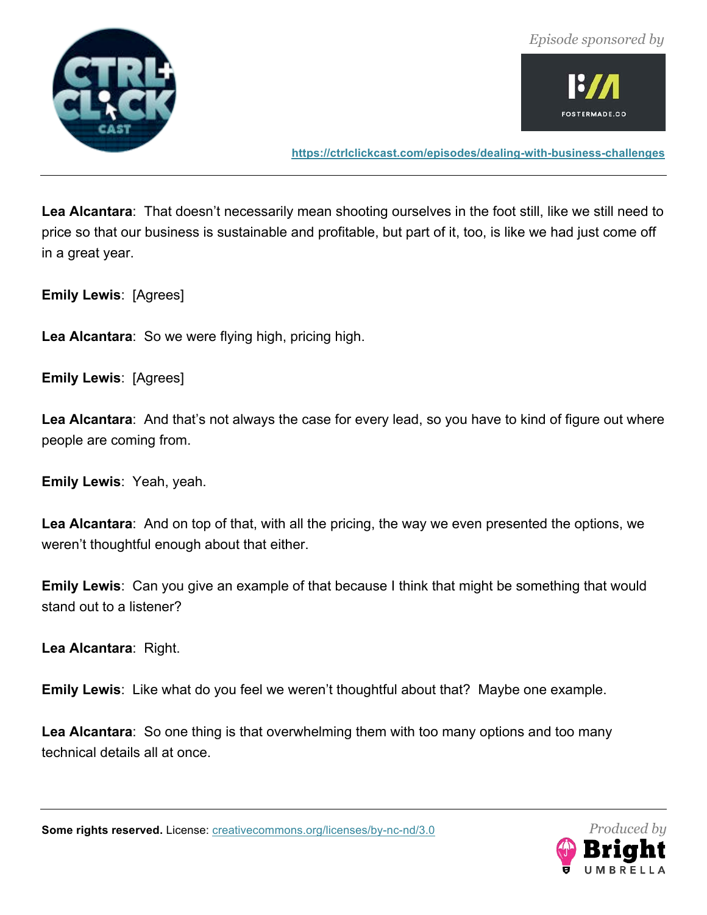**Lea Alcantara**: That doesn't necessarily mean shooting ourselves in the foot still, like we still need to price so that our business is sustainable and profitable, but part of it, too, is like we had just come off in a great year.

**Emily Lewis**: [Agrees]

**Lea Alcantara**: So we were flying high, pricing high.

**Emily Lewis**: [Agrees]

**Lea Alcantara**: And that's not always the case for every lead, so you have to kind of figure out where people are coming from.

**Emily Lewis**: Yeah, yeah.

**Lea Alcantara**: And on top of that, with all the pricing, the way we even presented the options, we weren't thoughtful enough about that either.

**Emily Lewis**: Can you give an example of that because I think that might be something that would stand out to a listener?

**Lea Alcantara**: Right.

**Emily Lewis**: Like what do you feel we weren't thoughtful about that? Maybe one example.

**Lea Alcantara**: So one thing is that overwhelming them with too many options and too many technical details all at once.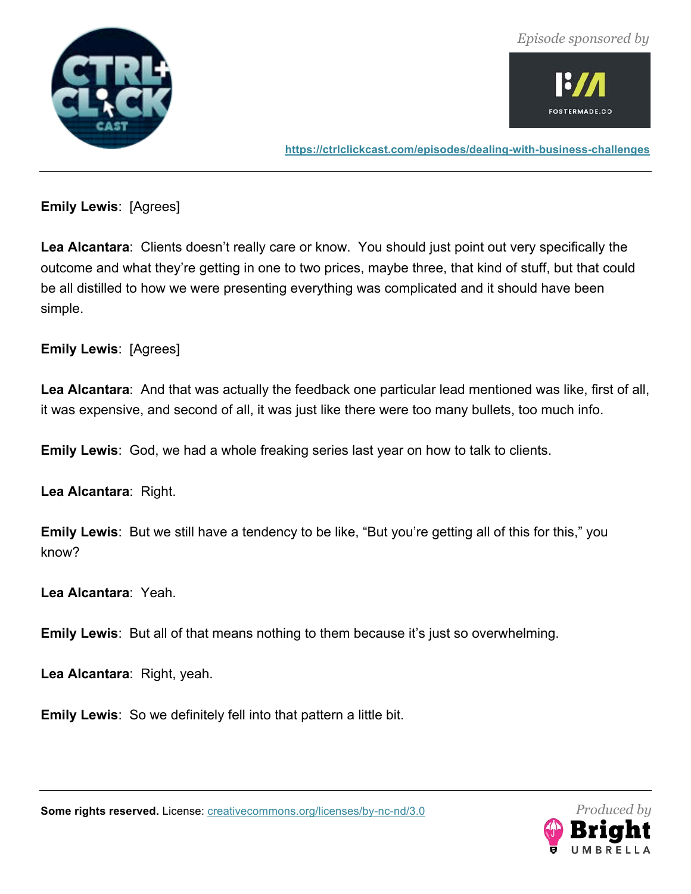**Emily Lewis**: [Agrees]

**Lea Alcantara**: Clients doesn't really care or know. You should just point out very specifically the outcome and what they're getting in one to two prices, maybe three, that kind of stuff, but that could be all distilled to how we were presenting everything was complicated and it should have been simple.

**Emily Lewis**: [Agrees]

**Lea Alcantara**: And that was actually the feedback one particular lead mentioned was like, first of all, it was expensive, and second of all, it was just like there were too many bullets, too much info.

**Emily Lewis**: God, we had a whole freaking series last year on how to talk to clients.

**Lea Alcantara**: Right.

**Emily Lewis**: But we still have a tendency to be like, "But you're getting all of this for this," you know?

**Lea Alcantara**: Yeah.

**Emily Lewis**: But all of that means nothing to them because it's just so overwhelming.

**Lea Alcantara**: Right, yeah.

**Emily Lewis**: So we definitely fell into that pattern a little bit.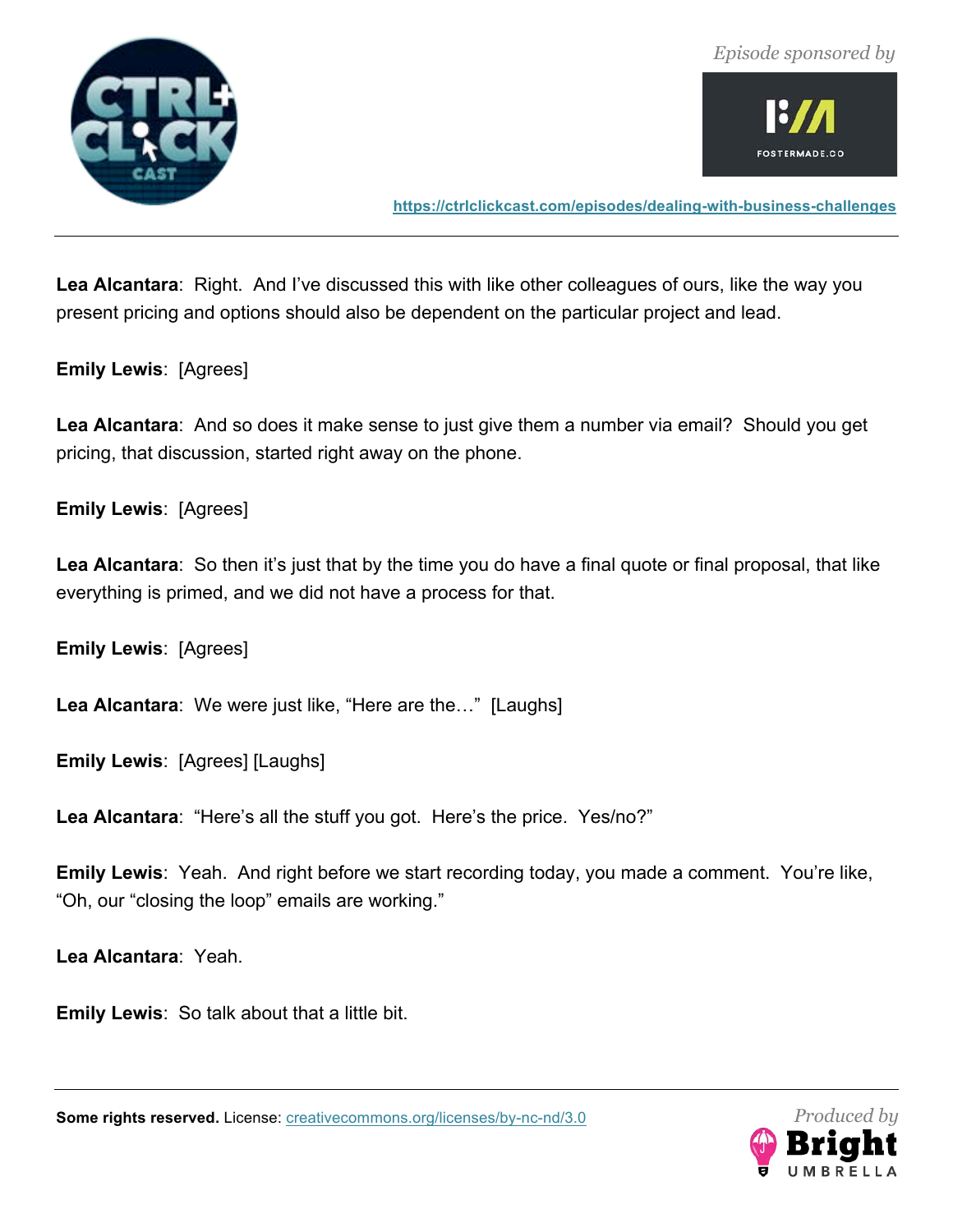**Lea Alcantara**: Right. And I've discussed this with like other colleagues of ours, like the way you present pricing and options should also be dependent on the particular project and lead.

**Emily Lewis**: [Agrees]

**Lea Alcantara**: And so does it make sense to just give them a number via email? Should you get pricing, that discussion, started right away on the phone.

**Emily Lewis**: [Agrees]

**Lea Alcantara**: So then it's just that by the time you do have a final quote or final proposal, that like everything is primed, and we did not have a process for that.

**Emily Lewis**: [Agrees]

**Lea Alcantara**: We were just like, "Here are the…" [Laughs]

**Emily Lewis**: [Agrees] [Laughs]

**Lea Alcantara**: "Here's all the stuff you got. Here's the price. Yes/no?"

**Emily Lewis**: Yeah. And right before we start recording today, you made a comment. You're like, "Oh, our "closing the loop" emails are working."

**Lea Alcantara**: Yeah.

**Emily Lewis**: So talk about that a little bit.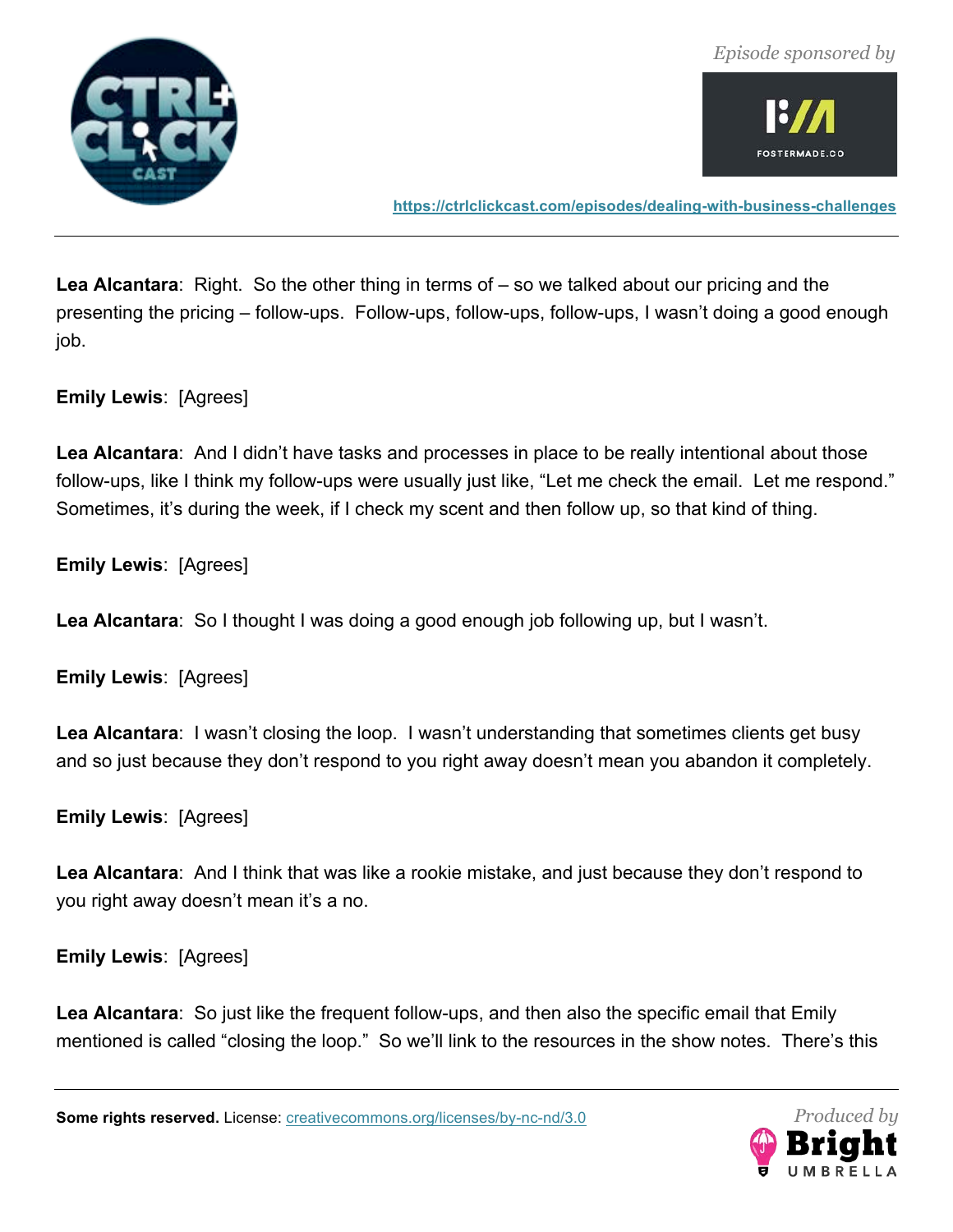**Lea Alcantara**: Right. So the other thing in terms of – so we talked about our pricing and the presenting the pricing – follow-ups. Follow-ups, follow-ups, follow-ups, I wasn't doing a good enough job.

**Emily Lewis**: [Agrees]

**Lea Alcantara**: And I didn't have tasks and processes in place to be really intentional about those follow-ups, like I think my follow-ups were usually just like, "Let me check the email. Let me respond." Sometimes, it's during the week, if I check my scent and then follow up, so that kind of thing.

**Emily Lewis**: [Agrees]

**Lea Alcantara**: So I thought I was doing a good enough job following up, but I wasn't.

**Emily Lewis**: [Agrees]

**Lea Alcantara**: I wasn't closing the loop. I wasn't understanding that sometimes clients get busy and so just because they don't respond to you right away doesn't mean you abandon it completely.

**Emily Lewis**: [Agrees]

**Lea Alcantara**: And I think that was like a rookie mistake, and just because they don't respond to you right away doesn't mean it's a no.

**Emily Lewis**: [Agrees]

**Lea Alcantara**: So just like the frequent follow-ups, and then also the specific email that Emily mentioned is called "closing the loop." So we'll link to the resources in the show notes. There's this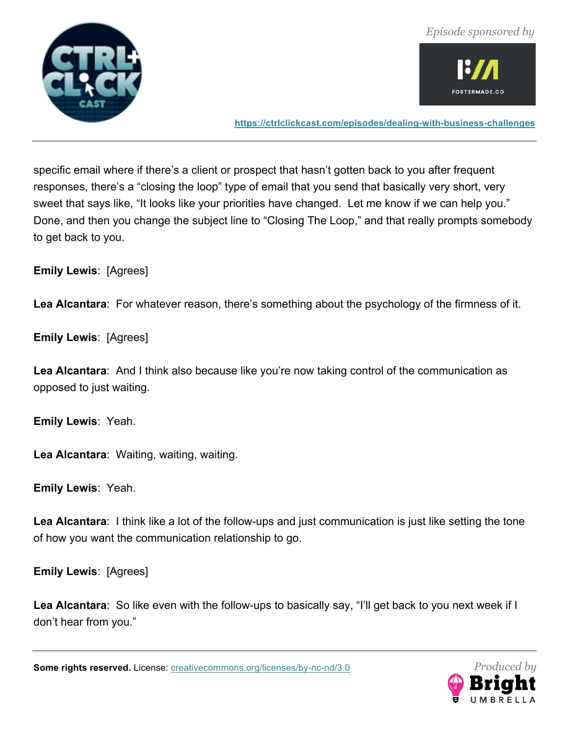specific email where if there's a client or prospect that hasn't gotten back to you after frequent responses, there's a "closing the loop" type of email that you send that basically very short, very sweet that says like, "It looks like your priorities have changed. Let me know if we can help you." Done, and then you change the subject line to "Closing The Loop," and that really prompts somebody to get back to you.

**Emily Lewis**: [Agrees]

**Lea Alcantara**: For whatever reason, there's something about the psychology of the firmness of it.

**Emily Lewis**: [Agrees]

**Lea Alcantara**: And I think also because like you're now taking control of the communication as opposed to just waiting.

**Emily Lewis**: Yeah.

**Lea Alcantara**: Waiting, waiting, waiting.

**Emily Lewis**: Yeah.

**Lea Alcantara**: I think like a lot of the follow-ups and just communication is just like setting the tone of how you want the communication relationship to go.

**Emily Lewis**: [Agrees]

**Lea Alcantara**: So like even with the follow-ups to basically say, "I'll get back to you next week if I don't hear from you."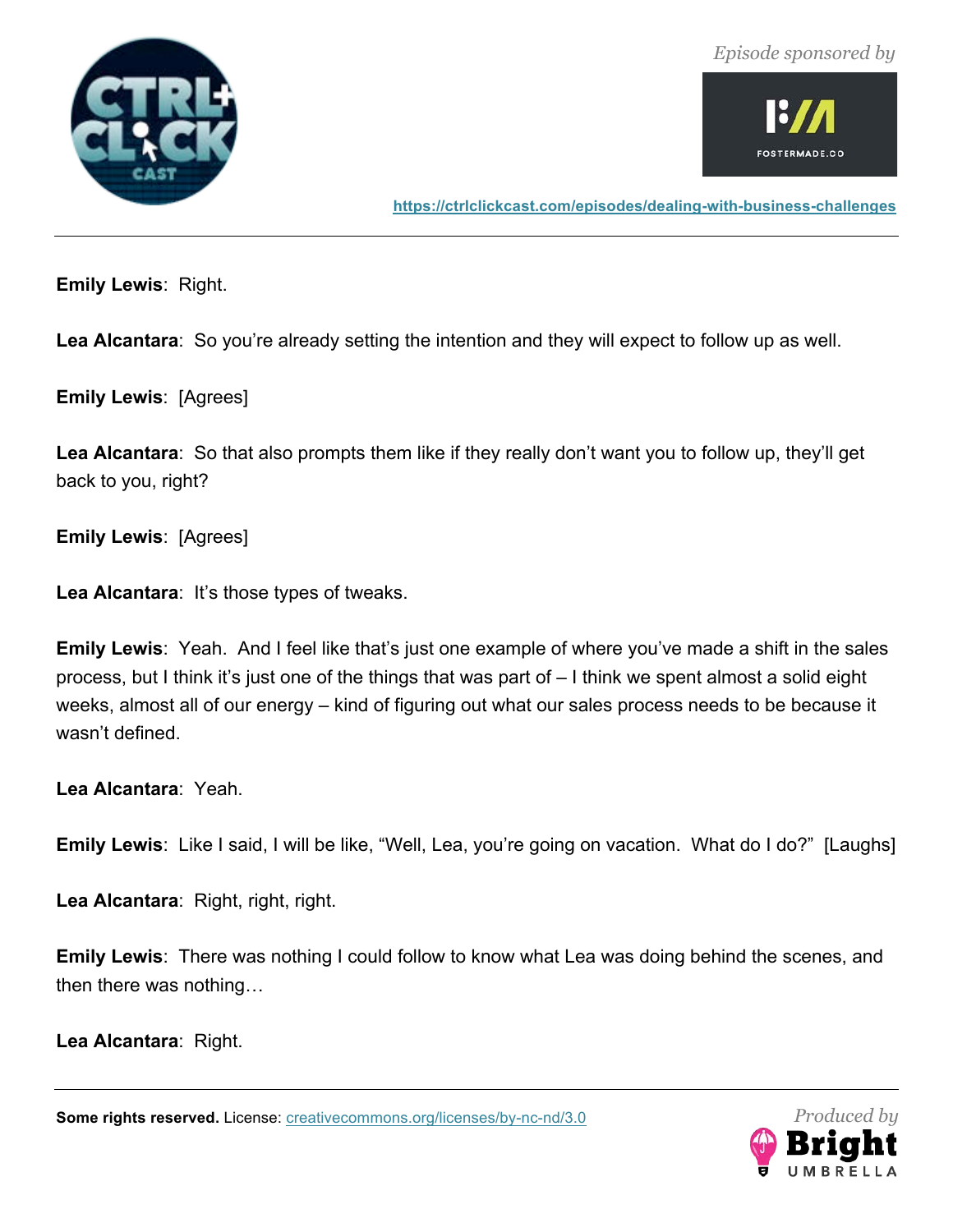**Emily Lewis**: Right.

**Lea Alcantara**: So you're already setting the intention and they will expect to follow up as well.

**Emily Lewis**: [Agrees]

**Lea Alcantara**: So that also prompts them like if they really don't want you to follow up, they'll get back to you, right?

**Emily Lewis**: [Agrees]

**Lea Alcantara**: It's those types of tweaks.

**Emily Lewis**: Yeah. And I feel like that's just one example of where you've made a shift in the sales process, but I think it's just one of the things that was part of – I think we spent almost a solid eight weeks, almost all of our energy – kind of figuring out what our sales process needs to be because it wasn't defined.

**Lea Alcantara**: Yeah.

**Emily Lewis**: Like I said, I will be like, "Well, Lea, you're going on vacation. What do I do?" [Laughs]

**Lea Alcantara**: Right, right, right.

**Emily Lewis**: There was nothing I could follow to know what Lea was doing behind the scenes, and then there was nothing…

**Lea Alcantara**: Right.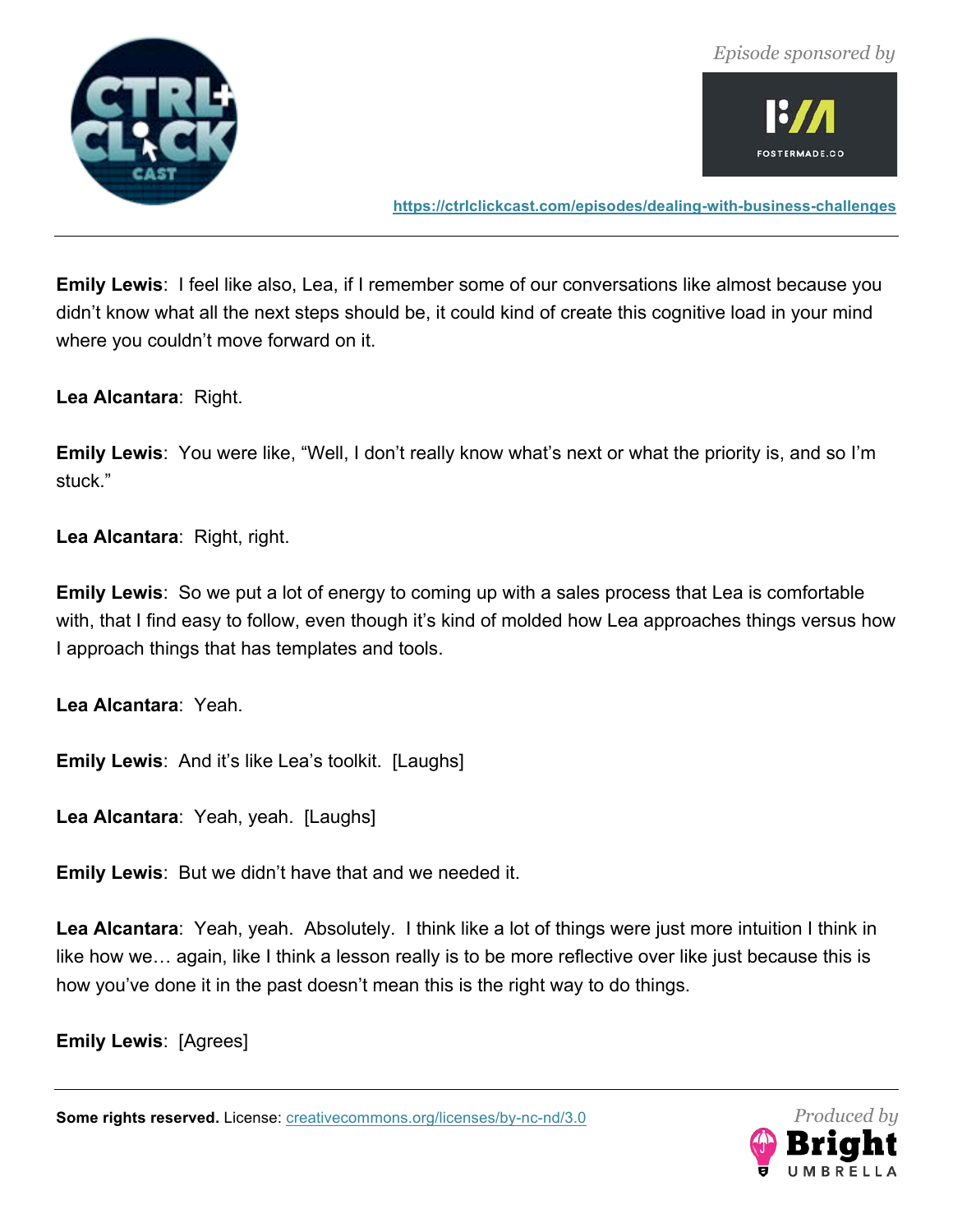**Emily Lewis**: I feel like also, Lea, if I remember some of our conversations like almost because you didn't know what all the next steps should be, it could kind of create this cognitive load in your mind where you couldn't move forward on it.

**Lea Alcantara**: Right.

**Emily Lewis**: You were like, "Well, I don't really know what's next or what the priority is, and so I'm stuck."

**Lea Alcantara**: Right, right.

**Emily Lewis**: So we put a lot of energy to coming up with a sales process that Lea is comfortable with, that I find easy to follow, even though it's kind of molded how Lea approaches things versus how I approach things that has templates and tools.

**Lea Alcantara**: Yeah.

**Emily Lewis**: And it's like Lea's toolkit. [Laughs]

**Lea Alcantara**: Yeah, yeah. [Laughs]

**Emily Lewis**: But we didn't have that and we needed it.

**Lea Alcantara**: Yeah, yeah. Absolutely. I think like a lot of things were just more intuition I think in like how we… again, like I think a lesson really is to be more reflective over like just because this is how you've done it in the past doesn't mean this is the right way to do things.

**Emily Lewis**: [Agrees]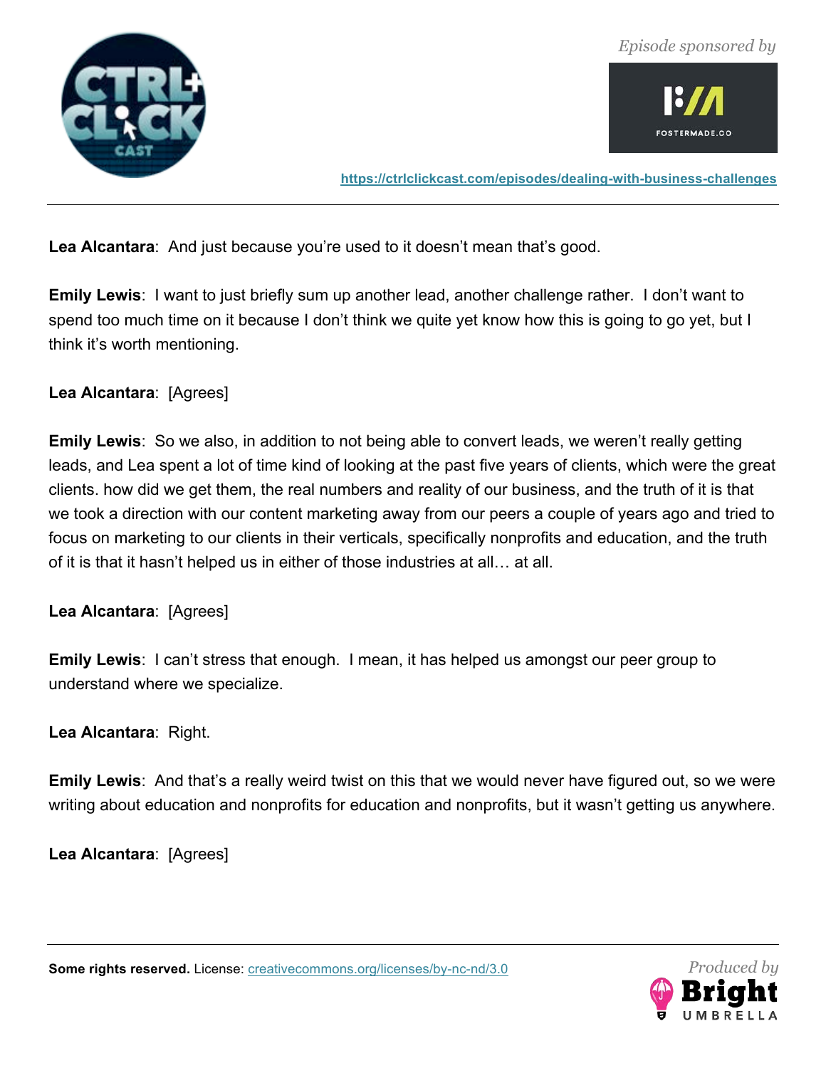**Lea Alcantara**: And just because you're used to it doesn't mean that's good.

**Emily Lewis**: I want to just briefly sum up another lead, another challenge rather. I don't want to spend too much time on it because I don't think we quite yet know how this is going to go yet, but I think it's worth mentioning.

**Lea Alcantara**: [Agrees]

**Emily Lewis**: So we also, in addition to not being able to convert leads, we weren't really getting leads, and Lea spent a lot of time kind of looking at the past five years of clients, which were the great clients. how did we get them, the real numbers and reality of our business, and the truth of it is that we took a direction with our content marketing away from our peers a couple of years ago and tried to focus on marketing to our clients in their verticals, specifically nonprofits and education, and the truth of it is that it hasn't helped us in either of those industries at all… at all.

**Lea Alcantara**: [Agrees]

**Emily Lewis**: I can't stress that enough. I mean, it has helped us amongst our peer group to understand where we specialize.

**Lea Alcantara**: Right.

**Emily Lewis**: And that's a really weird twist on this that we would never have figured out, so we were writing about education and nonprofits for education and nonprofits, but it wasn't getting us anywhere.

**Lea Alcantara**: [Agrees]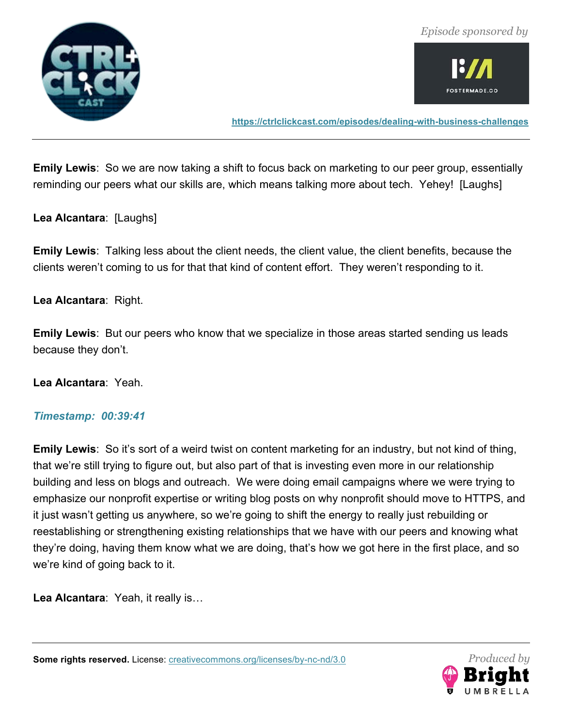**Emily Lewis**: So we are now taking a shift to focus back on marketing to our peer group, essentially reminding our peers what our skills are, which means talking more about tech. Yehey! [Laughs]

**Lea Alcantara**: [Laughs]

**Emily Lewis**: Talking less about the client needs, the client value, the client benefits, because the clients weren't coming to us for that that kind of content effort. They weren't responding to it.

**Lea Alcantara**: Right.

**Emily Lewis**: But our peers who know that we specialize in those areas started sending us leads because they don't.

**Lea Alcantara**: Yeah.

***Timestamp: 00:39:41***

**Emily Lewis**: So it's sort of a weird twist on content marketing for an industry, but not kind of thing, that we're still trying to figure out, but also part of that is investing even more in our relationship building and less on blogs and outreach. We were doing email campaigns where we were trying to emphasize our nonprofit expertise or writing blog posts on why nonprofit should move to HTTPS, and it just wasn't getting us anywhere, so we're going to shift the energy to really just rebuilding or reestablishing or strengthening existing relationships that we have with our peers and knowing what they're doing, having them know what we are doing, that's how we got here in the first place, and so we're kind of going back to it.

**Lea Alcantara**: Yeah, it really is…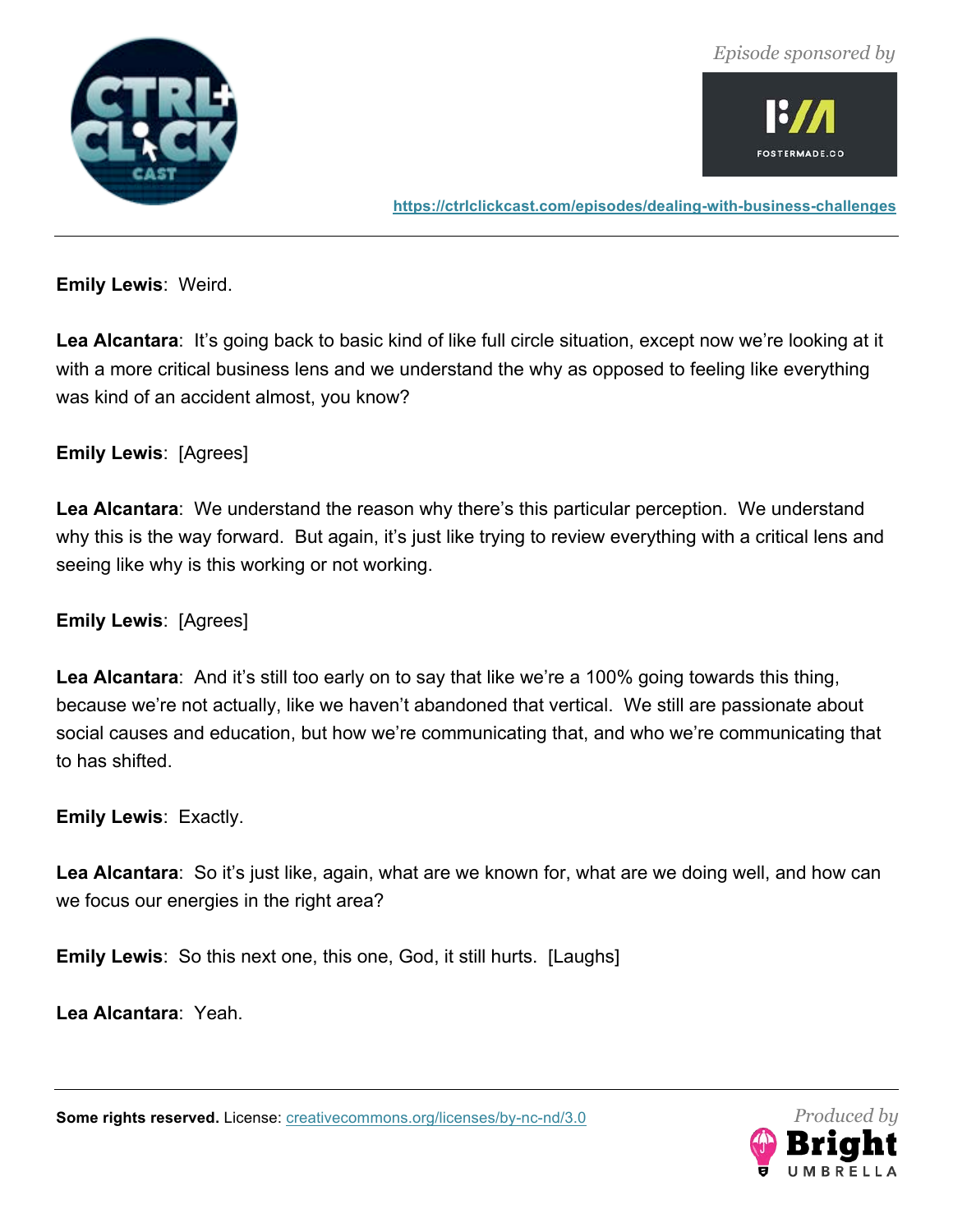**Emily Lewis**: Weird.

**Lea Alcantara**: It's going back to basic kind of like full circle situation, except now we're looking at it with a more critical business lens and we understand the why as opposed to feeling like everything was kind of an accident almost, you know?

**Emily Lewis**: [Agrees]

**Lea Alcantara**: We understand the reason why there's this particular perception. We understand why this is the way forward. But again, it's just like trying to review everything with a critical lens and seeing like why is this working or not working.

**Emily Lewis**: [Agrees]

**Lea Alcantara**: And it's still too early on to say that like we're a 100% going towards this thing, because we're not actually, like we haven't abandoned that vertical. We still are passionate about social causes and education, but how we're communicating that, and who we're communicating that to has shifted.

**Emily Lewis**: Exactly.

**Lea Alcantara**: So it's just like, again, what are we known for, what are we doing well, and how can we focus our energies in the right area?

**Emily Lewis**: So this next one, this one, God, it still hurts. [Laughs]

**Lea Alcantara**: Yeah.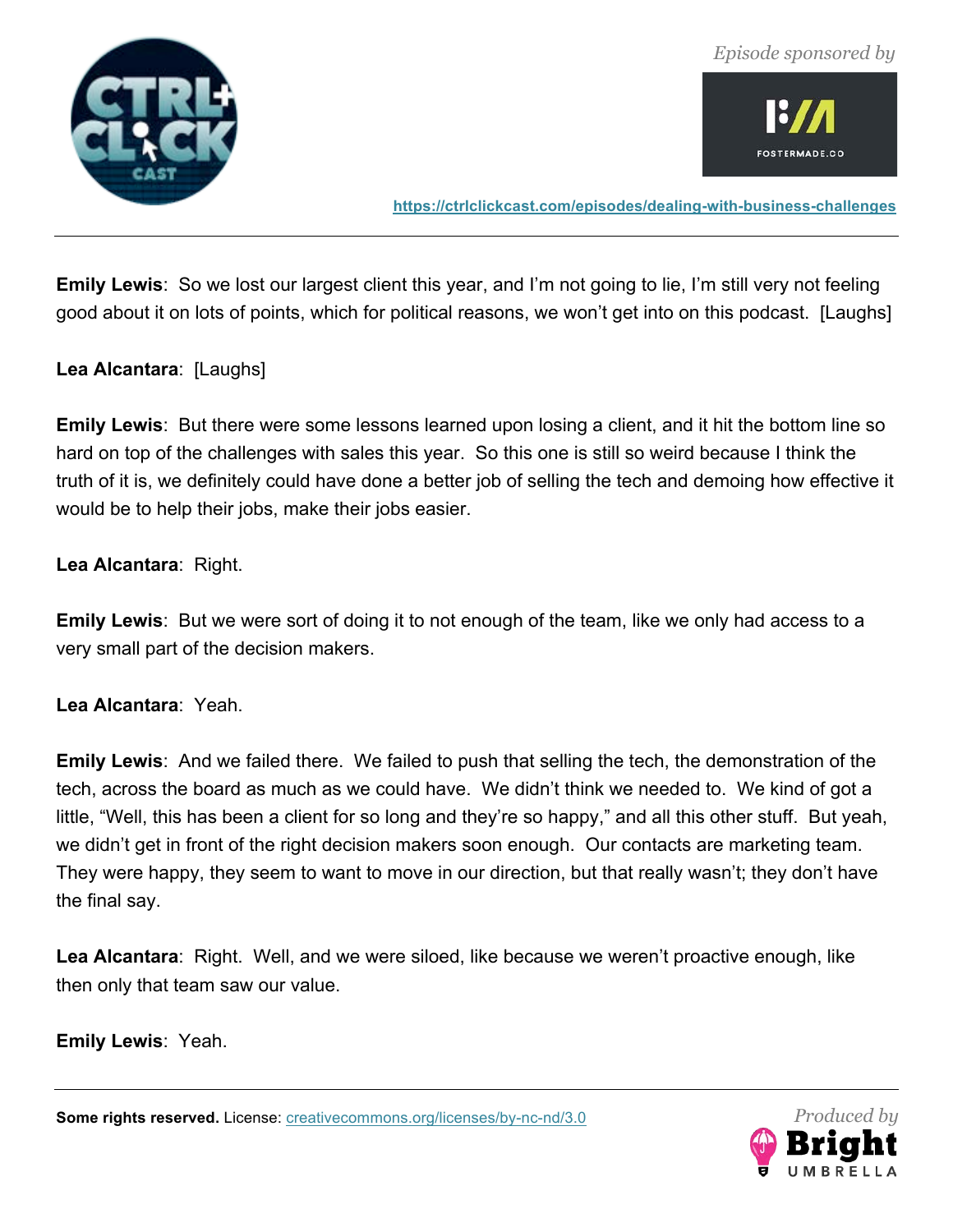**Emily Lewis**: So we lost our largest client this year, and I'm not going to lie, I'm still very not feeling good about it on lots of points, which for political reasons, we won't get into on this podcast. [Laughs]

**Lea Alcantara**: [Laughs]

**Emily Lewis**: But there were some lessons learned upon losing a client, and it hit the bottom line so hard on top of the challenges with sales this year. So this one is still so weird because I think the truth of it is, we definitely could have done a better job of selling the tech and demoing how effective it would be to help their jobs, make their jobs easier.

**Lea Alcantara**: Right.

**Emily Lewis**: But we were sort of doing it to not enough of the team, like we only had access to a very small part of the decision makers.

**Lea Alcantara**: Yeah.

**Emily Lewis**: And we failed there. We failed to push that selling the tech, the demonstration of the tech, across the board as much as we could have. We didn't think we needed to. We kind of got a little, "Well, this has been a client for so long and they're so happy," and all this other stuff. But yeah, we didn't get in front of the right decision makers soon enough. Our contacts are marketing team. They were happy, they seem to want to move in our direction, but that really wasn't; they don't have the final say.

**Lea Alcantara**: Right. Well, and we were siloed, like because we weren't proactive enough, like then only that team saw our value.

**Emily Lewis**: Yeah.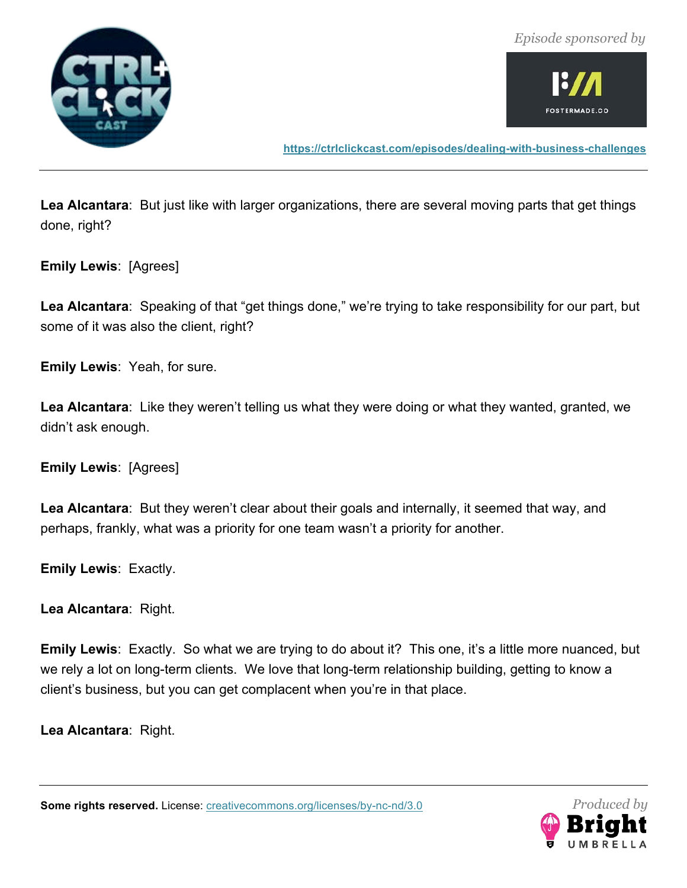**Lea Alcantara**: But just like with larger organizations, there are several moving parts that get things done, right?

**Emily Lewis**: [Agrees]

**Lea Alcantara**: Speaking of that "get things done," we're trying to take responsibility for our part, but some of it was also the client, right?

**Emily Lewis**: Yeah, for sure.

**Lea Alcantara**: Like they weren't telling us what they were doing or what they wanted, granted, we didn't ask enough.

**Emily Lewis**: [Agrees]

**Lea Alcantara**: But they weren't clear about their goals and internally, it seemed that way, and perhaps, frankly, what was a priority for one team wasn't a priority for another.

**Emily Lewis**: Exactly.

**Lea Alcantara**: Right.

**Emily Lewis**: Exactly. So what we are trying to do about it? This one, it's a little more nuanced, but we rely a lot on long-term clients. We love that long-term relationship building, getting to know a client's business, but you can get complacent when you're in that place.

**Lea Alcantara**: Right.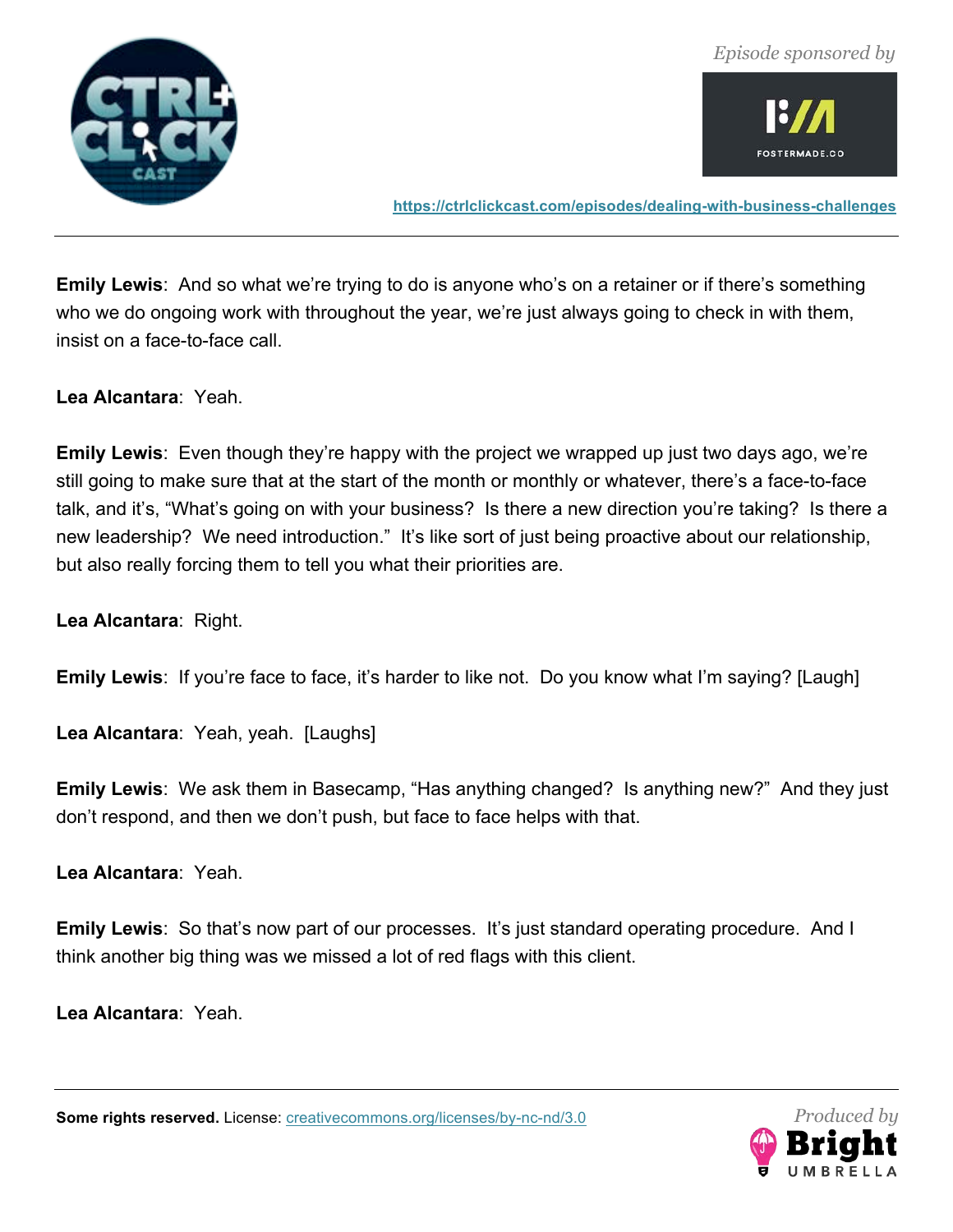**Emily Lewis**: And so what we're trying to do is anyone who's on a retainer or if there's something who we do ongoing work with throughout the year, we're just always going to check in with them, insist on a face-to-face call.

**Lea Alcantara**: Yeah.

**Emily Lewis**: Even though they're happy with the project we wrapped up just two days ago, we're still going to make sure that at the start of the month or monthly or whatever, there's a face-to-face talk, and it's, "What's going on with your business? Is there a new direction you're taking? Is there a new leadership? We need introduction." It's like sort of just being proactive about our relationship, but also really forcing them to tell you what their priorities are.

**Lea Alcantara**: Right.

**Emily Lewis**: If you're face to face, it's harder to like not. Do you know what I'm saying? [Laugh]

**Lea Alcantara**: Yeah, yeah. [Laughs]

**Emily Lewis**: We ask them in Basecamp, "Has anything changed? Is anything new?" And they just don't respond, and then we don't push, but face to face helps with that.

**Lea Alcantara**: Yeah.

**Emily Lewis**: So that's now part of our processes. It's just standard operating procedure. And I think another big thing was we missed a lot of red flags with this client.

**Lea Alcantara**: Yeah.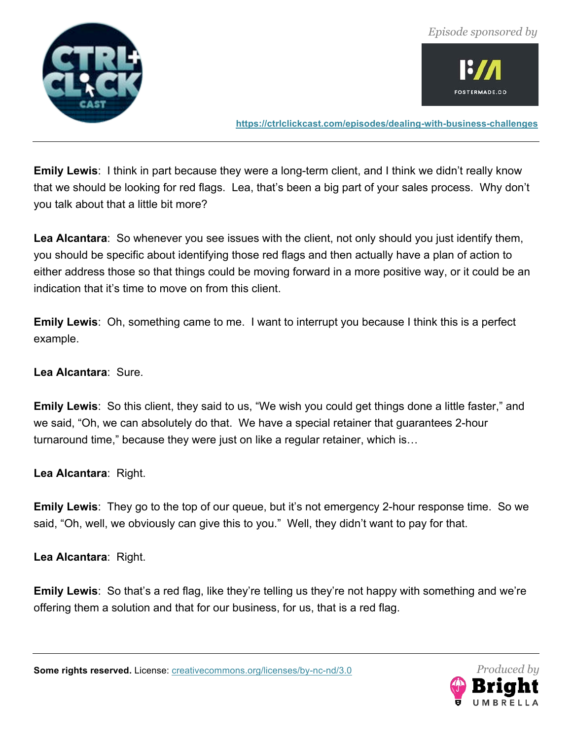**Emily Lewis**: I think in part because they were a long-term client, and I think we didn't really know that we should be looking for red flags. Lea, that's been a big part of your sales process. Why don't you talk about that a little bit more?

**Lea Alcantara**: So whenever you see issues with the client, not only should you just identify them, you should be specific about identifying those red flags and then actually have a plan of action to either address those so that things could be moving forward in a more positive way, or it could be an indication that it's time to move on from this client.

**Emily Lewis**: Oh, something came to me. I want to interrupt you because I think this is a perfect example.

**Lea Alcantara**: Sure.

**Emily Lewis**: So this client, they said to us, "We wish you could get things done a little faster," and we said, "Oh, we can absolutely do that. We have a special retainer that guarantees 2-hour turnaround time," because they were just on like a regular retainer, which is…

**Lea Alcantara**: Right.

**Emily Lewis**: They go to the top of our queue, but it's not emergency 2-hour response time. So we said, "Oh, well, we obviously can give this to you." Well, they didn't want to pay for that.

**Lea Alcantara**: Right.

**Emily Lewis**: So that's a red flag, like they're telling us they're not happy with something and we're offering them a solution and that for our business, for us, that is a red flag.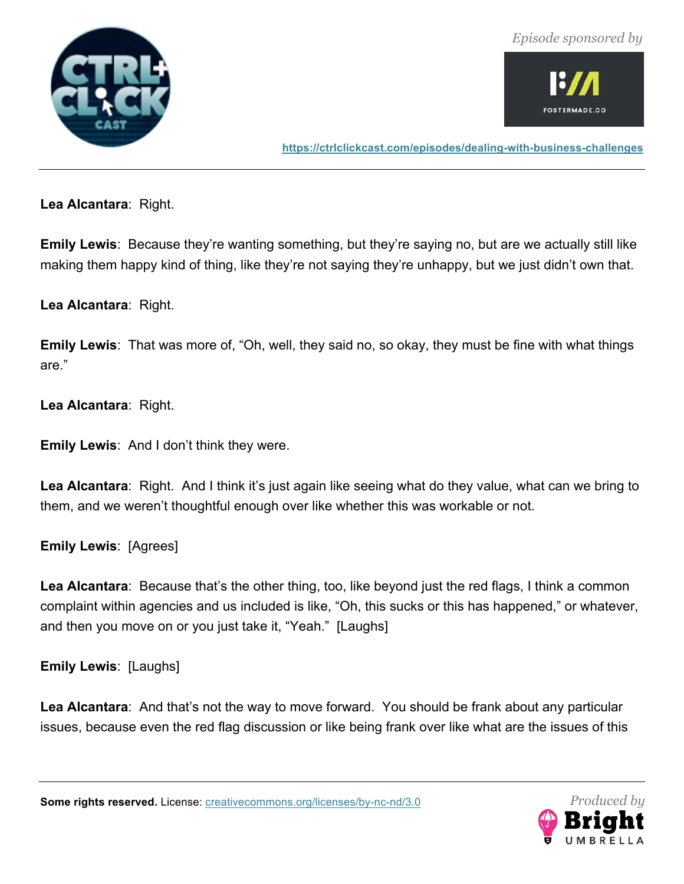**Lea Alcantara**: Right.

**Emily Lewis**: Because they're wanting something, but they're saying no, but are we actually still like making them happy kind of thing, like they're not saying they're unhappy, but we just didn't own that.

**Lea Alcantara**: Right.

**Emily Lewis**: That was more of, "Oh, well, they said no, so okay, they must be fine with what things are."

**Lea Alcantara**: Right.

**Emily Lewis**: And I don't think they were.

**Lea Alcantara**: Right. And I think it's just again like seeing what do they value, what can we bring to them, and we weren't thoughtful enough over like whether this was workable or not.

**Emily Lewis**: [Agrees]

**Lea Alcantara**: Because that's the other thing, too, like beyond just the red flags, I think a common complaint within agencies and us included is like, "Oh, this sucks or this has happened," or whatever, and then you move on or you just take it, "Yeah." [Laughs]

**Emily Lewis**: [Laughs]

**Lea Alcantara**: And that's not the way to move forward. You should be frank about any particular issues, because even the red flag discussion or like being frank over like what are the issues of this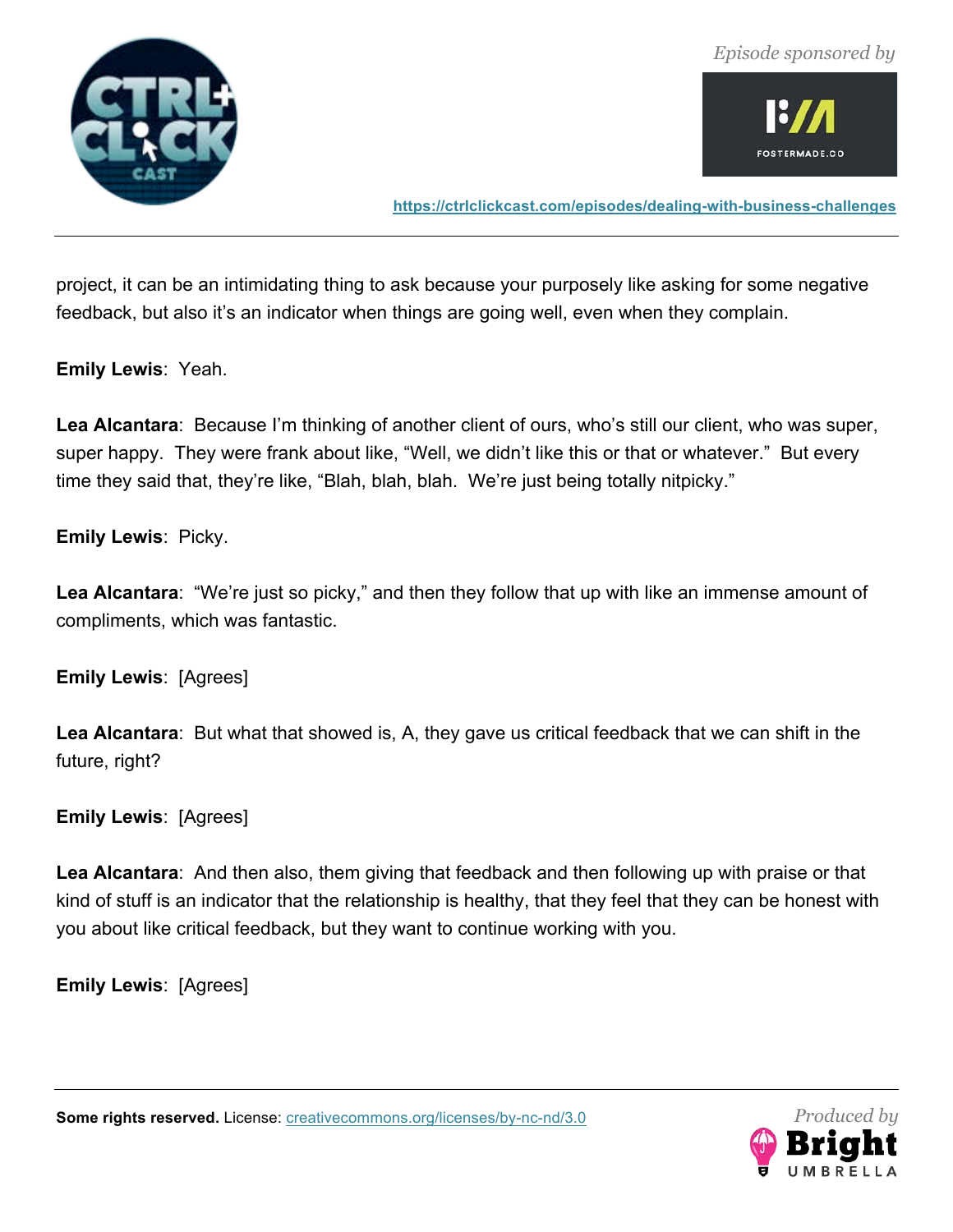project, it can be an intimidating thing to ask because your purposely like asking for some negative feedback, but also it's an indicator when things are going well, even when they complain.

**Emily Lewis**: Yeah.

**Lea Alcantara**: Because I'm thinking of another client of ours, who's still our client, who was super, super happy. They were frank about like, "Well, we didn't like this or that or whatever." But every time they said that, they're like, "Blah, blah, blah. We're just being totally nitpicky."

**Emily Lewis**: Picky.

**Lea Alcantara**: "We're just so picky," and then they follow that up with like an immense amount of compliments, which was fantastic.

**Emily Lewis**: [Agrees]

**Lea Alcantara**: But what that showed is, A, they gave us critical feedback that we can shift in the future, right?

**Emily Lewis**: [Agrees]

**Lea Alcantara**: And then also, them giving that feedback and then following up with praise or that kind of stuff is an indicator that the relationship is healthy, that they feel that they can be honest with you about like critical feedback, but they want to continue working with you.

**Emily Lewis**: [Agrees]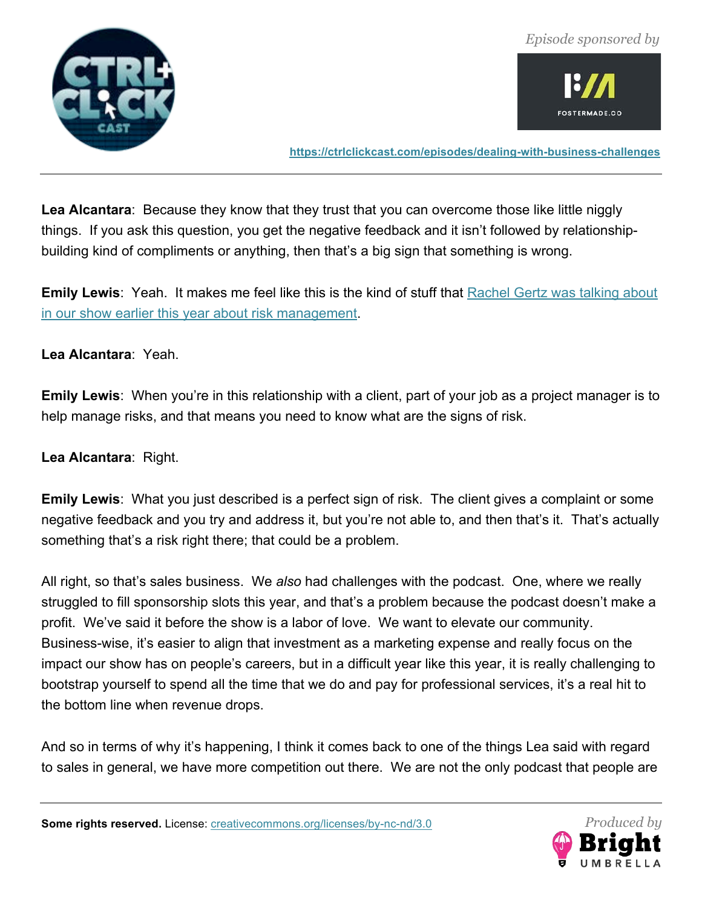**Lea Alcantara**: Because they know that they trust that you can overcome those like little niggly things. If you ask this question, you get the negative feedback and it isn't followed by relationship-building kind of compliments or anything, then that's a big sign that something is wrong.

**Emily Lewis**: Yeah. It makes me feel like this is the kind of stuff that [Rachel Gertz was talking about in our show earlier this year about risk management](https://ctrlclickcast.com/episodes/dealing-with-business-challenges).

**Lea Alcantara**: Yeah.

**Emily Lewis**: When you're in this relationship with a client, part of your job as a project manager is to help manage risks, and that means you need to know what are the signs of risk.

**Lea Alcantara**: Right.

**Emily Lewis**: What you just described is a perfect sign of risk. The client gives a complaint or some negative feedback and you try and address it, but you're not able to, and then that's it. That's actually something that's a risk right there; that could be a problem.

All right, so that's sales business. We *also* had challenges with the podcast. One, where we really struggled to fill sponsorship slots this year, and that's a problem because the podcast doesn't make a profit. We've said it before the show is a labor of love. We want to elevate our community. Business-wise, it's easier to align that investment as a marketing expense and really focus on the impact our show has on people's careers, but in a difficult year like this year, it is really challenging to bootstrap yourself to spend all the time that we do and pay for professional services, it's a real hit to the bottom line when revenue drops.

And so in terms of why it's happening, I think it comes back to one of the things Lea said with regard to sales in general, we have more competition out there. We are not the only podcast that people are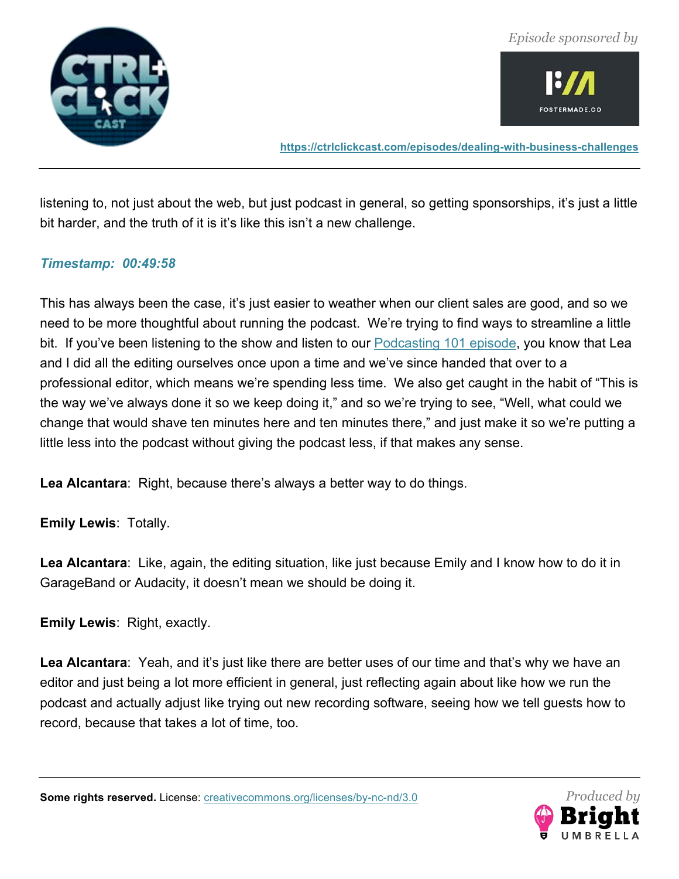listening to, not just about the web, but just podcast in general, so getting sponsorships, it's just a little bit harder, and the truth of it is it's like this isn't a new challenge.

***Timestamp: 00:49:58***

This has always been the case, it's just easier to weather when our client sales are good, and so we need to be more thoughtful about running the podcast. We're trying to find ways to streamline a little bit. If you've been listening to the show and listen to our [Podcasting 101 episode](), you know that Lea and I did all the editing ourselves once upon a time and we've since handed that over to a professional editor, which means we're spending less time. We also get caught in the habit of "This is the way we've always done it so we keep doing it," and so we're trying to see, "Well, what could we change that would shave ten minutes here and ten minutes there," and just make it so we're putting a little less into the podcast without giving the podcast less, if that makes any sense.

**Lea Alcantara**: Right, because there's always a better way to do things.

**Emily Lewis**: Totally.

**Lea Alcantara**: Like, again, the editing situation, like just because Emily and I know how to do it in GarageBand or Audacity, it doesn't mean we should be doing it.

**Emily Lewis**: Right, exactly.

**Lea Alcantara**: Yeah, and it's just like there are better uses of our time and that's why we have an editor and just being a lot more efficient in general, just reflecting again about like how we run the podcast and actually adjust like trying out new recording software, seeing how we tell guests how to record, because that takes a lot of time, too.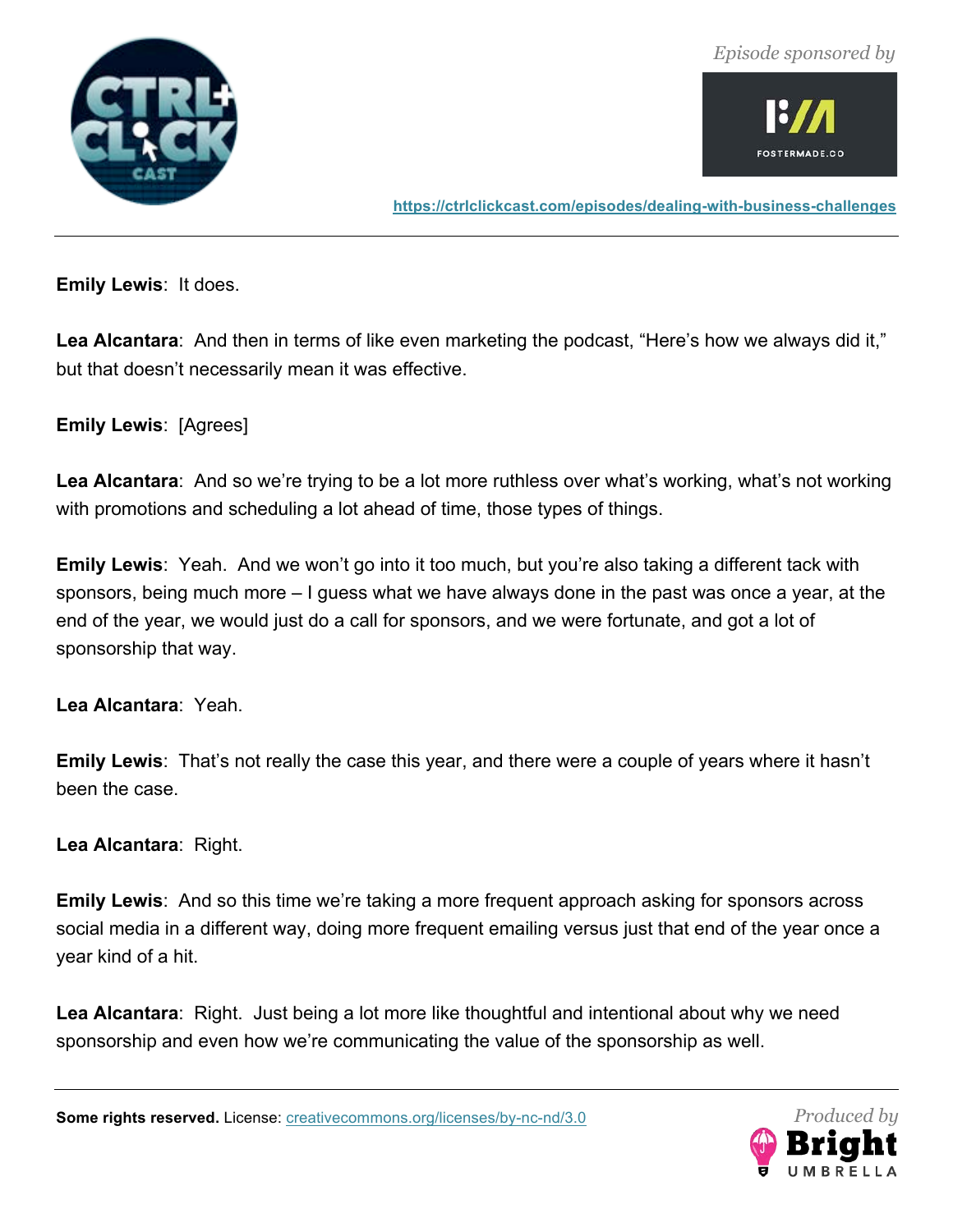**Emily Lewis**: It does.

**Lea Alcantara**: And then in terms of like even marketing the podcast, "Here's how we always did it," but that doesn't necessarily mean it was effective.

**Emily Lewis**: [Agrees]

**Lea Alcantara**: And so we're trying to be a lot more ruthless over what's working, what's not working with promotions and scheduling a lot ahead of time, those types of things.

**Emily Lewis**: Yeah. And we won't go into it too much, but you're also taking a different tack with sponsors, being much more – I guess what we have always done in the past was once a year, at the end of the year, we would just do a call for sponsors, and we were fortunate, and got a lot of sponsorship that way.

**Lea Alcantara**: Yeah.

**Emily Lewis**: That's not really the case this year, and there were a couple of years where it hasn't been the case.

**Lea Alcantara**: Right.

**Emily Lewis**: And so this time we're taking a more frequent approach asking for sponsors across social media in a different way, doing more frequent emailing versus just that end of the year once a year kind of a hit.

**Lea Alcantara**: Right. Just being a lot more like thoughtful and intentional about why we need sponsorship and even how we're communicating the value of the sponsorship as well.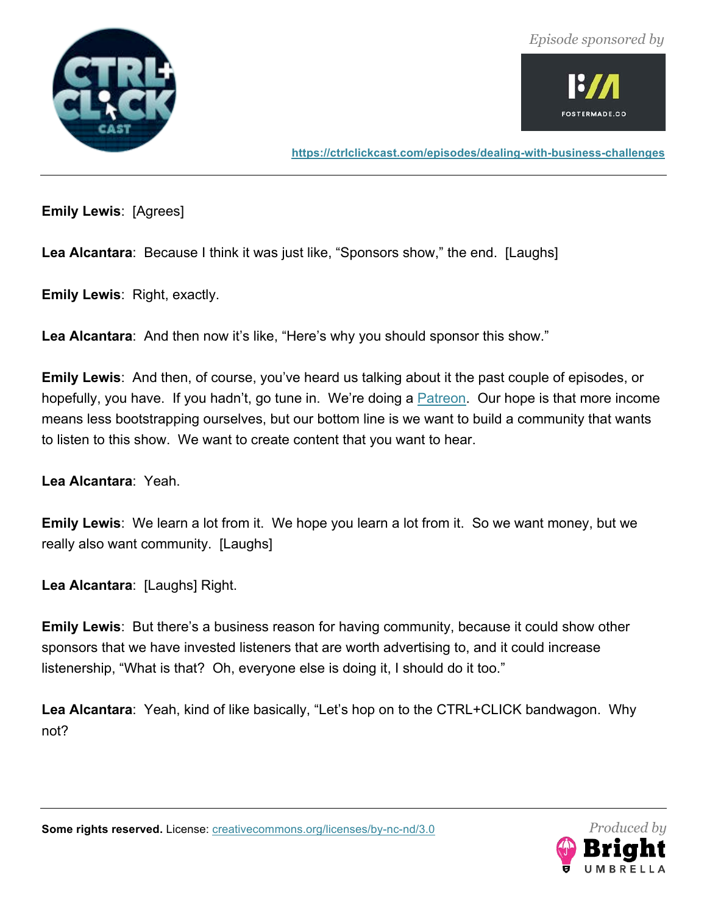**Emily Lewis**: [Agrees]

**Lea Alcantara**: Because I think it was just like, "Sponsors show," the end. [Laughs]

**Emily Lewis**: Right, exactly.

**Lea Alcantara**: And then now it's like, "Here's why you should sponsor this show."

**Emily Lewis**: And then, of course, you've heard us talking about it the past couple of episodes, or hopefully, you have. If you hadn't, go tune in. We're doing a Patreon. Our hope is that more income means less bootstrapping ourselves, but our bottom line is we want to build a community that wants to listen to this show. We want to create content that you want to hear.

**Lea Alcantara**: Yeah.

**Emily Lewis**: We learn a lot from it. We hope you learn a lot from it. So we want money, but we really also want community. [Laughs]

**Lea Alcantara**: [Laughs] Right.

**Emily Lewis**: But there's a business reason for having community, because it could show other sponsors that we have invested listeners that are worth advertising to, and it could increase listenership, "What is that? Oh, everyone else is doing it, I should do it too."

**Lea Alcantara**: Yeah, kind of like basically, "Let's hop on to the CTRL+CLICK bandwagon. Why not?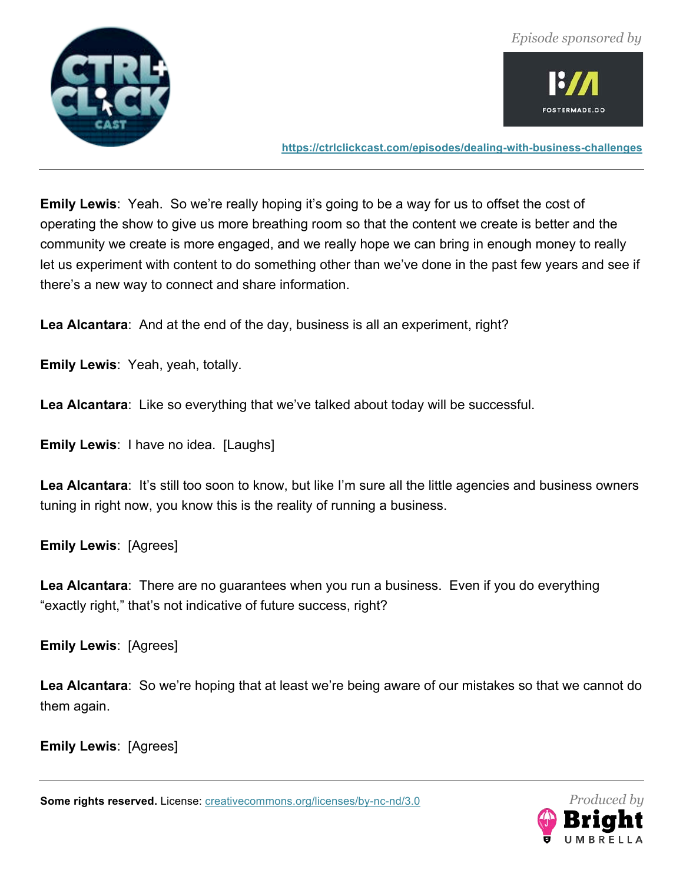**Emily Lewis**: Yeah. So we're really hoping it's going to be a way for us to offset the cost of operating the show to give us more breathing room so that the content we create is better and the community we create is more engaged, and we really hope we can bring in enough money to really let us experiment with content to do something other than we've done in the past few years and see if there's a new way to connect and share information.

**Lea Alcantara**: And at the end of the day, business is all an experiment, right?

**Emily Lewis**: Yeah, yeah, totally.

**Lea Alcantara**: Like so everything that we've talked about today will be successful.

**Emily Lewis**: I have no idea. [Laughs]

**Lea Alcantara**: It's still too soon to know, but like I'm sure all the little agencies and business owners tuning in right now, you know this is the reality of running a business.

**Emily Lewis**: [Agrees]

**Lea Alcantara**: There are no guarantees when you run a business. Even if you do everything "exactly right," that's not indicative of future success, right?

**Emily Lewis**: [Agrees]

**Lea Alcantara**: So we're hoping that at least we're being aware of our mistakes so that we cannot do them again.

**Emily Lewis**: [Agrees]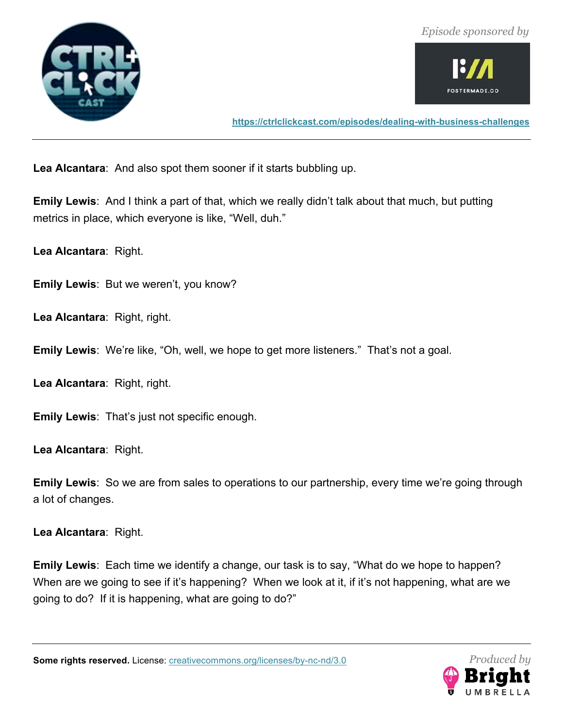**Lea Alcantara**: And also spot them sooner if it starts bubbling up.

**Emily Lewis**: And I think a part of that, which we really didn't talk about that much, but putting metrics in place, which everyone is like, "Well, duh."

**Lea Alcantara**: Right.

**Emily Lewis**: But we weren't, you know?

**Lea Alcantara**: Right, right.

**Emily Lewis**: We're like, "Oh, well, we hope to get more listeners." That's not a goal.

**Lea Alcantara**: Right, right.

**Emily Lewis**: That's just not specific enough.

**Lea Alcantara**: Right.

**Emily Lewis**: So we are from sales to operations to our partnership, every time we're going through a lot of changes.

**Lea Alcantara**: Right.

**Emily Lewis**: Each time we identify a change, our task is to say, "What do we hope to happen? When are we going to see if it's happening? When we look at it, if it's not happening, what are we going to do? If it is happening, what are going to do?"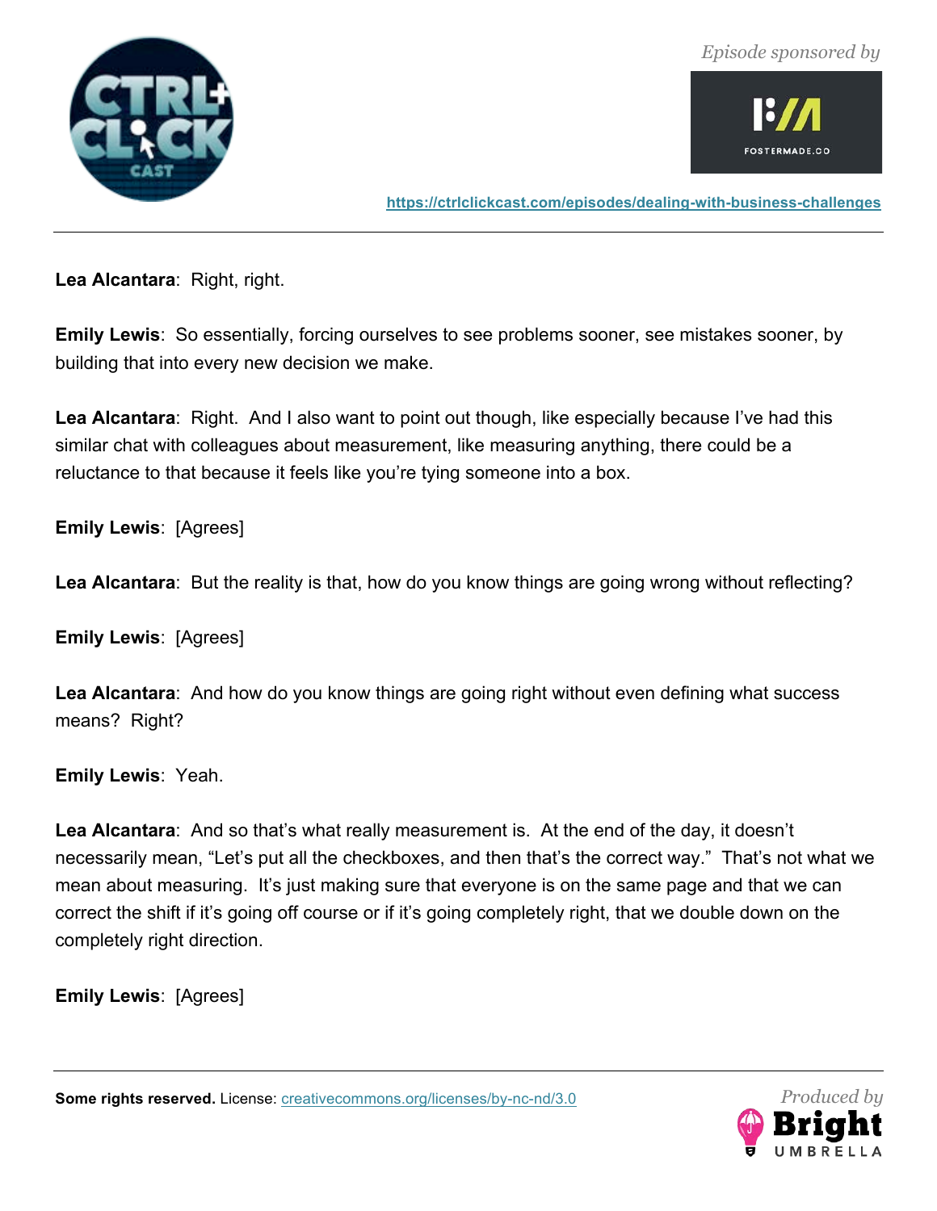**Lea Alcantara**: Right, right.

**Emily Lewis**: So essentially, forcing ourselves to see problems sooner, see mistakes sooner, by building that into every new decision we make.

**Lea Alcantara**: Right. And I also want to point out though, like especially because I've had this similar chat with colleagues about measurement, like measuring anything, there could be a reluctance to that because it feels like you're tying someone into a box.

**Emily Lewis**: [Agrees]

**Lea Alcantara**: But the reality is that, how do you know things are going wrong without reflecting?

**Emily Lewis**: [Agrees]

**Lea Alcantara**: And how do you know things are going right without even defining what success means? Right?

**Emily Lewis**: Yeah.

**Lea Alcantara**: And so that's what really measurement is. At the end of the day, it doesn't necessarily mean, "Let's put all the checkboxes, and then that's the correct way." That's not what we mean about measuring. It's just making sure that everyone is on the same page and that we can correct the shift if it's going off course or if it's going completely right, that we double down on the completely right direction.

**Emily Lewis**: [Agrees]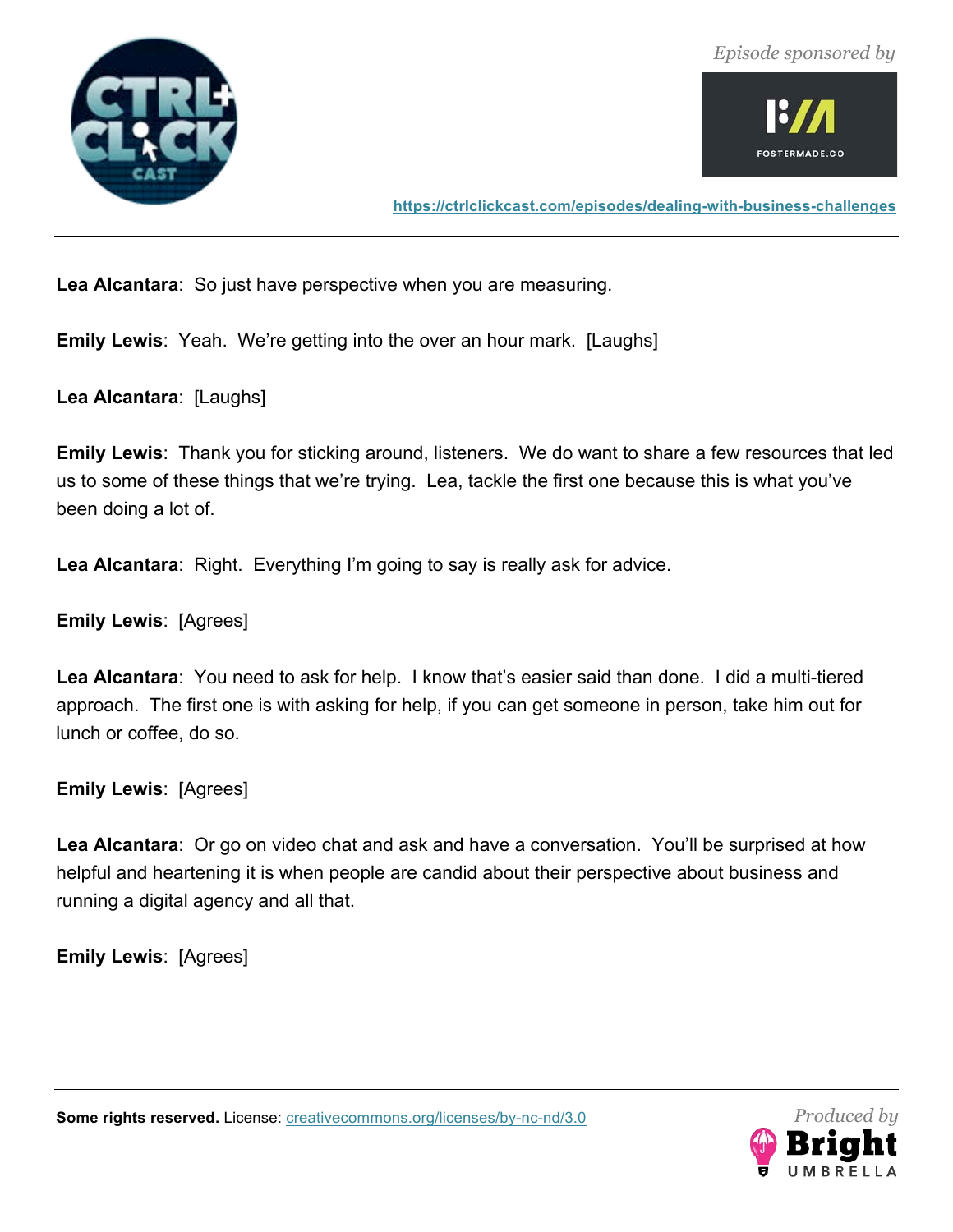**Lea Alcantara**: So just have perspective when you are measuring.

**Emily Lewis**: Yeah. We're getting into the over an hour mark. [Laughs]

**Lea Alcantara**: [Laughs]

**Emily Lewis**: Thank you for sticking around, listeners. We do want to share a few resources that led us to some of these things that we're trying. Lea, tackle the first one because this is what you've been doing a lot of.

**Lea Alcantara**: Right. Everything I'm going to say is really ask for advice.

**Emily Lewis**: [Agrees]

**Lea Alcantara**: You need to ask for help. I know that's easier said than done. I did a multi-tiered approach. The first one is with asking for help, if you can get someone in person, take him out for lunch or coffee, do so.

**Emily Lewis**: [Agrees]

**Lea Alcantara**: Or go on video chat and ask and have a conversation. You'll be surprised at how helpful and heartening it is when people are candid about their perspective about business and running a digital agency and all that.

**Emily Lewis**: [Agrees]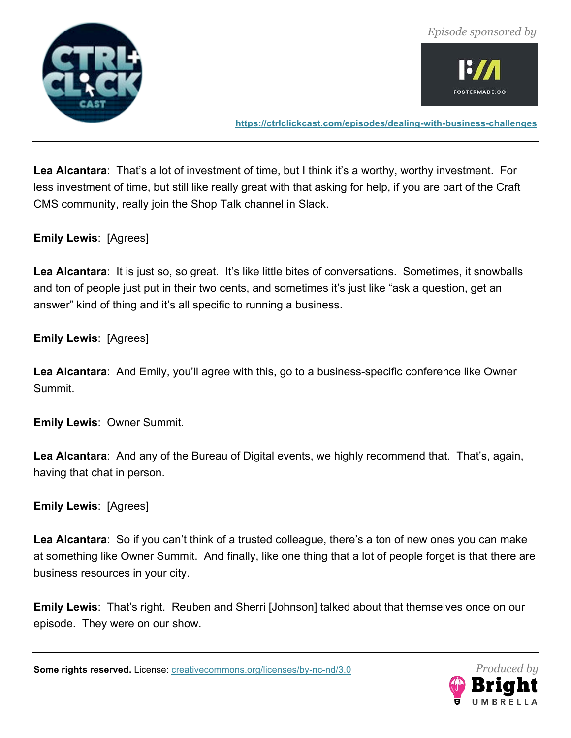**Lea Alcantara**: That's a lot of investment of time, but I think it's a worthy, worthy investment. For less investment of time, but still like really great with that asking for help, if you are part of the Craft CMS community, really join the Shop Talk channel in Slack.

**Emily Lewis**: [Agrees]

**Lea Alcantara**: It is just so, so great. It's like little bites of conversations. Sometimes, it snowballs and ton of people just put in their two cents, and sometimes it's just like "ask a question, get an answer" kind of thing and it's all specific to running a business.

**Emily Lewis**: [Agrees]

**Lea Alcantara**: And Emily, you'll agree with this, go to a business-specific conference like Owner Summit.

**Emily Lewis**: Owner Summit.

**Lea Alcantara**: And any of the Bureau of Digital events, we highly recommend that. That's, again, having that chat in person.

**Emily Lewis**: [Agrees]

**Lea Alcantara**: So if you can't think of a trusted colleague, there's a ton of new ones you can make at something like Owner Summit. And finally, like one thing that a lot of people forget is that there are business resources in your city.

**Emily Lewis**: That's right. Reuben and Sherri [Johnson] talked about that themselves once on our episode. They were on our show.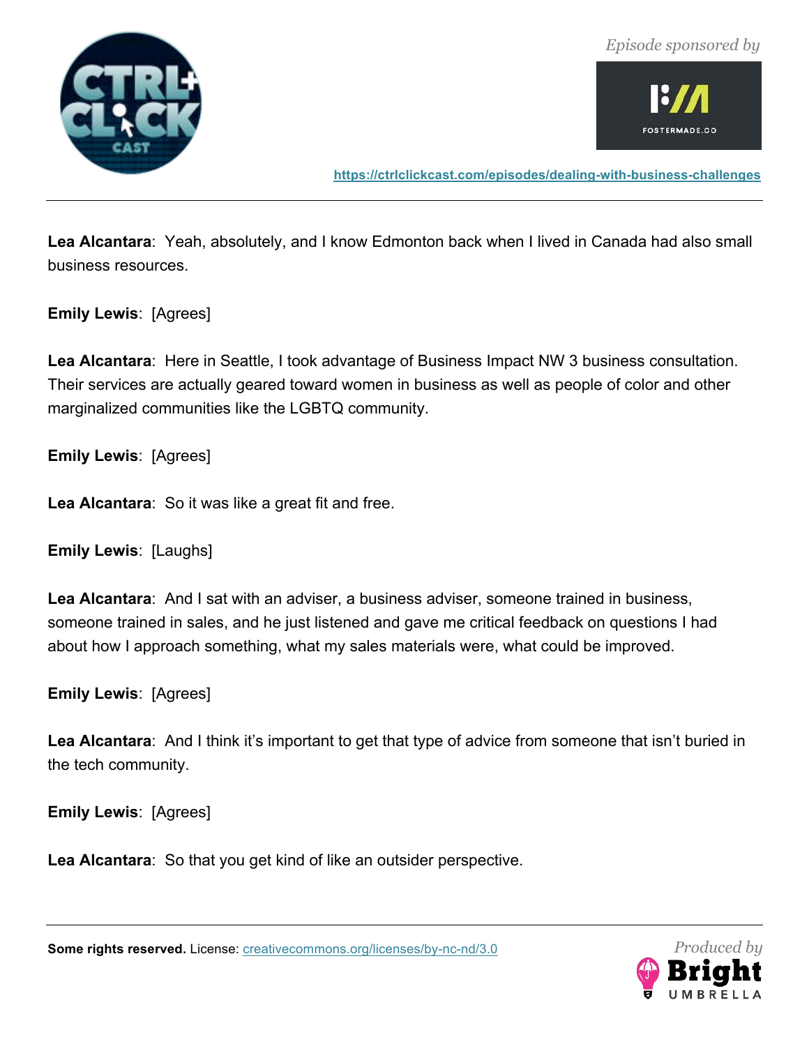**Lea Alcantara**: Yeah, absolutely, and I know Edmonton back when I lived in Canada had also small business resources.

**Emily Lewis**: [Agrees]

**Lea Alcantara**: Here in Seattle, I took advantage of Business Impact NW 3 business consultation. Their services are actually geared toward women in business as well as people of color and other marginalized communities like the LGBTQ community.

**Emily Lewis**: [Agrees]

**Lea Alcantara**: So it was like a great fit and free.

**Emily Lewis**: [Laughs]

**Lea Alcantara**: And I sat with an adviser, a business adviser, someone trained in business, someone trained in sales, and he just listened and gave me critical feedback on questions I had about how I approach something, what my sales materials were, what could be improved.

**Emily Lewis**: [Agrees]

**Lea Alcantara**: And I think it's important to get that type of advice from someone that isn't buried in the tech community.

**Emily Lewis**: [Agrees]

**Lea Alcantara**: So that you get kind of like an outsider perspective.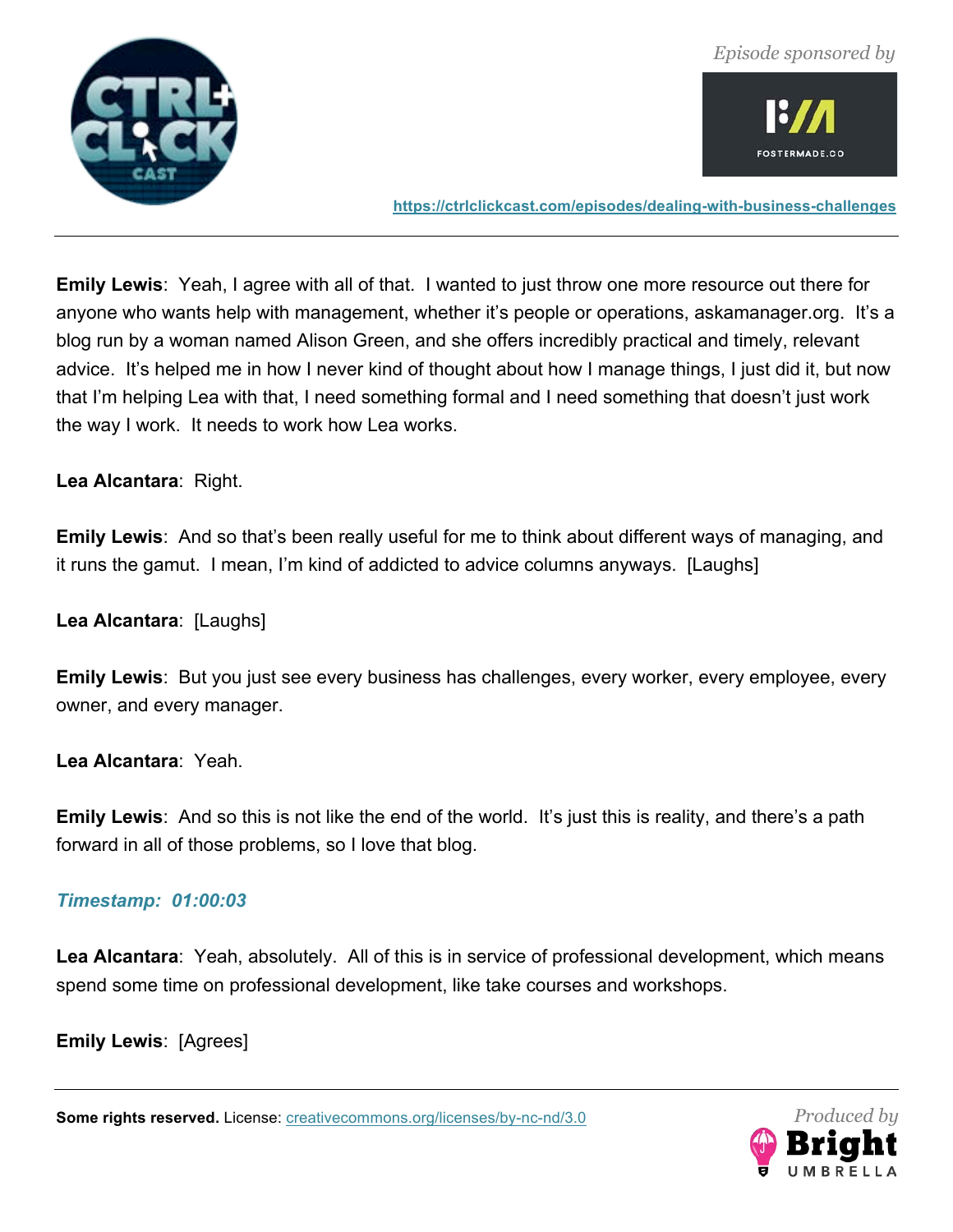**Emily Lewis**: Yeah, I agree with all of that. I wanted to just throw one more resource out there for anyone who wants help with management, whether it's people or operations, askamanager.org. It's a blog run by a woman named Alison Green, and she offers incredibly practical and timely, relevant advice. It's helped me in how I never kind of thought about how I manage things, I just did it, but now that I'm helping Lea with that, I need something formal and I need something that doesn't just work the way I work. It needs to work how Lea works.

**Lea Alcantara**: Right.

**Emily Lewis**: And so that's been really useful for me to think about different ways of managing, and it runs the gamut. I mean, I'm kind of addicted to advice columns anyways. [Laughs]

**Lea Alcantara**: [Laughs]

**Emily Lewis**: But you just see every business has challenges, every worker, every employee, every owner, and every manager.

**Lea Alcantara**: Yeah.

**Emily Lewis**: And so this is not like the end of the world. It's just this is reality, and there's a path forward in all of those problems, so I love that blog.

***Timestamp: 01:00:03***

**Lea Alcantara**: Yeah, absolutely. All of this is in service of professional development, which means spend some time on professional development, like take courses and workshops.

**Emily Lewis**: [Agrees]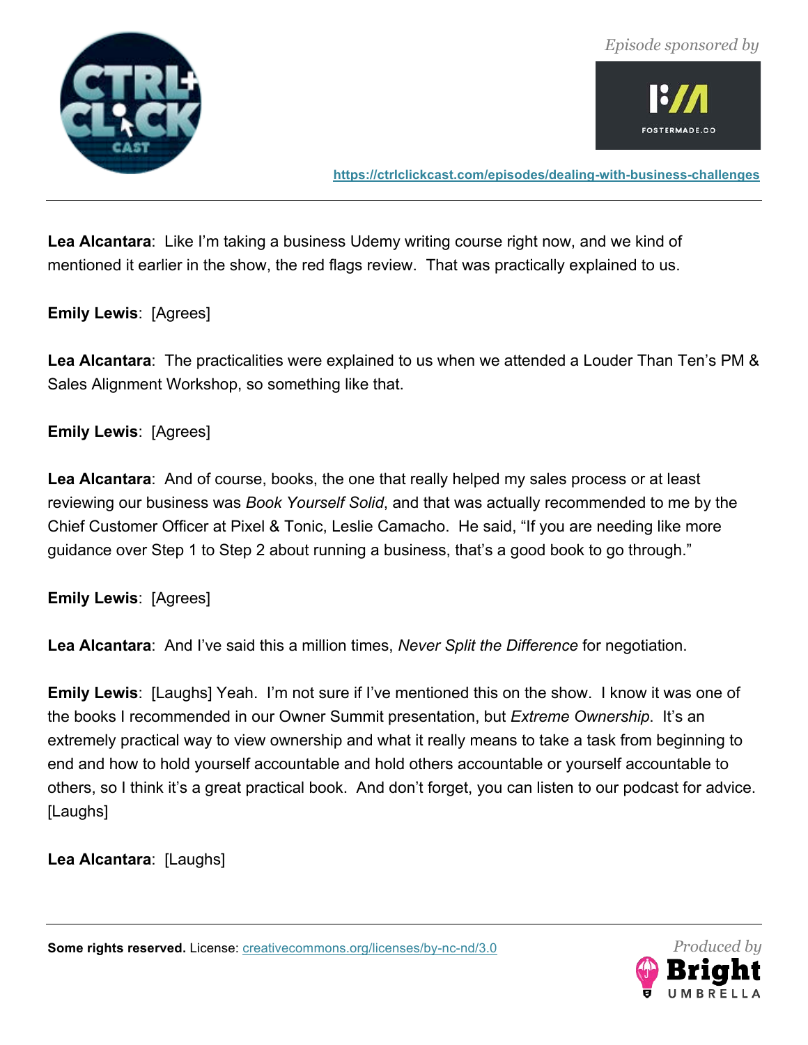**Lea Alcantara**: Like I'm taking a business Udemy writing course right now, and we kind of mentioned it earlier in the show, the red flags review. That was practically explained to us.

**Emily Lewis**: [Agrees]

**Lea Alcantara**: The practicalities were explained to us when we attended a Louder Than Ten's PM & Sales Alignment Workshop, so something like that.

**Emily Lewis**: [Agrees]

**Lea Alcantara**: And of course, books, the one that really helped my sales process or at least reviewing our business was *Book Yourself Solid*, and that was actually recommended to me by the Chief Customer Officer at Pixel & Tonic, Leslie Camacho. He said, "If you are needing like more guidance over Step 1 to Step 2 about running a business, that's a good book to go through."

**Emily Lewis**: [Agrees]

**Lea Alcantara**: And I've said this a million times, *Never Split the Difference* for negotiation.

**Emily Lewis**: [Laughs] Yeah. I'm not sure if I've mentioned this on the show. I know it was one of the books I recommended in our Owner Summit presentation, but *Extreme Ownership*. It's an extremely practical way to view ownership and what it really means to take a task from beginning to end and how to hold yourself accountable and hold others accountable or yourself accountable to others, so I think it's a great practical book. And don't forget, you can listen to our podcast for advice. [Laughs]

**Lea Alcantara**: [Laughs]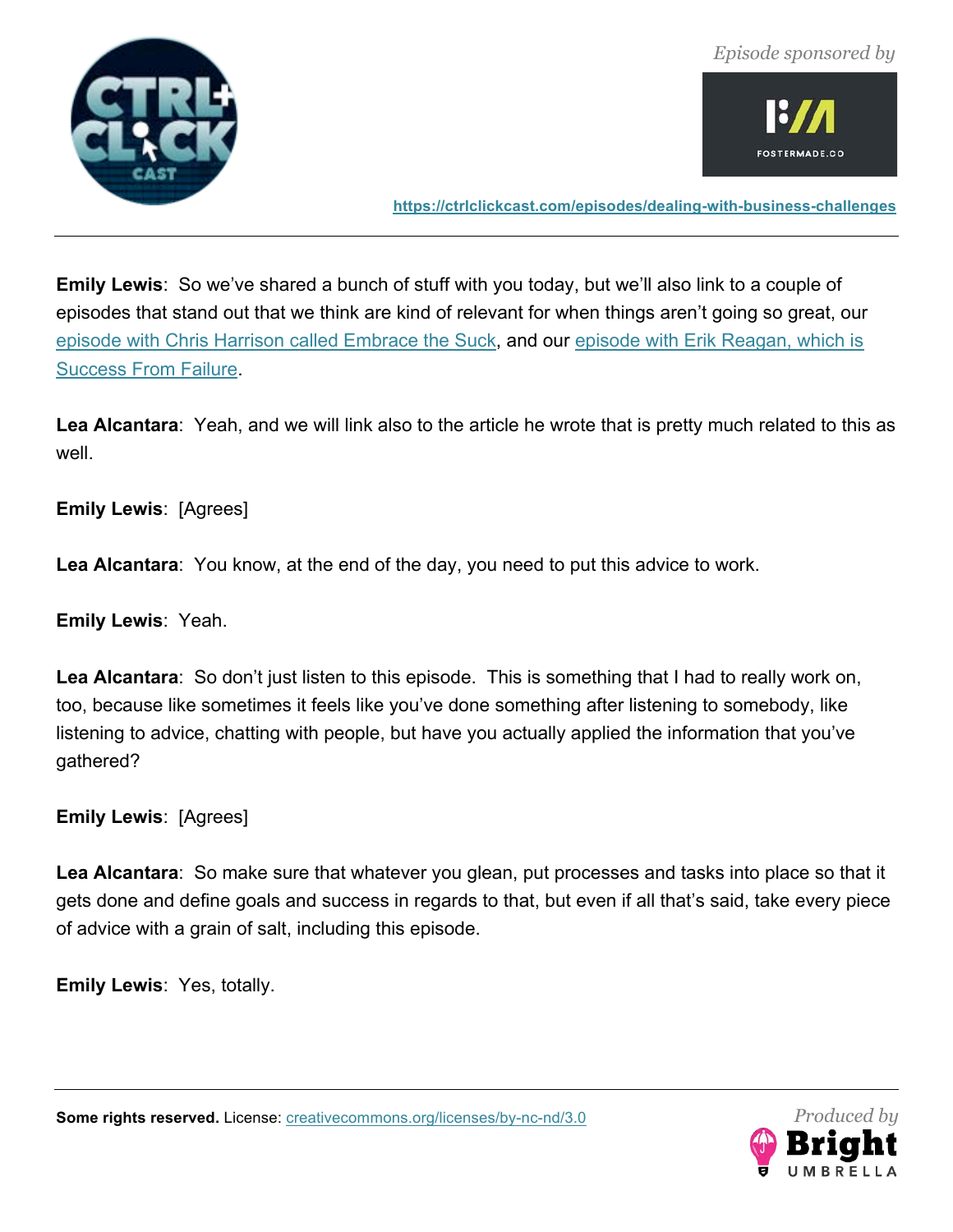**Emily Lewis**: So we've shared a bunch of stuff with you today, but we'll also link to a couple of episodes that stand out that we think are kind of relevant for when things aren't going so great, our [episode with Chris Harrison called Embrace the Suck](), and our [episode with Erik Reagan, which is Success From Failure]().

**Lea Alcantara**: Yeah, and we will link also to the article he wrote that is pretty much related to this as well.

**Emily Lewis**: [Agrees]

**Lea Alcantara**: You know, at the end of the day, you need to put this advice to work.

**Emily Lewis**: Yeah.

**Lea Alcantara**: So don't just listen to this episode. This is something that I had to really work on, too, because like sometimes it feels like you've done something after listening to somebody, like listening to advice, chatting with people, but have you actually applied the information that you've gathered?

**Emily Lewis**: [Agrees]

**Lea Alcantara**: So make sure that whatever you glean, put processes and tasks into place so that it gets done and define goals and success in regards to that, but even if all that's said, take every piece of advice with a grain of salt, including this episode.

**Emily Lewis**: Yes, totally.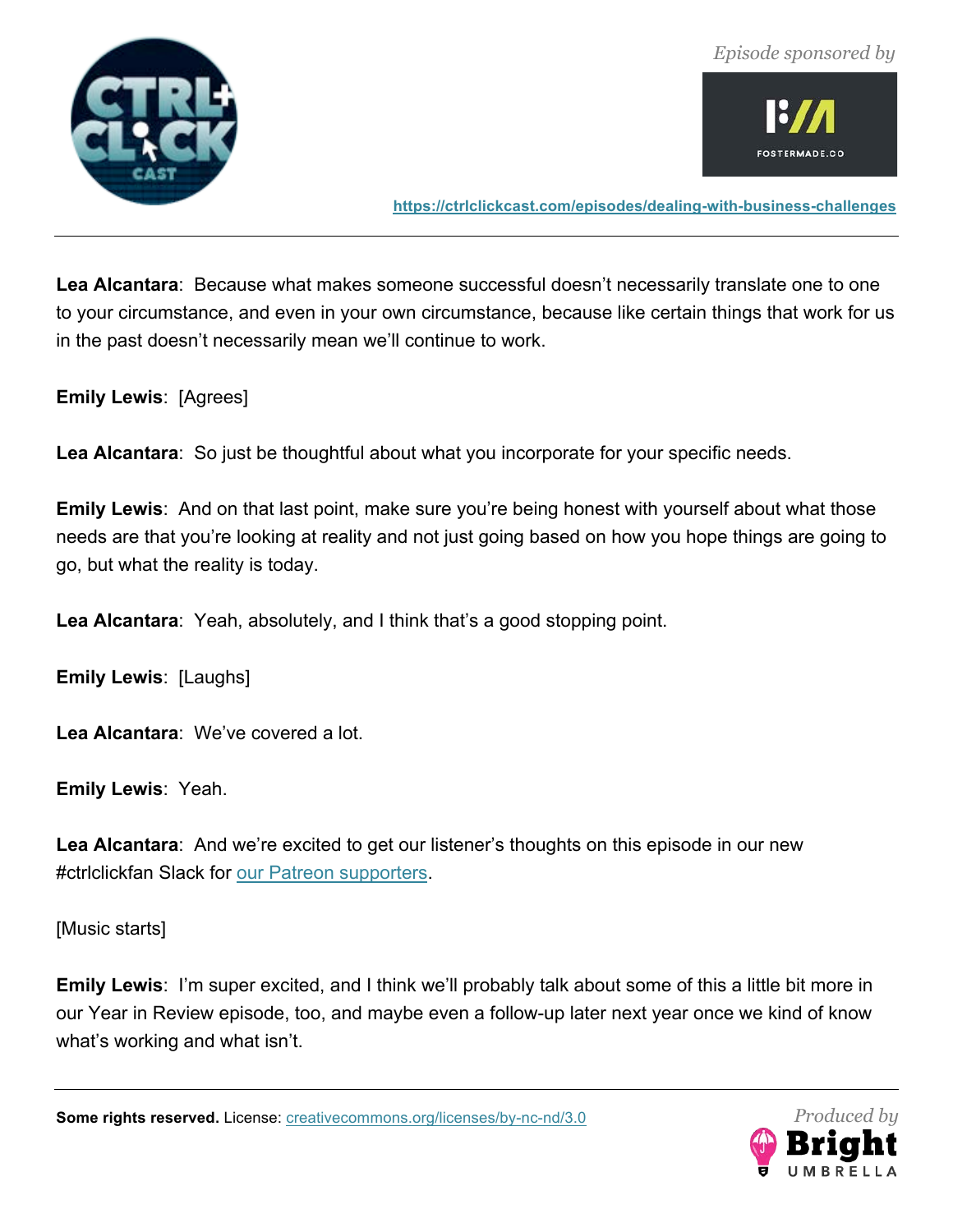**Lea Alcantara**: Because what makes someone successful doesn't necessarily translate one to one to your circumstance, and even in your own circumstance, because like certain things that work for us in the past doesn't necessarily mean we'll continue to work.

**Emily Lewis**: [Agrees]

**Lea Alcantara**: So just be thoughtful about what you incorporate for your specific needs.

**Emily Lewis**: And on that last point, make sure you're being honest with yourself about what those needs are that you're looking at reality and not just going based on how you hope things are going to go, but what the reality is today.

**Lea Alcantara**: Yeah, absolutely, and I think that's a good stopping point.

**Emily Lewis**: [Laughs]

**Lea Alcantara**: We've covered a lot.

**Emily Lewis**: Yeah.

**Lea Alcantara**: And we're excited to get our listener's thoughts on this episode in our new #ctrlclickfan Slack for our Patreon supporters.

[Music starts]

**Emily Lewis**: I'm super excited, and I think we'll probably talk about some of this a little bit more in our Year in Review episode, too, and maybe even a follow-up later next year once we kind of know what's working and what isn't.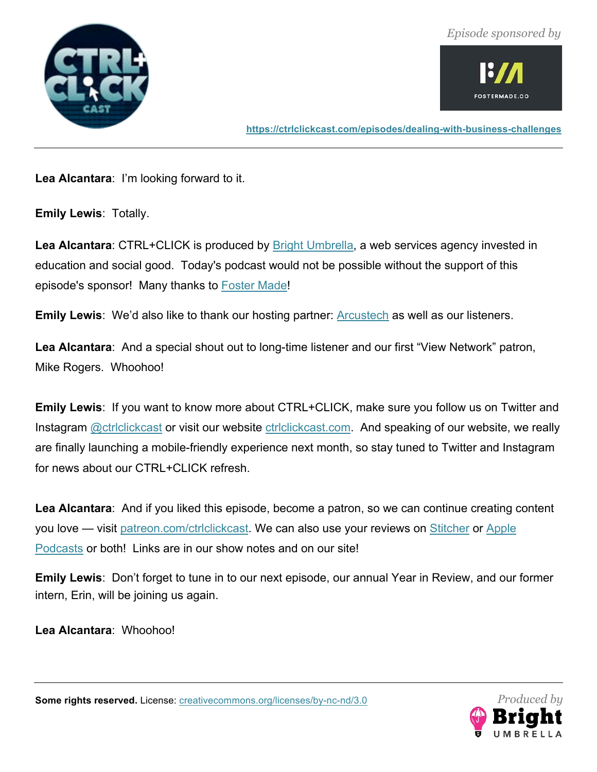**Lea Alcantara**: I'm looking forward to it.

**Emily Lewis**: Totally.

**Lea Alcantara**: CTRL+CLICK is produced by Bright Umbrella, a web services agency invested in education and social good. Today's podcast would not be possible without the support of this episode's sponsor! Many thanks to Foster Made!

**Emily Lewis**: We'd also like to thank our hosting partner: Arcustech as well as our listeners.

**Lea Alcantara**: And a special shout out to long-time listener and our first "View Network" patron, Mike Rogers. Whoohoo!

**Emily Lewis**: If you want to know more about CTRL+CLICK, make sure you follow us on Twitter and Instagram @ctrlclickcast or visit our website ctrlclickcast.com. And speaking of our website, we really are finally launching a mobile-friendly experience next month, so stay tuned to Twitter and Instagram for news about our CTRL+CLICK refresh.

**Lea Alcantara**: And if you liked this episode, become a patron, so we can continue creating content you love — visit patreon.com/ctrlclickcast. We can also use your reviews on Stitcher or Apple Podcasts or both! Links are in our show notes and on our site!

**Emily Lewis**: Don't forget to tune in to our next episode, our annual Year in Review, and our former intern, Erin, will be joining us again.

**Lea Alcantara**: Whoohoo!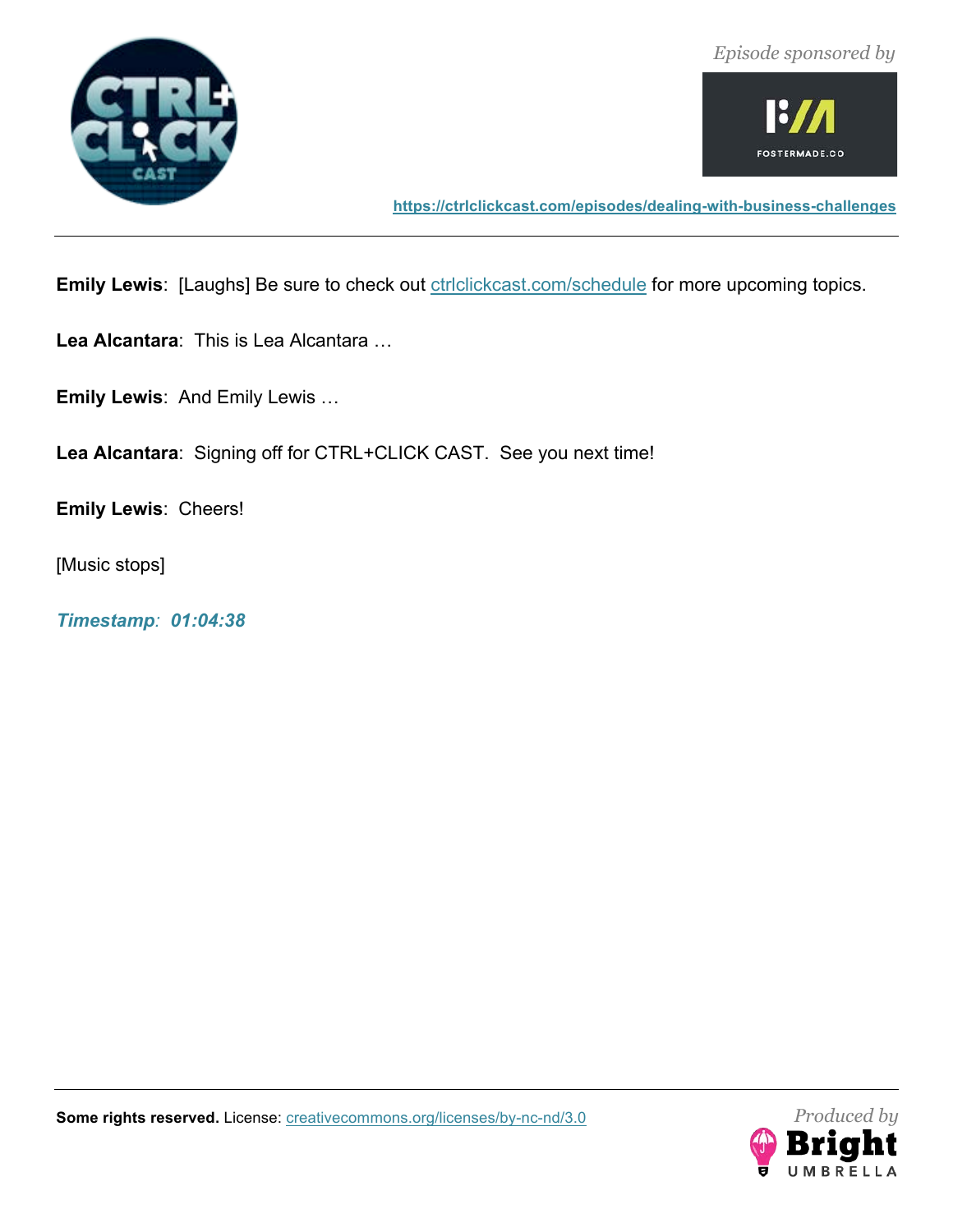**Emily Lewis**: [Laughs] Be sure to check out ctrlclickcast.com/schedule for more upcoming topics.

**Lea Alcantara**: This is Lea Alcantara …

**Emily Lewis**: And Emily Lewis …

**Lea Alcantara**: Signing off for CTRL+CLICK CAST. See you next time!

**Emily Lewis**: Cheers!

[Music stops]

***Timestamp**: 01:04:38*